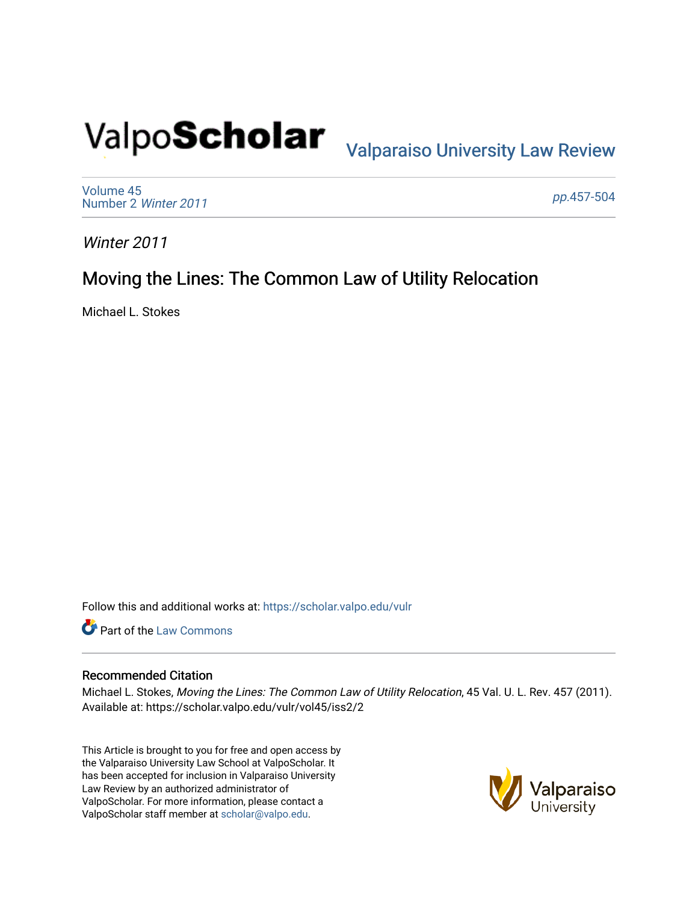ValpoScholar

Valparaiso University Law Review

Volume 45
Number 2 *Winter 2011*

*pp.*457-504

*Winter 2011*

# Moving the Lines: The Common Law of Utility Relocation

Michael L. Stokes

Follow this and additional works at: https://scholar.valpo.edu/vulr

Part of the Law Commons

## Recommended Citation

Michael L. Stokes, *Moving the Lines: The Common Law of Utility Relocation*, 45 Val. U. L. Rev. 457 (2011). Available at: https://scholar.valpo.edu/vulr/vol45/iss2/2

This Article is brought to you for free and open access by the Valparaiso University Law School at ValpoScholar. It has been accepted for inclusion in Valparaiso University Law Review by an authorized administrator of ValpoScholar. For more information, please contact a ValpoScholar staff member at scholar@valpo.edu.

Valparaiso University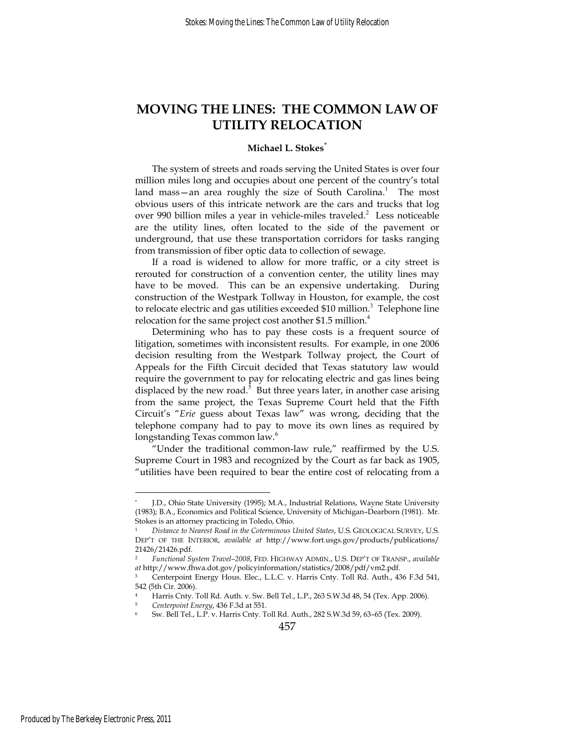# MOVING THE LINES: THE COMMON LAW OF UTILITY RELOCATION

**Michael L. Stokes***

The system of streets and roads serving the United States is over four million miles long and occupies about one percent of the country's total land mass—an area roughly the size of South Carolina.[1] The most obvious users of this intricate network are the cars and trucks that log over 990 billion miles a year in vehicle-miles traveled.[2] Less noticeable are the utility lines, often located to the side of the pavement or underground, that use these transportation corridors for tasks ranging from transmission of fiber optic data to collection of sewage.

If a road is widened to allow for more traffic, or a city street is rerouted for construction of a convention center, the utility lines may have to be moved. This can be an expensive undertaking. During construction of the Westpark Tollway in Houston, for example, the cost to relocate electric and gas utilities exceeded $10 million.[3] Telephone line relocation for the same project cost another $1.5 million.[4]

Determining who has to pay these costs is a frequent source of litigation, sometimes with inconsistent results. For example, in one 2006 decision resulting from the Westpark Tollway project, the Court of Appeals for the Fifth Circuit decided that Texas statutory law would require the government to pay for relocating electric and gas lines being displaced by the new road.[5] But three years later, in another case arising from the same project, the Texas Supreme Court held that the Fifth Circuit's "*Erie* guess about Texas law" was wrong, deciding that the telephone company had to pay to move its own lines as required by longstanding Texas common law.[6]

"Under the traditional common-law rule," reaffirmed by the U.S. Supreme Court in 1983 and recognized by the Court as far back as 1905, "utilities have been required to bear the entire cost of relocating from a

---

\* J.D., Ohio State University (1995); M.A., Industrial Relations, Wayne State University (1983); B.A., Economics and Political Science, University of Michigan–Dearborn (1981). Mr. Stokes is an attorney practicing in Toledo, Ohio.

[1] *Distance to Nearest Road in the Coterminous United States*, U.S. GEOLOGICAL SURVEY, U.S. DEP'T OF THE INTERIOR, *available at* http://www.fort.usgs.gov/products/publications/21426/21426.pdf.

[2] *Functional System Travel–2008*, FED. HIGHWAY ADMIN., U.S. DEP'T OF TRANSP., *available at* http://www.fhwa.dot.gov/policyinformation/statistics/2008/pdf/vm2.pdf.

[3] Centerpoint Energy Hous. Elec., L.L.C. v. Harris Cnty. Toll Rd. Auth., 436 F.3d 541, 542 (5th Cir. 2006).

[4] Harris Cnty. Toll Rd. Auth. v. Sw. Bell Tel., L.P., 263 S.W.3d 48, 54 (Tex. App. 2006).

[5] *Centerpoint Energy*, 436 F.3d at 551.

[6] Sw. Bell Tel., L.P. v. Harris Cnty. Toll Rd. Auth., 282 S.W.3d 59, 63–65 (Tex. 2009).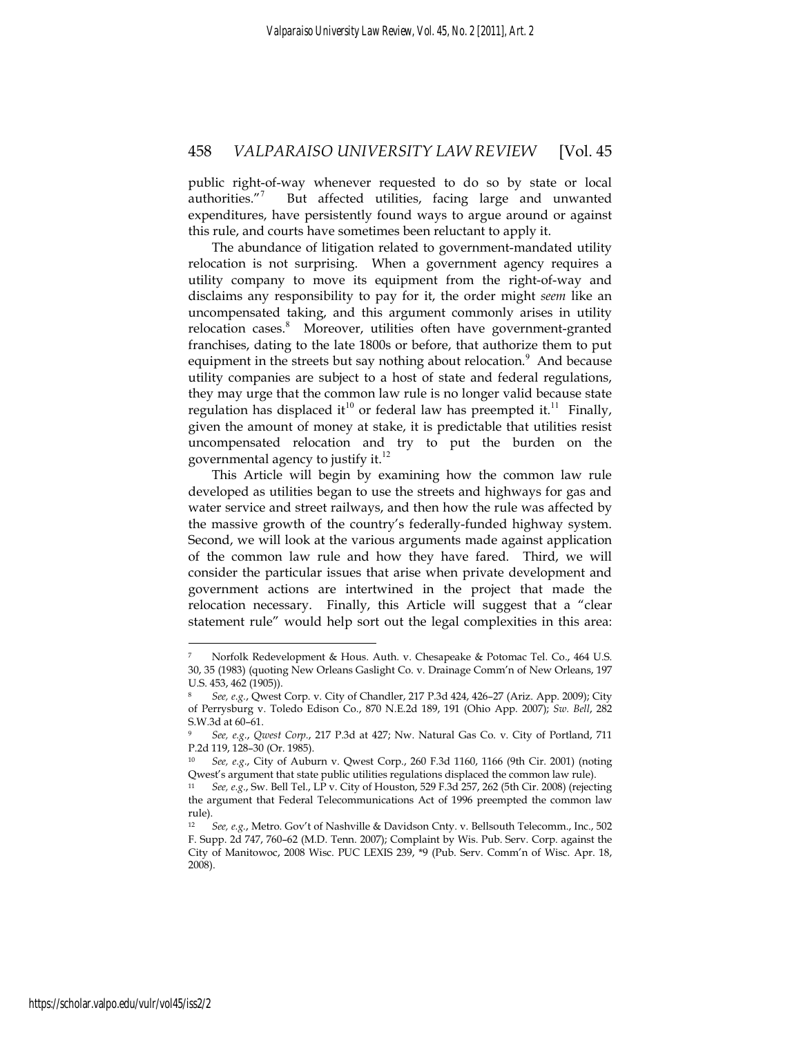public right-of-way whenever requested to do so by state or local authorities."[7] But affected utilities, facing large and unwanted expenditures, have persistently found ways to argue around or against this rule, and courts have sometimes been reluctant to apply it.

The abundance of litigation related to government-mandated utility relocation is not surprising. When a government agency requires a utility company to move its equipment from the right-of-way and disclaims any responsibility to pay for it, the order might *seem* like an uncompensated taking, and this argument commonly arises in utility relocation cases.[8] Moreover, utilities often have government-granted franchises, dating to the late 1800s or before, that authorize them to put equipment in the streets but say nothing about relocation.[9] And because utility companies are subject to a host of state and federal regulations, they may urge that the common law rule is no longer valid because state regulation has displaced it[10] or federal law has preempted it.[11] Finally, given the amount of money at stake, it is predictable that utilities resist uncompensated relocation and try to put the burden on the governmental agency to justify it.[12]

This Article will begin by examining how the common law rule developed as utilities began to use the streets and highways for gas and water service and street railways, and then how the rule was affected by the massive growth of the country's federally-funded highway system. Second, we will look at the various arguments made against application of the common law rule and how they have fared. Third, we will consider the particular issues that arise when private development and government actions are intertwined in the project that made the relocation necessary. Finally, this Article will suggest that a "clear statement rule" would help sort out the legal complexities in this area:

---

[7] Norfolk Redevelopment & Hous. Auth. v. Chesapeake & Potomac Tel. Co., 464 U.S. 30, 35 (1983) (quoting New Orleans Gaslight Co. v. Drainage Comm'n of New Orleans, 197 U.S. 453, 462 (1905)).

[8] *See, e.g.*, Qwest Corp. v. City of Chandler, 217 P.3d 424, 426–27 (Ariz. App. 2009); City of Perrysburg v. Toledo Edison Co., 870 N.E.2d 189, 191 (Ohio App. 2007); *Sw. Bell*, 282 S.W.3d at 60–61.

[9] *See, e.g.*, *Qwest Corp.*, 217 P.3d at 427; Nw. Natural Gas Co. v. City of Portland, 711 P.2d 119, 128–30 (Or. 1985).

[10] *See, e.g.*, City of Auburn v. Qwest Corp., 260 F.3d 1160, 1166 (9th Cir. 2001) (noting Qwest's argument that state public utilities regulations displaced the common law rule).

[11] *See, e.g.*, Sw. Bell Tel., LP v. City of Houston, 529 F.3d 257, 262 (5th Cir. 2008) (rejecting the argument that Federal Telecommunications Act of 1996 preempted the common law rule).

[12] *See, e.g.*, Metro. Gov't of Nashville & Davidson Cnty. v. Bellsouth Telecomm., Inc., 502 F. Supp. 2d 747, 760–62 (M.D. Tenn. 2007); Complaint by Wis. Pub. Serv. Corp. against the City of Manitowoc, 2008 Wisc. PUC LEXIS 239, *9 (Pub. Serv. Comm'n of Wisc. Apr. 18, 2008).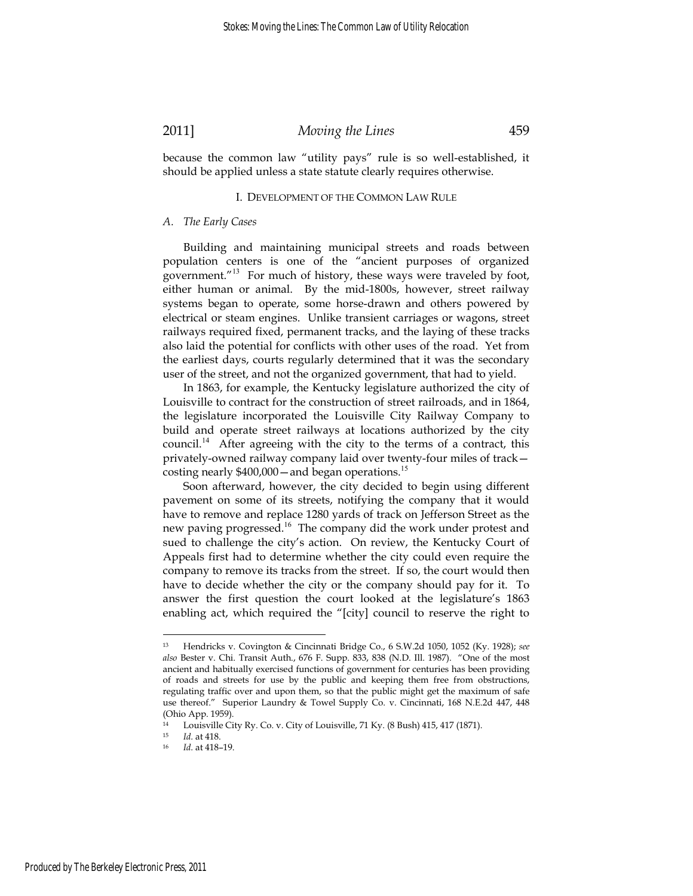because the common law "utility pays" rule is so well-established, it should be applied unless a state statute clearly requires otherwise.

## I. DEVELOPMENT OF THE COMMON LAW RULE

### *A. The Early Cases*

Building and maintaining municipal streets and roads between population centers is one of the "ancient purposes of organized government."[13] For much of history, these ways were traveled by foot, either human or animal. By the mid-1800s, however, street railway systems began to operate, some horse-drawn and others powered by electrical or steam engines. Unlike transient carriages or wagons, street railways required fixed, permanent tracks, and the laying of these tracks also laid the potential for conflicts with other uses of the road. Yet from the earliest days, courts regularly determined that it was the secondary user of the street, and not the organized government, that had to yield.

In 1863, for example, the Kentucky legislature authorized the city of Louisville to contract for the construction of street railroads, and in 1864, the legislature incorporated the Louisville City Railway Company to build and operate street railways at locations authorized by the city council.[14] After agreeing with the city to the terms of a contract, this privately-owned railway company laid over twenty-four miles of track—costing nearly $400,000—and began operations.[15]

Soon afterward, however, the city decided to begin using different pavement on some of its streets, notifying the company that it would have to remove and replace 1280 yards of track on Jefferson Street as the new paving progressed.[16] The company did the work under protest and sued to challenge the city's action. On review, the Kentucky Court of Appeals first had to determine whether the city could even require the company to remove its tracks from the street. If so, the court would then have to decide whether the city or the company should pay for it. To answer the first question the court looked at the legislature's 1863 enabling act, which required the "[city] council to reserve the right to

---

[13] Hendricks v. Covington & Cincinnati Bridge Co., 6 S.W.2d 1050, 1052 (Ky. 1928); *see also* Bester v. Chi. Transit Auth., 676 F. Supp. 833, 838 (N.D. Ill. 1987). "One of the most ancient and habitually exercised functions of government for centuries has been providing of roads and streets for use by the public and keeping them free from obstructions, regulating traffic over and upon them, so that the public might get the maximum of safe use thereof." Superior Laundry & Towel Supply Co. v. Cincinnati, 168 N.E.2d 447, 448 (Ohio App. 1959).

[14] Louisville City Ry. Co. v. City of Louisville, 71 Ky. (8 Bush) 415, 417 (1871).

[15] *Id.* at 418.

[16] *Id.* at 418–19.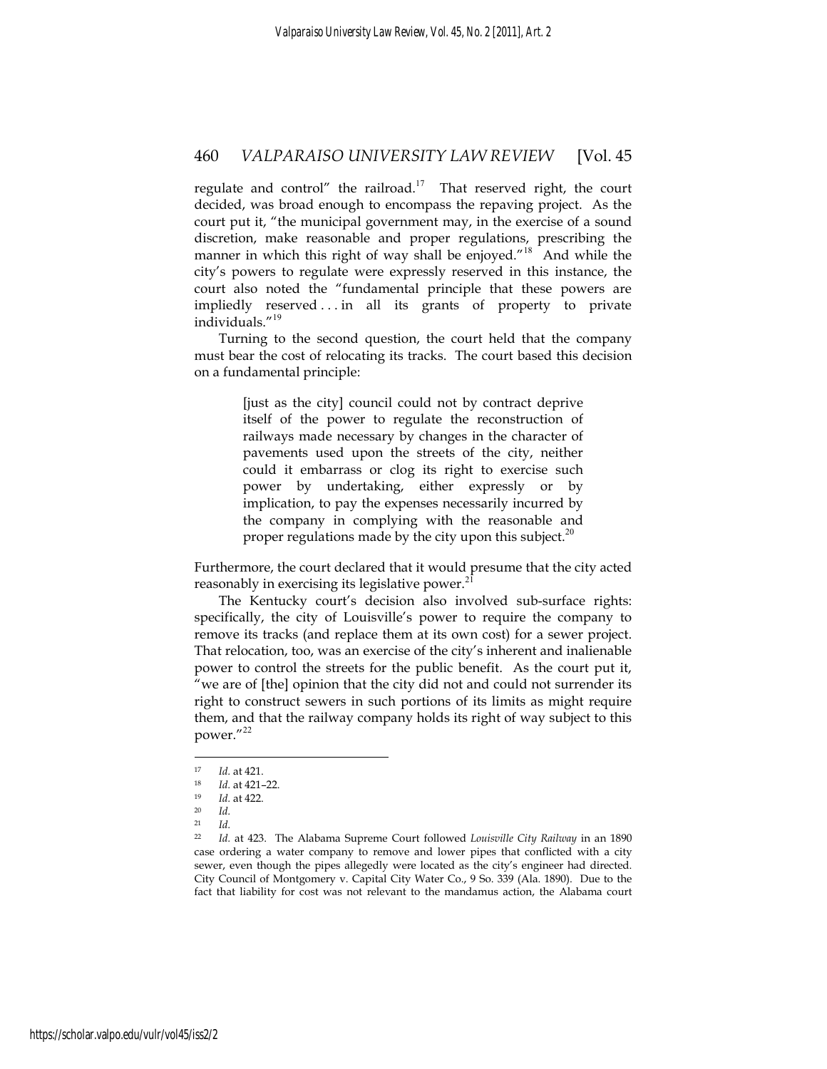regulate and control" the railroad.[17] That reserved right, the court decided, was broad enough to encompass the repaving project. As the court put it, "the municipal government may, in the exercise of a sound discretion, make reasonable and proper regulations, prescribing the manner in which this right of way shall be enjoyed."[18] And while the city's powers to regulate were expressly reserved in this instance, the court also noted the "fundamental principle that these powers are impliedly reserved . . . in all its grants of property to private individuals."[19]

Turning to the second question, the court held that the company must bear the cost of relocating its tracks. The court based this decision on a fundamental principle:

> [just as the city] council could not by contract deprive itself of the power to regulate the reconstruction of railways made necessary by changes in the character of pavements used upon the streets of the city, neither could it embarrass or clog its right to exercise such power by undertaking, either expressly or by implication, to pay the expenses necessarily incurred by the company in complying with the reasonable and proper regulations made by the city upon this subject.[20]

Furthermore, the court declared that it would presume that the city acted reasonably in exercising its legislative power.[21]

The Kentucky court's decision also involved sub-surface rights: specifically, the city of Louisville's power to require the company to remove its tracks (and replace them at its own cost) for a sewer project. That relocation, too, was an exercise of the city's inherent and inalienable power to control the streets for the public benefit. As the court put it, "we are of [the] opinion that the city did not and could not surrender its right to construct sewers in such portions of its limits as might require them, and that the railway company holds its right of way subject to this power."[22]

---

[17] *Id.* at 421.

[18] *Id.* at 421–22.

[19] *Id.* at 422.

[20] *Id.*

[21] *Id.*

[22] *Id.* at 423. The Alabama Supreme Court followed *Louisville City Railway* in an 1890 case ordering a water company to remove and lower pipes that conflicted with a city sewer, even though the pipes allegedly were located as the city's engineer had directed. City Council of Montgomery v. Capital City Water Co., 9 So. 339 (Ala. 1890). Due to the fact that liability for cost was not relevant to the mandamus action, the Alabama court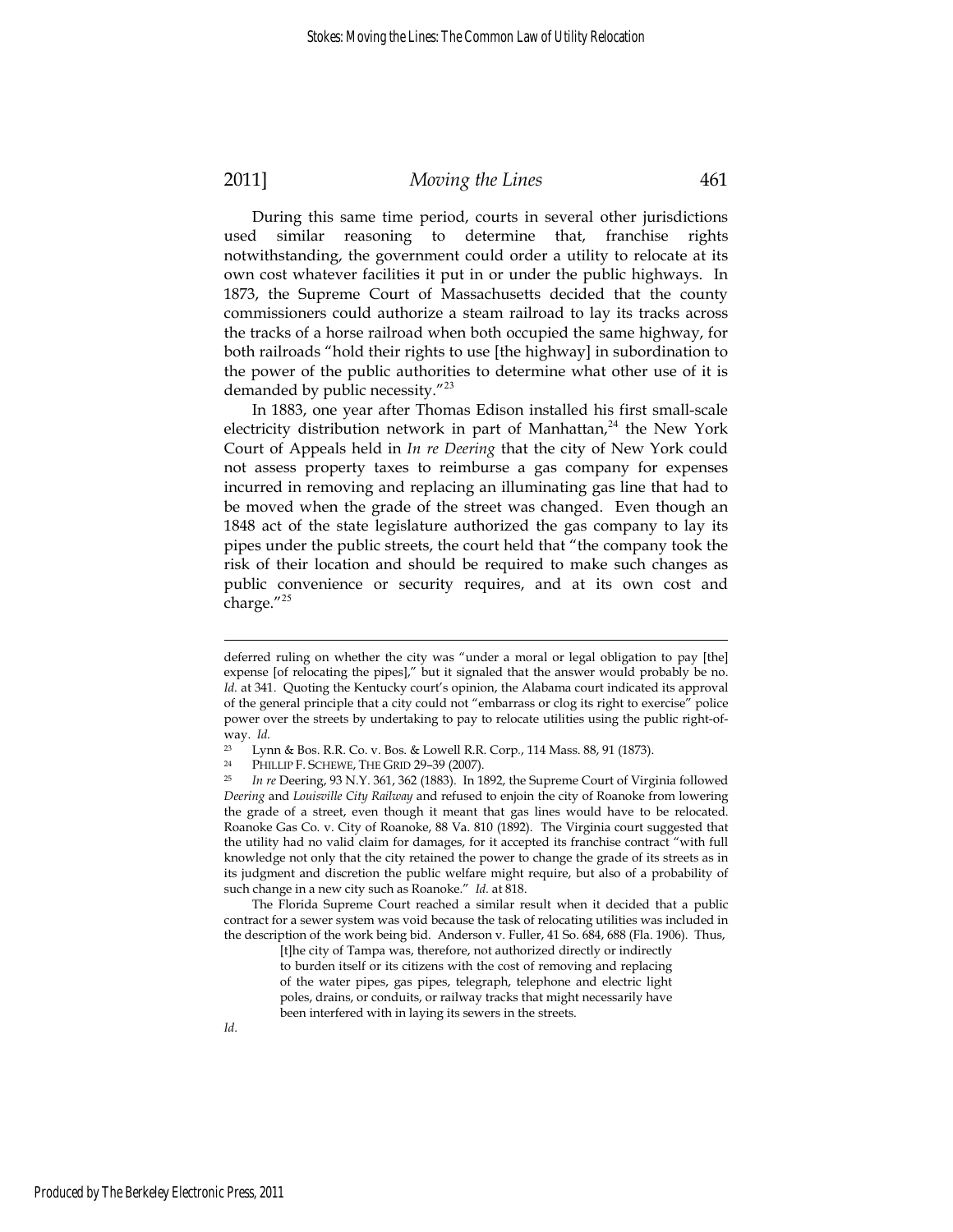During this same time period, courts in several other jurisdictions used similar reasoning to determine that, franchise rights notwithstanding, the government could order a utility to relocate at its own cost whatever facilities it put in or under the public highways. In 1873, the Supreme Court of Massachusetts decided that the county commissioners could authorize a steam railroad to lay its tracks across the tracks of a horse railroad when both occupied the same highway, for both railroads "hold their rights to use [the highway] in subordination to the power of the public authorities to determine what other use of it is demanded by public necessity."[23]

In 1883, one year after Thomas Edison installed his first small-scale electricity distribution network in part of Manhattan,[24] the New York Court of Appeals held in *In re Deering* that the city of New York could not assess property taxes to reimburse a gas company for expenses incurred in removing and replacing an illuminating gas line that had to be moved when the grade of the street was changed. Even though an 1848 act of the state legislature authorized the gas company to lay its pipes under the public streets, the court held that "the company took the risk of their location and should be required to make such changes as public convenience or security requires, and at its own cost and charge."[25]

---

deferred ruling on whether the city was "under a moral or legal obligation to pay [the] expense [of relocating the pipes]," but it signaled that the answer would probably be no. *Id.* at 341. Quoting the Kentucky court's opinion, the Alabama court indicated its approval of the general principle that a city could not "embarrass or clog its right to exercise" police power over the streets by undertaking to pay to relocate utilities using the public right-of-way. *Id.*

[23] Lynn & Bos. R.R. Co. v. Bos. & Lowell R.R. Corp., 114 Mass. 88, 91 (1873).

[24] PHILLIP F. SCHEWE, THE GRID 29–39 (2007).

[25] *In re* Deering, 93 N.Y. 361, 362 (1883). In 1892, the Supreme Court of Virginia followed *Deering* and *Louisville City Railway* and refused to enjoin the city of Roanoke from lowering the grade of a street, even though it meant that gas lines would have to be relocated. Roanoke Gas Co. v. City of Roanoke, 88 Va. 810 (1892). The Virginia court suggested that the utility had no valid claim for damages, for it accepted its franchise contract "with full knowledge not only that the city retained the power to change the grade of its streets as in its judgment and discretion the public welfare might require, but also of a probability of such change in a new city such as Roanoke." *Id.* at 818.

The Florida Supreme Court reached a similar result when it decided that a public contract for a sewer system was void because the task of relocating utilities was included in the description of the work being bid. Anderson v. Fuller, 41 So. 684, 688 (Fla. 1906). Thus,

> [t]he city of Tampa was, therefore, not authorized directly or indirectly to burden itself or its citizens with the cost of removing and replacing of the water pipes, gas pipes, telegraph, telephone and electric light poles, drains, or conduits, or railway tracks that might necessarily have been interfered with in laying its sewers in the streets.

*Id.*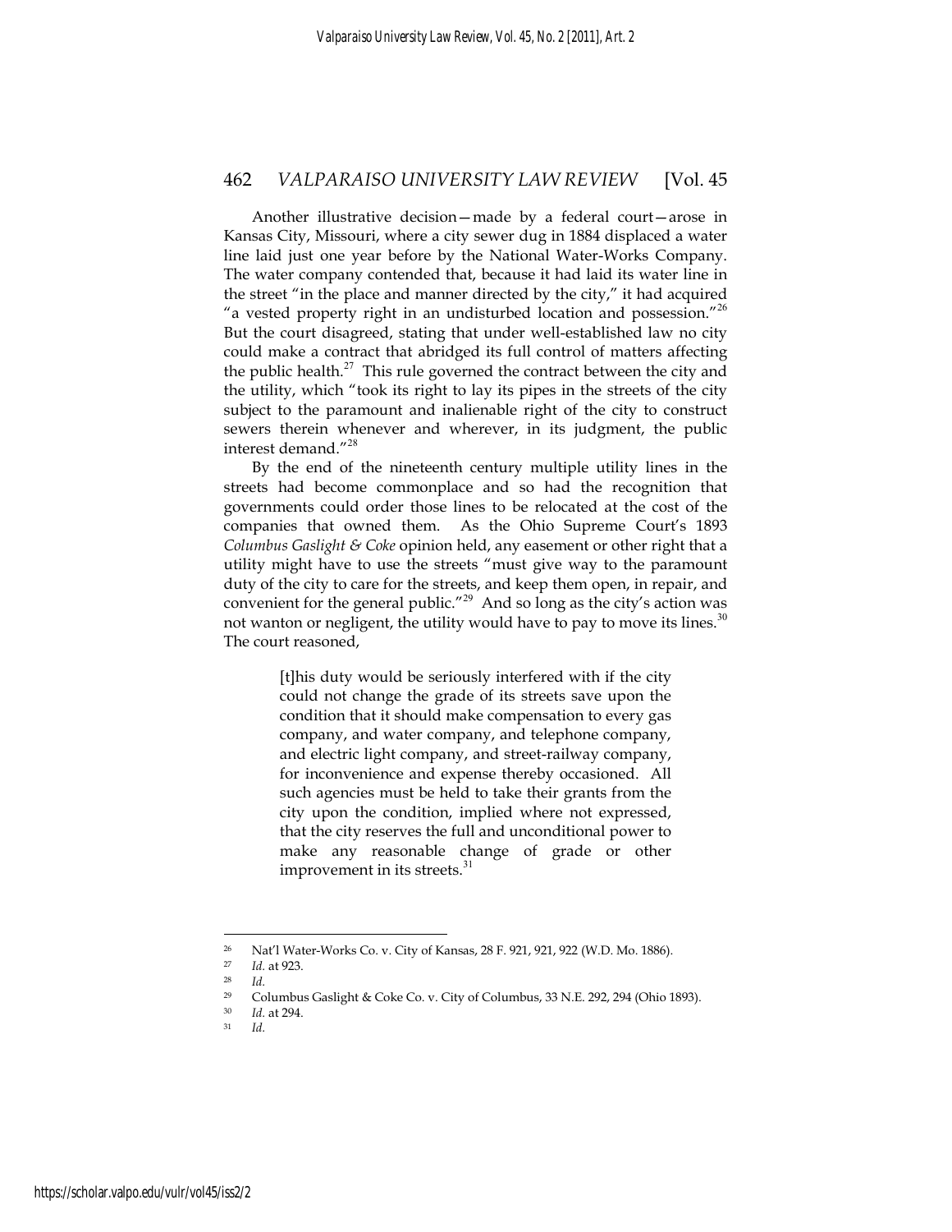Another illustrative decision—made by a federal court—arose in Kansas City, Missouri, where a city sewer dug in 1884 displaced a water line laid just one year before by the National Water-Works Company. The water company contended that, because it had laid its water line in the street "in the place and manner directed by the city," it had acquired "a vested property right in an undisturbed location and possession."[26] But the court disagreed, stating that under well-established law no city could make a contract that abridged its full control of matters affecting the public health.[27] This rule governed the contract between the city and the utility, which "took its right to lay its pipes in the streets of the city subject to the paramount and inalienable right of the city to construct sewers therein whenever and wherever, in its judgment, the public interest demand."[28]

By the end of the nineteenth century multiple utility lines in the streets had become commonplace and so had the recognition that governments could order those lines to be relocated at the cost of the companies that owned them. As the Ohio Supreme Court's 1893 *Columbus Gaslight & Coke* opinion held, any easement or other right that a utility might have to use the streets "must give way to the paramount duty of the city to care for the streets, and keep them open, in repair, and convenient for the general public."[29] And so long as the city's action was not wanton or negligent, the utility would have to pay to move its lines.[30] The court reasoned,

> [t]his duty would be seriously interfered with if the city could not change the grade of its streets save upon the condition that it should make compensation to every gas company, and water company, and telephone company, and electric light company, and street-railway company, for inconvenience and expense thereby occasioned. All such agencies must be held to take their grants from the city upon the condition, implied where not expressed, that the city reserves the full and unconditional power to make any reasonable change of grade or other improvement in its streets.[31]

---

[26] Nat'l Water-Works Co. v. City of Kansas, 28 F. 921, 921, 922 (W.D. Mo. 1886).

[27] *Id.* at 923.

[28] *Id.*

[29] Columbus Gaslight & Coke Co. v. City of Columbus, 33 N.E. 292, 294 (Ohio 1893).

[30] *Id.* at 294.

[31] *Id.*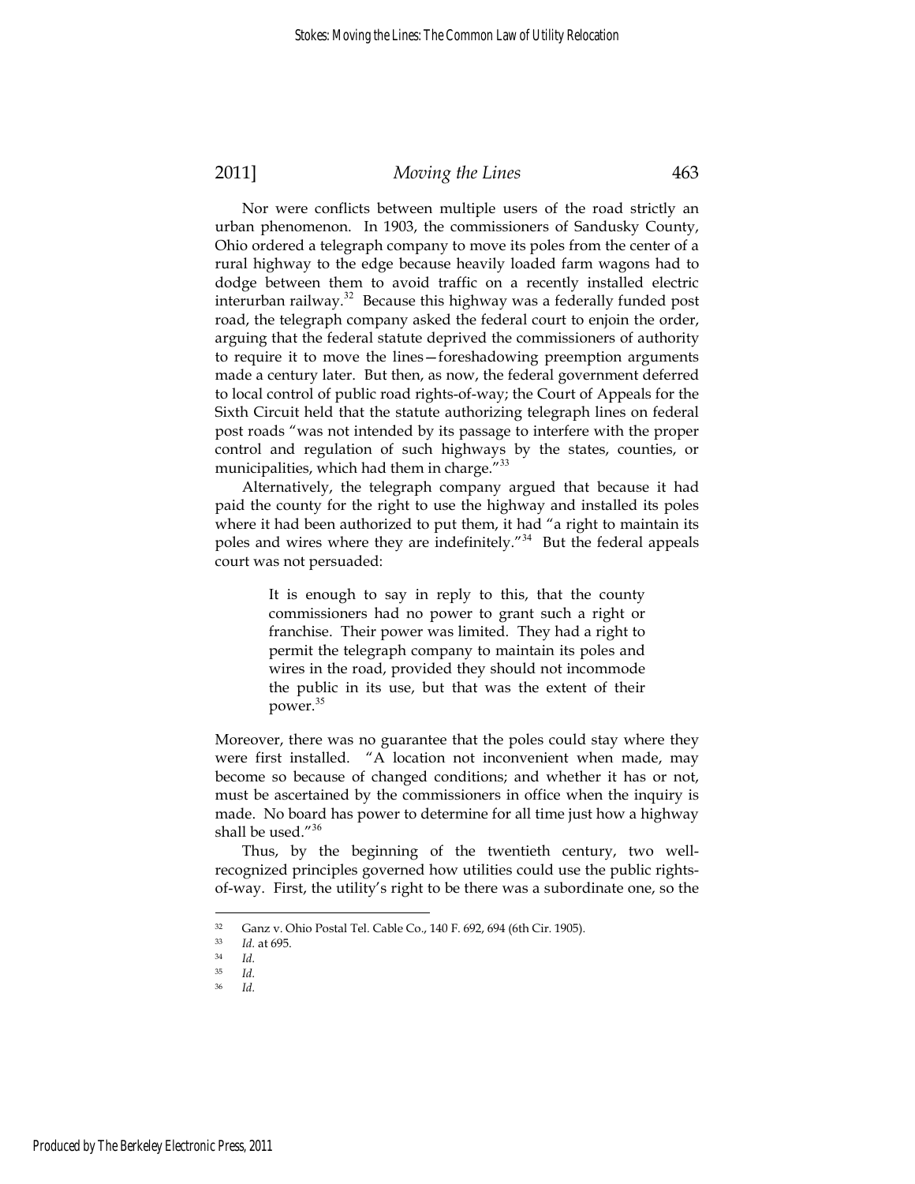Nor were conflicts between multiple users of the road strictly an urban phenomenon. In 1903, the commissioners of Sandusky County, Ohio ordered a telegraph company to move its poles from the center of a rural highway to the edge because heavily loaded farm wagons had to dodge between them to avoid traffic on a recently installed electric interurban railway.[32] Because this highway was a federally funded post road, the telegraph company asked the federal court to enjoin the order, arguing that the federal statute deprived the commissioners of authority to require it to move the lines—foreshadowing preemption arguments made a century later. But then, as now, the federal government deferred to local control of public road rights-of-way; the Court of Appeals for the Sixth Circuit held that the statute authorizing telegraph lines on federal post roads "was not intended by its passage to interfere with the proper control and regulation of such highways by the states, counties, or municipalities, which had them in charge."[33]

Alternatively, the telegraph company argued that because it had paid the county for the right to use the highway and installed its poles where it had been authorized to put them, it had "a right to maintain its poles and wires where they are indefinitely."[34] But the federal appeals court was not persuaded:

> It is enough to say in reply to this, that the county commissioners had no power to grant such a right or franchise. Their power was limited. They had a right to permit the telegraph company to maintain its poles and wires in the road, provided they should not incommode the public in its use, but that was the extent of their power.[35]

Moreover, there was no guarantee that the poles could stay where they were first installed. "A location not inconvenient when made, may become so because of changed conditions; and whether it has or not, must be ascertained by the commissioners in office when the inquiry is made. No board has power to determine for all time just how a highway shall be used."[36]

Thus, by the beginning of the twentieth century, two well-recognized principles governed how utilities could use the public rights-of-way. First, the utility's right to be there was a subordinate one, so the

---

[32] Ganz v. Ohio Postal Tel. Cable Co., 140 F. 692, 694 (6th Cir. 1905).

[33] *Id.* at 695.

[34] *Id.*

[35] *Id.*

[36] *Id.*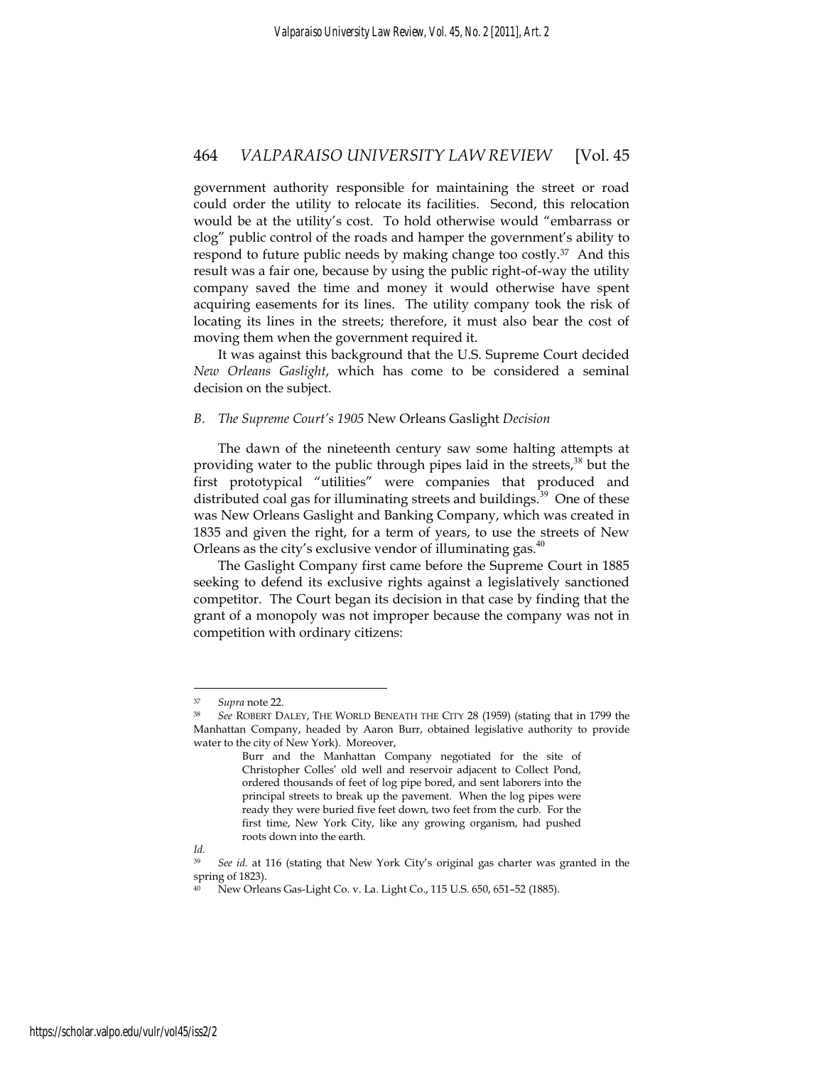government authority responsible for maintaining the street or road could order the utility to relocate its facilities. Second, this relocation would be at the utility's cost. To hold otherwise would "embarrass or clog" public control of the roads and hamper the government's ability to respond to future public needs by making change too costly.[37] And this result was a fair one, because by using the public right-of-way the utility company saved the time and money it would otherwise have spent acquiring easements for its lines. The utility company took the risk of locating its lines in the streets; therefore, it must also bear the cost of moving them when the government required it.

It was against this background that the U.S. Supreme Court decided *New Orleans Gaslight*, which has come to be considered a seminal decision on the subject.

### *B. The Supreme Court's 1905* New Orleans Gaslight *Decision*

The dawn of the nineteenth century saw some halting attempts at providing water to the public through pipes laid in the streets,[38] but the first prototypical "utilities" were companies that produced and distributed coal gas for illuminating streets and buildings.[39] One of these was New Orleans Gaslight and Banking Company, which was created in 1835 and given the right, for a term of years, to use the streets of New Orleans as the city's exclusive vendor of illuminating gas.[40]

The Gaslight Company first came before the Supreme Court in 1885 seeking to defend its exclusive rights against a legislatively sanctioned competitor. The Court began its decision in that case by finding that the grant of a monopoly was not improper because the company was not in competition with ordinary citizens:

---

[37] *Supra* note 22.

[38] *See* ROBERT DALEY, THE WORLD BENEATH THE CITY 28 (1959) (stating that in 1799 the Manhattan Company, headed by Aaron Burr, obtained legislative authority to provide water to the city of New York). Moreover,

> Burr and the Manhattan Company negotiated for the site of Christopher Colles' old well and reservoir adjacent to Collect Pond, ordered thousands of feet of log pipe bored, and sent laborers into the principal streets to break up the pavement. When the log pipes were ready they were buried five feet down, two feet from the curb. For the first time, New York City, like any growing organism, had pushed roots down into the earth.

*Id.*

[39] *See id.* at 116 (stating that New York City's original gas charter was granted in the spring of 1823).

[40] New Orleans Gas-Light Co. v. La. Light Co., 115 U.S. 650, 651–52 (1885).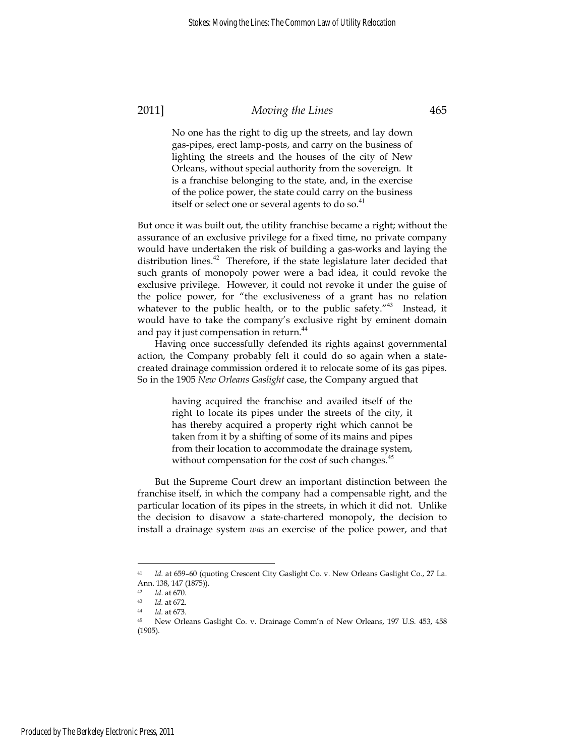> No one has the right to dig up the streets, and lay down gas-pipes, erect lamp-posts, and carry on the business of lighting the streets and the houses of the city of New Orleans, without special authority from the sovereign. It is a franchise belonging to the state, and, in the exercise of the police power, the state could carry on the business itself or select one or several agents to do so.[41]

But once it was built out, the utility franchise became a right; without the assurance of an exclusive privilege for a fixed time, no private company would have undertaken the risk of building a gas-works and laying the distribution lines.[42] Therefore, if the state legislature later decided that such grants of monopoly power were a bad idea, it could revoke the exclusive privilege. However, it could not revoke it under the guise of the police power, for "the exclusiveness of a grant has no relation whatever to the public health, or to the public safety."[43] Instead, it would have to take the company's exclusive right by eminent domain and pay it just compensation in return.[44]

Having once successfully defended its rights against governmental action, the Company probably felt it could do so again when a state-created drainage commission ordered it to relocate some of its gas pipes. So in the 1905 *New Orleans Gaslight* case, the Company argued that

> having acquired the franchise and availed itself of the right to locate its pipes under the streets of the city, it has thereby acquired a property right which cannot be taken from it by a shifting of some of its mains and pipes from their location to accommodate the drainage system, without compensation for the cost of such changes.[45]

But the Supreme Court drew an important distinction between the franchise itself, in which the company had a compensable right, and the particular location of its pipes in the streets, in which it did not. Unlike the decision to disavow a state-chartered monopoly, the decision to install a drainage system *was* an exercise of the police power, and that

---

[41] *Id.* at 659–60 (quoting Crescent City Gaslight Co. v. New Orleans Gaslight Co., 27 La. Ann. 138, 147 (1875)).

[42] *Id.* at 670.

[43] *Id.* at 672.

[44] *Id.* at 673.

[45] New Orleans Gaslight Co. v. Drainage Comm'n of New Orleans, 197 U.S. 453, 458 (1905).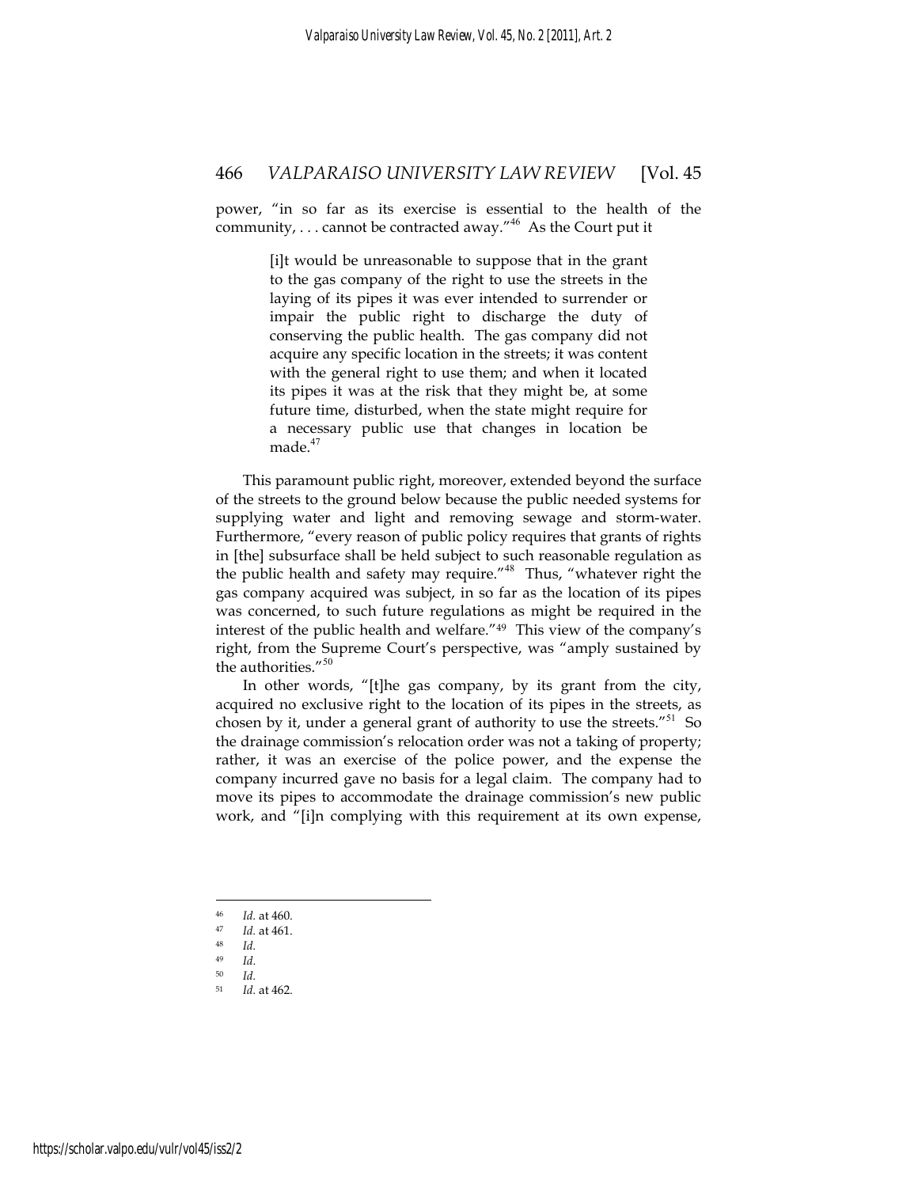power, "in so far as its exercise is essential to the health of the community, . . . cannot be contracted away."[46] As the Court put it

> [i]t would be unreasonable to suppose that in the grant to the gas company of the right to use the streets in the laying of its pipes it was ever intended to surrender or impair the public right to discharge the duty of conserving the public health. The gas company did not acquire any specific location in the streets; it was content with the general right to use them; and when it located its pipes it was at the risk that they might be, at some future time, disturbed, when the state might require for a necessary public use that changes in location be made.[47]

This paramount public right, moreover, extended beyond the surface of the streets to the ground below because the public needed systems for supplying water and light and removing sewage and storm-water. Furthermore, "every reason of public policy requires that grants of rights in [the] subsurface shall be held subject to such reasonable regulation as the public health and safety may require."[48] Thus, "whatever right the gas company acquired was subject, in so far as the location of its pipes was concerned, to such future regulations as might be required in the interest of the public health and welfare."[49] This view of the company's right, from the Supreme Court's perspective, was "amply sustained by the authorities."[50]

In other words, "[t]he gas company, by its grant from the city, acquired no exclusive right to the location of its pipes in the streets, as chosen by it, under a general grant of authority to use the streets."[51] So the drainage commission's relocation order was not a taking of property; rather, it was an exercise of the police power, and the expense the company incurred gave no basis for a legal claim. The company had to move its pipes to accommodate the drainage commission's new public work, and "[i]n complying with this requirement at its own expense,

---

[46] *Id.* at 460.

[47] *Id.* at 461.

[48] *Id.*

[49] *Id.*

[50] *Id.*

[51] *Id.* at 462.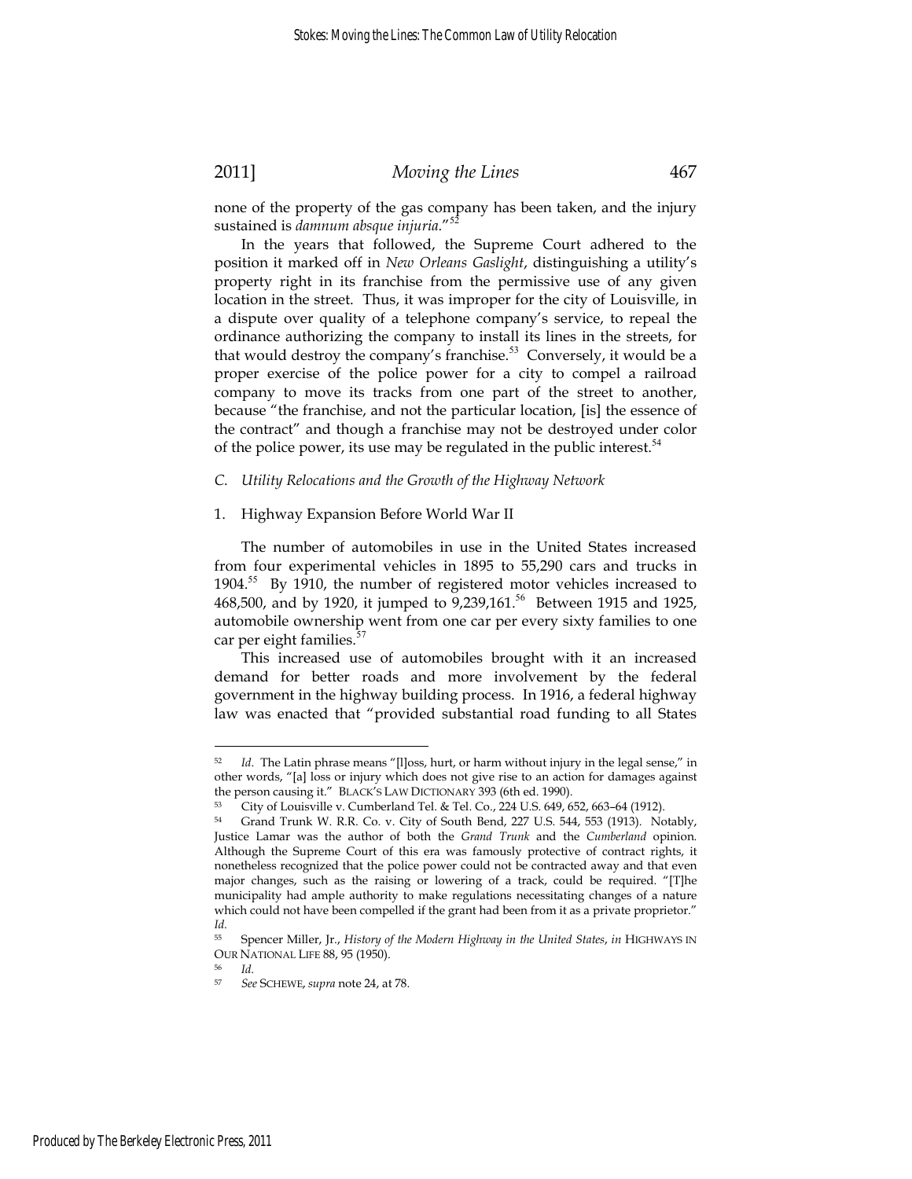none of the property of the gas company has been taken, and the injury sustained is *damnum absque injuria*."[52]

In the years that followed, the Supreme Court adhered to the position it marked off in *New Orleans Gaslight*, distinguishing a utility's property right in its franchise from the permissive use of any given location in the street. Thus, it was improper for the city of Louisville, in a dispute over quality of a telephone company's service, to repeal the ordinance authorizing the company to install its lines in the streets, for that would destroy the company's franchise.[53] Conversely, it would be a proper exercise of the police power for a city to compel a railroad company to move its tracks from one part of the street to another, because "the franchise, and not the particular location, [is] the essence of the contract" and though a franchise may not be destroyed under color of the police power, its use may be regulated in the public interest.[54]

### *C. Utility Relocations and the Growth of the Highway Network*

#### 1. Highway Expansion Before World War II

The number of automobiles in use in the United States increased from four experimental vehicles in 1895 to 55,290 cars and trucks in 1904.[55] By 1910, the number of registered motor vehicles increased to 468,500, and by 1920, it jumped to 9,239,161.[56] Between 1915 and 1925, automobile ownership went from one car per every sixty families to one car per eight families.[57]

This increased use of automobiles brought with it an increased demand for better roads and more involvement by the federal government in the highway building process. In 1916, a federal highway law was enacted that "provided substantial road funding to all States

---

[52] *Id.* The Latin phrase means "[l]oss, hurt, or harm without injury in the legal sense," in other words, "[a] loss or injury which does not give rise to an action for damages against the person causing it." BLACK'S LAW DICTIONARY 393 (6th ed. 1990).

[53] City of Louisville v. Cumberland Tel. & Tel. Co., 224 U.S. 649, 652, 663–64 (1912).

[54] Grand Trunk W. R.R. Co. v. City of South Bend, 227 U.S. 544, 553 (1913). Notably, Justice Lamar was the author of both the *Grand Trunk* and the *Cumberland* opinion. Although the Supreme Court of this era was famously protective of contract rights, it nonetheless recognized that the police power could not be contracted away and that even major changes, such as the raising or lowering of a track, could be required. "[T]he municipality had ample authority to make regulations necessitating changes of a nature which could not have been compelled if the grant had been from it as a private proprietor." *Id.*

[55] Spencer Miller, Jr., *History of the Modern Highway in the United States*, *in* HIGHWAYS IN OUR NATIONAL LIFE 88, 95 (1950).

[56] *Id.*

[57] *See* SCHEWE, *supra* note 24, at 78.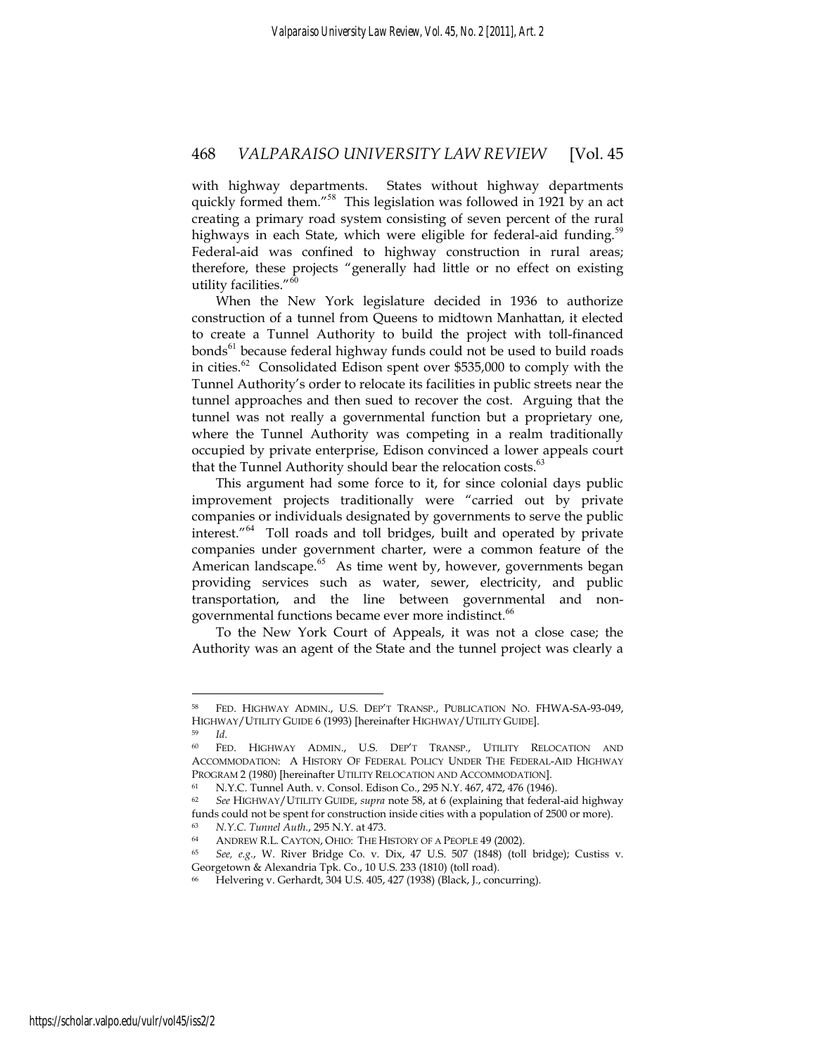with highway departments. States without highway departments quickly formed them."[58] This legislation was followed in 1921 by an act creating a primary road system consisting of seven percent of the rural highways in each State, which were eligible for federal-aid funding.[59] Federal-aid was confined to highway construction in rural areas; therefore, these projects "generally had little or no effect on existing utility facilities."[60]

When the New York legislature decided in 1936 to authorize construction of a tunnel from Queens to midtown Manhattan, it elected to create a Tunnel Authority to build the project with toll-financed bonds[61] because federal highway funds could not be used to build roads in cities.[62] Consolidated Edison spent over $535,000 to comply with the Tunnel Authority's order to relocate its facilities in public streets near the tunnel approaches and then sued to recover the cost. Arguing that the tunnel was not really a governmental function but a proprietary one, where the Tunnel Authority was competing in a realm traditionally occupied by private enterprise, Edison convinced a lower appeals court that the Tunnel Authority should bear the relocation costs.[63]

This argument had some force to it, for since colonial days public improvement projects traditionally were "carried out by private companies or individuals designated by governments to serve the public interest."[64] Toll roads and toll bridges, built and operated by private companies under government charter, were a common feature of the American landscape.[65] As time went by, however, governments began providing services such as water, sewer, electricity, and public transportation, and the line between governmental and non-governmental functions became ever more indistinct.[66]

To the New York Court of Appeals, it was not a close case; the Authority was an agent of the State and the tunnel project was clearly a

---

[58] FED. HIGHWAY ADMIN., U.S. DEP'T TRANSP., PUBLICATION NO. FHWA-SA-93-049, HIGHWAY/UTILITY GUIDE 6 (1993) [hereinafter HIGHWAY/UTILITY GUIDE].

[59] *Id.*

[60] FED. HIGHWAY ADMIN., U.S. DEP'T TRANSP., UTILITY RELOCATION AND ACCOMMODATION: A HISTORY OF FEDERAL POLICY UNDER THE FEDERAL-AID HIGHWAY PROGRAM 2 (1980) [hereinafter UTILITY RELOCATION AND ACCOMMODATION].

[61] N.Y.C. Tunnel Auth. v. Consol. Edison Co., 295 N.Y. 467, 472, 476 (1946).

[62] *See* HIGHWAY/UTILITY GUIDE, *supra* note 58, at 6 (explaining that federal-aid highway funds could not be spent for construction inside cities with a population of 2500 or more).

[63] *N.Y.C. Tunnel Auth.*, 295 N.Y. at 473.

[64] ANDREW R.L. CAYTON, OHIO: THE HISTORY OF A PEOPLE 49 (2002).

[65] *See, e.g.*, W. River Bridge Co. v. Dix, 47 U.S. 507 (1848) (toll bridge); Custiss v. Georgetown & Alexandria Tpk. Co., 10 U.S. 233 (1810) (toll road).

[66] Helvering v. Gerhardt, 304 U.S. 405, 427 (1938) (Black, J., concurring).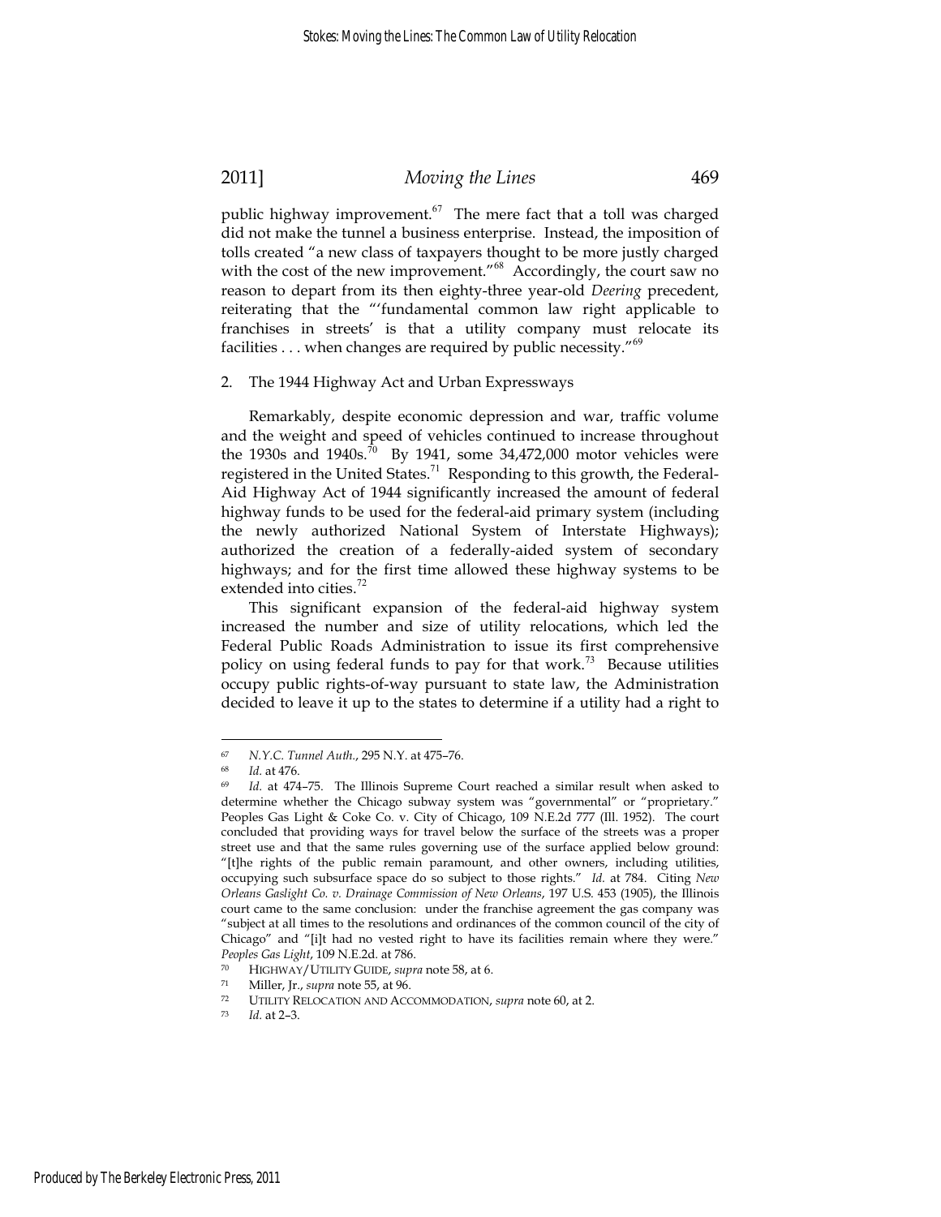public highway improvement.[67] The mere fact that a toll was charged did not make the tunnel a business enterprise. Instead, the imposition of tolls created "a new class of taxpayers thought to be more justly charged with the cost of the new improvement."[68] Accordingly, the court saw no reason to depart from its then eighty-three year-old *Deering* precedent, reiterating that the "'fundamental common law right applicable to franchises in streets' is that a utility company must relocate its facilities . . . when changes are required by public necessity."[69]

### 2. The 1944 Highway Act and Urban Expressways

Remarkably, despite economic depression and war, traffic volume and the weight and speed of vehicles continued to increase throughout the 1930s and 1940s.[70] By 1941, some 34,472,000 motor vehicles were registered in the United States.[71] Responding to this growth, the Federal-Aid Highway Act of 1944 significantly increased the amount of federal highway funds to be used for the federal-aid primary system (including the newly authorized National System of Interstate Highways); authorized the creation of a federally-aided system of secondary highways; and for the first time allowed these highway systems to be extended into cities.[72]

This significant expansion of the federal-aid highway system increased the number and size of utility relocations, which led the Federal Public Roads Administration to issue its first comprehensive policy on using federal funds to pay for that work.[73] Because utilities occupy public rights-of-way pursuant to state law, the Administration decided to leave it up to the states to determine if a utility had a right to

---

[67] *N.Y.C. Tunnel Auth.*, 295 N.Y. at 475–76.

[68] *Id.* at 476.

[69] *Id.* at 474–75. The Illinois Supreme Court reached a similar result when asked to determine whether the Chicago subway system was "governmental" or "proprietary." Peoples Gas Light & Coke Co. v. City of Chicago, 109 N.E.2d 777 (Ill. 1952). The court concluded that providing ways for travel below the surface of the streets was a proper street use and that the same rules governing use of the surface applied below ground: "[t]he rights of the public remain paramount, and other owners, including utilities, occupying such subsurface space do so subject to those rights." *Id.* at 784. Citing *New Orleans Gaslight Co. v. Drainage Commission of New Orleans*, 197 U.S. 453 (1905), the Illinois court came to the same conclusion: under the franchise agreement the gas company was "subject at all times to the resolutions and ordinances of the common council of the city of Chicago" and "[i]t had no vested right to have its facilities remain where they were." *Peoples Gas Light*, 109 N.E.2d. at 786.

[70] HIGHWAY/UTILITY GUIDE, *supra* note 58, at 6.

[71] Miller, Jr., *supra* note 55, at 96.

[72] UTILITY RELOCATION AND ACCOMMODATION, *supra* note 60, at 2.

[73] *Id.* at 2–3.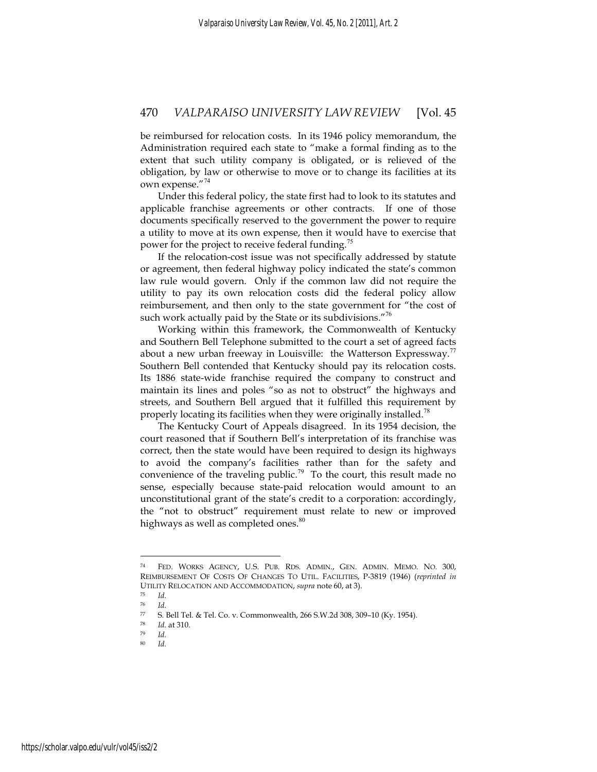be reimbursed for relocation costs. In its 1946 policy memorandum, the Administration required each state to "make a formal finding as to the extent that such utility company is obligated, or is relieved of the obligation, by law or otherwise to move or to change its facilities at its own expense."[74]

Under this federal policy, the state first had to look to its statutes and applicable franchise agreements or other contracts. If one of those documents specifically reserved to the government the power to require a utility to move at its own expense, then it would have to exercise that power for the project to receive federal funding.[75]

If the relocation-cost issue was not specifically addressed by statute or agreement, then federal highway policy indicated the state's common law rule would govern. Only if the common law did not require the utility to pay its own relocation costs did the federal policy allow reimbursement, and then only to the state government for "the cost of such work actually paid by the State or its subdivisions."[76]

Working within this framework, the Commonwealth of Kentucky and Southern Bell Telephone submitted to the court a set of agreed facts about a new urban freeway in Louisville: the Watterson Expressway.[77] Southern Bell contended that Kentucky should pay its relocation costs. Its 1886 state-wide franchise required the company to construct and maintain its lines and poles "so as not to obstruct" the highways and streets, and Southern Bell argued that it fulfilled this requirement by properly locating its facilities when they were originally installed.[78]

The Kentucky Court of Appeals disagreed. In its 1954 decision, the court reasoned that if Southern Bell's interpretation of its franchise was correct, then the state would have been required to design its highways to avoid the company's facilities rather than for the safety and convenience of the traveling public.[79] To the court, this result made no sense, especially because state-paid relocation would amount to an unconstitutional grant of the state's credit to a corporation: accordingly, the "not to obstruct" requirement must relate to new or improved highways as well as completed ones.[80]

---

[74] FED. WORKS AGENCY, U.S. PUB. RDS. ADMIN., GEN. ADMIN. MEMO. NO. 300, REIMBURSEMENT OF COSTS OF CHANGES TO UTIL. FACILITIES, P-3819 (1946) (*reprinted in* UTILITY RELOCATION AND ACCOMMODATION, *supra* note 60, at 3).

[75] *Id.*

[76] *Id.*

[77] S. Bell Tel. & Tel. Co. v. Commonwealth, 266 S.W.2d 308, 309–10 (Ky. 1954).

[78] *Id.* at 310.

[79] *Id.*

[80] *Id.*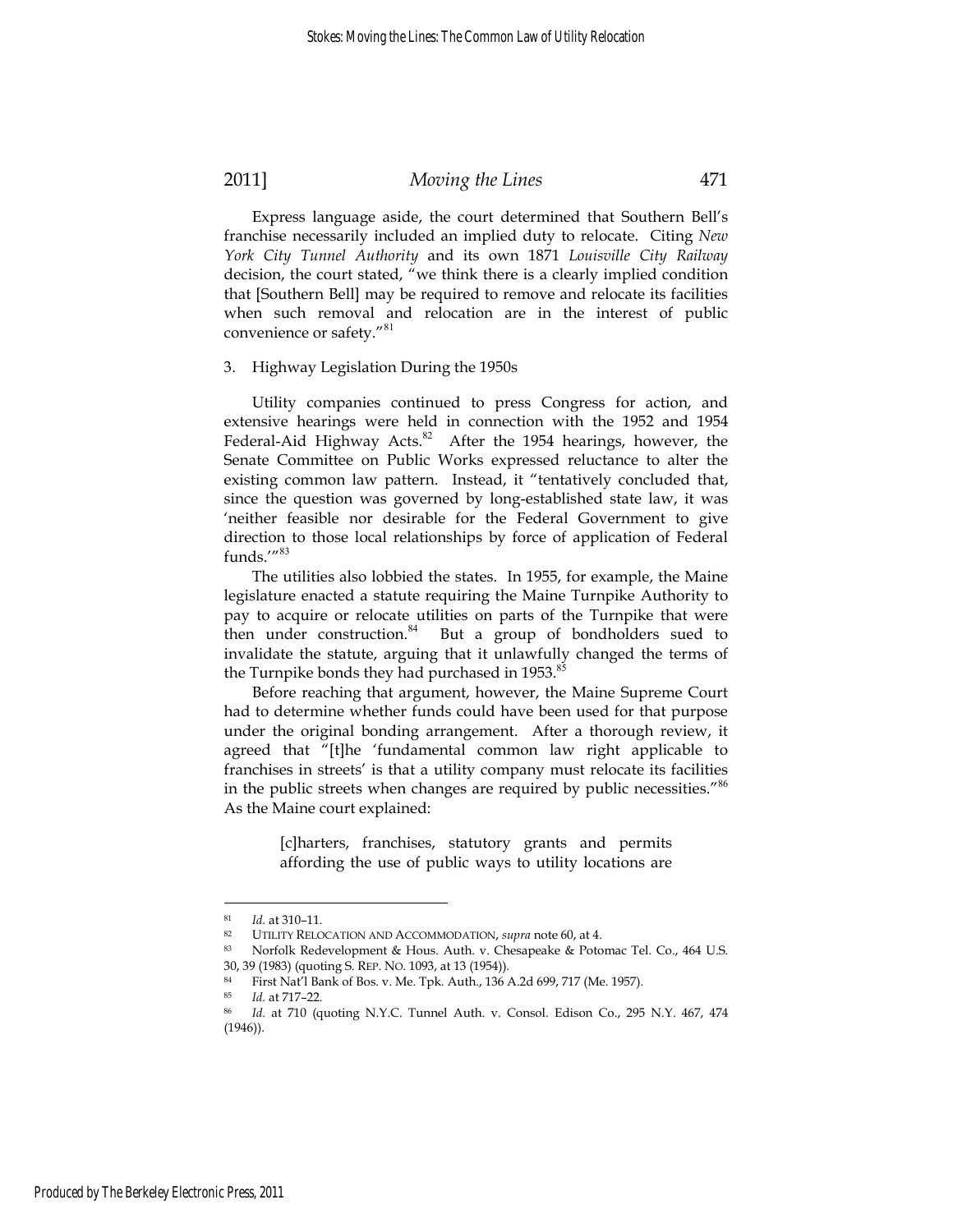Express language aside, the court determined that Southern Bell's franchise necessarily included an implied duty to relocate. Citing *New York City Tunnel Authority* and its own 1871 *Louisville City Railway* decision, the court stated, "we think there is a clearly implied condition that [Southern Bell] may be required to remove and relocate its facilities when such removal and relocation are in the interest of public convenience or safety."[81]

3. Highway Legislation During the 1950s

Utility companies continued to press Congress for action, and extensive hearings were held in connection with the 1952 and 1954 Federal-Aid Highway Acts.[82] After the 1954 hearings, however, the Senate Committee on Public Works expressed reluctance to alter the existing common law pattern. Instead, it "tentatively concluded that, since the question was governed by long-established state law, it was 'neither feasible nor desirable for the Federal Government to give direction to those local relationships by force of application of Federal funds.'"[83]

The utilities also lobbied the states. In 1955, for example, the Maine legislature enacted a statute requiring the Maine Turnpike Authority to pay to acquire or relocate utilities on parts of the Turnpike that were then under construction.[84] But a group of bondholders sued to invalidate the statute, arguing that it unlawfully changed the terms of the Turnpike bonds they had purchased in 1953.[85]

Before reaching that argument, however, the Maine Supreme Court had to determine whether funds could have been used for that purpose under the original bonding arrangement. After a thorough review, it agreed that "[t]he 'fundamental common law right applicable to franchises in streets' is that a utility company must relocate its facilities in the public streets when changes are required by public necessities."[86] As the Maine court explained:

> [c]harters, franchises, statutory grants and permits affording the use of public ways to utility locations are

---

81 *Id.* at 310–11.

82 UTILITY RELOCATION AND ACCOMMODATION, *supra* note 60, at 4.

83 Norfolk Redevelopment & Hous. Auth. v. Chesapeake & Potomac Tel. Co., 464 U.S. 30, 39 (1983) (quoting S. REP. NO. 1093, at 13 (1954)).

84 First Nat'l Bank of Bos. v. Me. Tpk. Auth., 136 A.2d 699, 717 (Me. 1957).

85 *Id.* at 717–22.

86 *Id.* at 710 (quoting N.Y.C. Tunnel Auth. v. Consol. Edison Co., 295 N.Y. 467, 474 (1946)).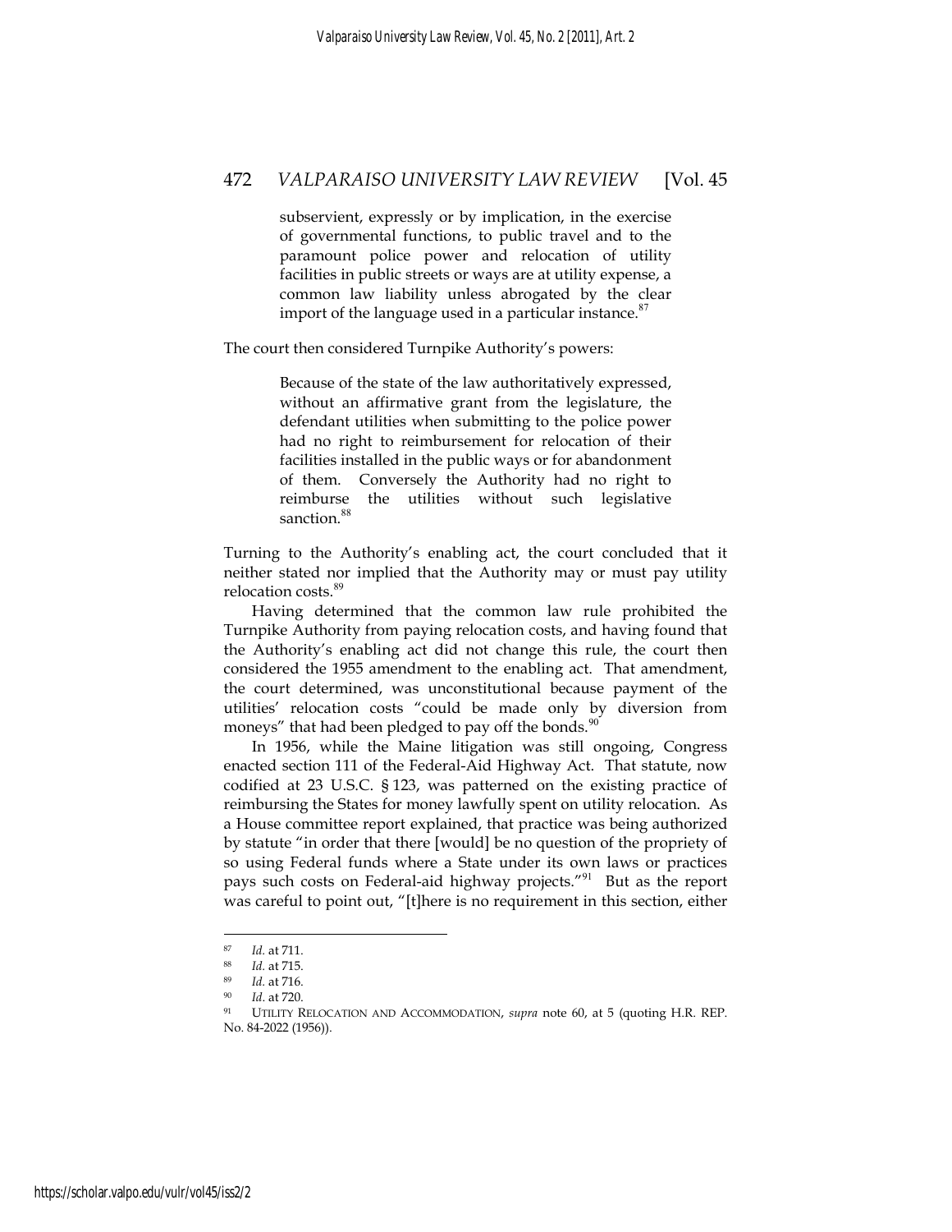> subservient, expressly or by implication, in the exercise of governmental functions, to public travel and to the paramount police power and relocation of utility facilities in public streets or ways are at utility expense, a common law liability unless abrogated by the clear import of the language used in a particular instance.[87]

The court then considered Turnpike Authority's powers:

> Because of the state of the law authoritatively expressed, without an affirmative grant from the legislature, the defendant utilities when submitting to the police power had no right to reimbursement for relocation of their facilities installed in the public ways or for abandonment of them. Conversely the Authority had no right to reimburse the utilities without such legislative sanction.[88]

Turning to the Authority's enabling act, the court concluded that it neither stated nor implied that the Authority may or must pay utility relocation costs.[89]

Having determined that the common law rule prohibited the Turnpike Authority from paying relocation costs, and having found that the Authority's enabling act did not change this rule, the court then considered the 1955 amendment to the enabling act. That amendment, the court determined, was unconstitutional because payment of the utilities' relocation costs "could be made only by diversion from moneys" that had been pledged to pay off the bonds.[90]

In 1956, while the Maine litigation was still ongoing, Congress enacted section 111 of the Federal-Aid Highway Act. That statute, now codified at 23 U.S.C. § 123, was patterned on the existing practice of reimbursing the States for money lawfully spent on utility relocation. As a House committee report explained, that practice was being authorized by statute "in order that there [would] be no question of the propriety of so using Federal funds where a State under its own laws or practices pays such costs on Federal-aid highway projects."[91] But as the report was careful to point out, "[t]here is no requirement in this section, either

---

[87] *Id.* at 711.

[88] *Id.* at 715.

[89] *Id.* at 716.

[90] *Id.* at 720.

[91] UTILITY RELOCATION AND ACCOMMODATION, *supra* note 60, at 5 (quoting H.R. REP. No. 84-2022 (1956)).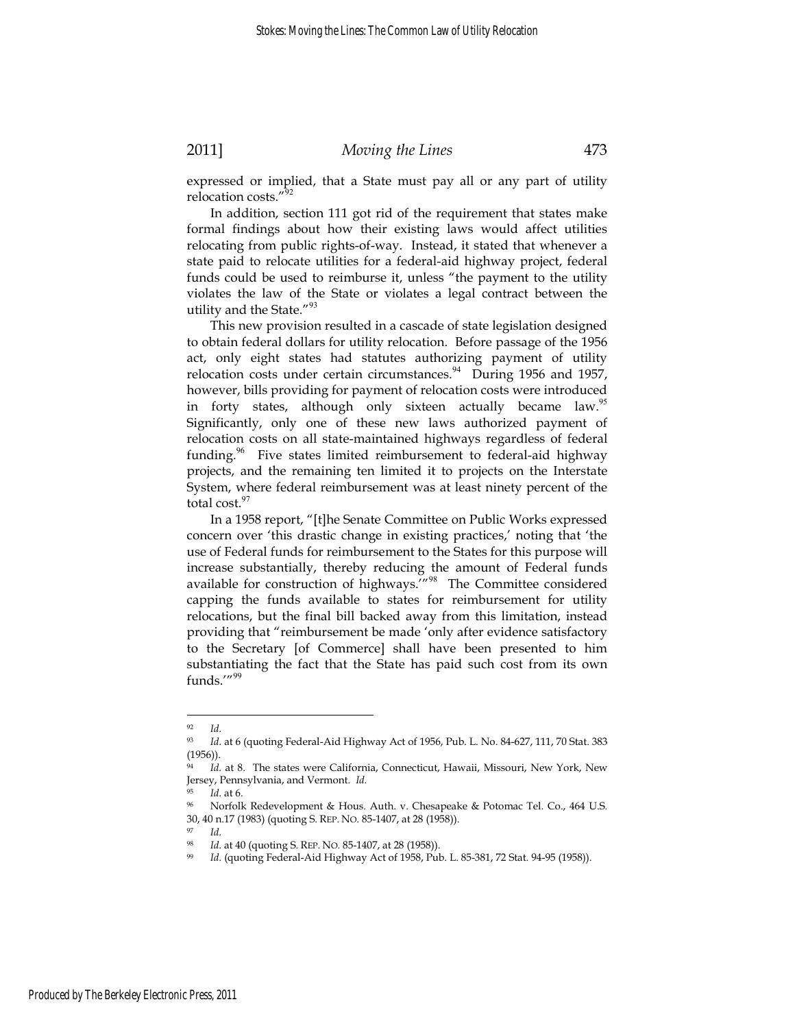expressed or implied, that a State must pay all or any part of utility relocation costs."[92]

In addition, section 111 got rid of the requirement that states make formal findings about how their existing laws would affect utilities relocating from public rights-of-way. Instead, it stated that whenever a state paid to relocate utilities for a federal-aid highway project, federal funds could be used to reimburse it, unless "the payment to the utility violates the law of the State or violates a legal contract between the utility and the State."[93]

This new provision resulted in a cascade of state legislation designed to obtain federal dollars for utility relocation. Before passage of the 1956 act, only eight states had statutes authorizing payment of utility relocation costs under certain circumstances.[94] During 1956 and 1957, however, bills providing for payment of relocation costs were introduced in forty states, although only sixteen actually became law.[95] Significantly, only one of these new laws authorized payment of relocation costs on all state-maintained highways regardless of federal funding.[96] Five states limited reimbursement to federal-aid highway projects, and the remaining ten limited it to projects on the Interstate System, where federal reimbursement was at least ninety percent of the total cost.[97]

In a 1958 report, "[t]he Senate Committee on Public Works expressed concern over 'this drastic change in existing practices,' noting that 'the use of Federal funds for reimbursement to the States for this purpose will increase substantially, thereby reducing the amount of Federal funds available for construction of highways.'"[98] The Committee considered capping the funds available to states for reimbursement for utility relocations, but the final bill backed away from this limitation, instead providing that "reimbursement be made 'only after evidence satisfactory to the Secretary [of Commerce] shall have been presented to him substantiating the fact that the State has paid such cost from its own funds.'"[99]

---

[92] *Id.*

[93] *Id.* at 6 (quoting Federal-Aid Highway Act of 1956, Pub. L. No. 84-627, 111, 70 Stat. 383 (1956)).

[94] *Id.* at 8. The states were California, Connecticut, Hawaii, Missouri, New York, New Jersey, Pennsylvania, and Vermont. *Id.*

[95] *Id.* at 6.

[96] Norfolk Redevelopment & Hous. Auth. v. Chesapeake & Potomac Tel. Co., 464 U.S. 30, 40 n.17 (1983) (quoting S. REP. NO. 85-1407, at 28 (1958)).

[97] *Id.*

[98] *Id.* at 40 (quoting S. REP. NO. 85-1407, at 28 (1958)).

[99] *Id.* (quoting Federal-Aid Highway Act of 1958, Pub. L. 85-381, 72 Stat. 94-95 (1958)).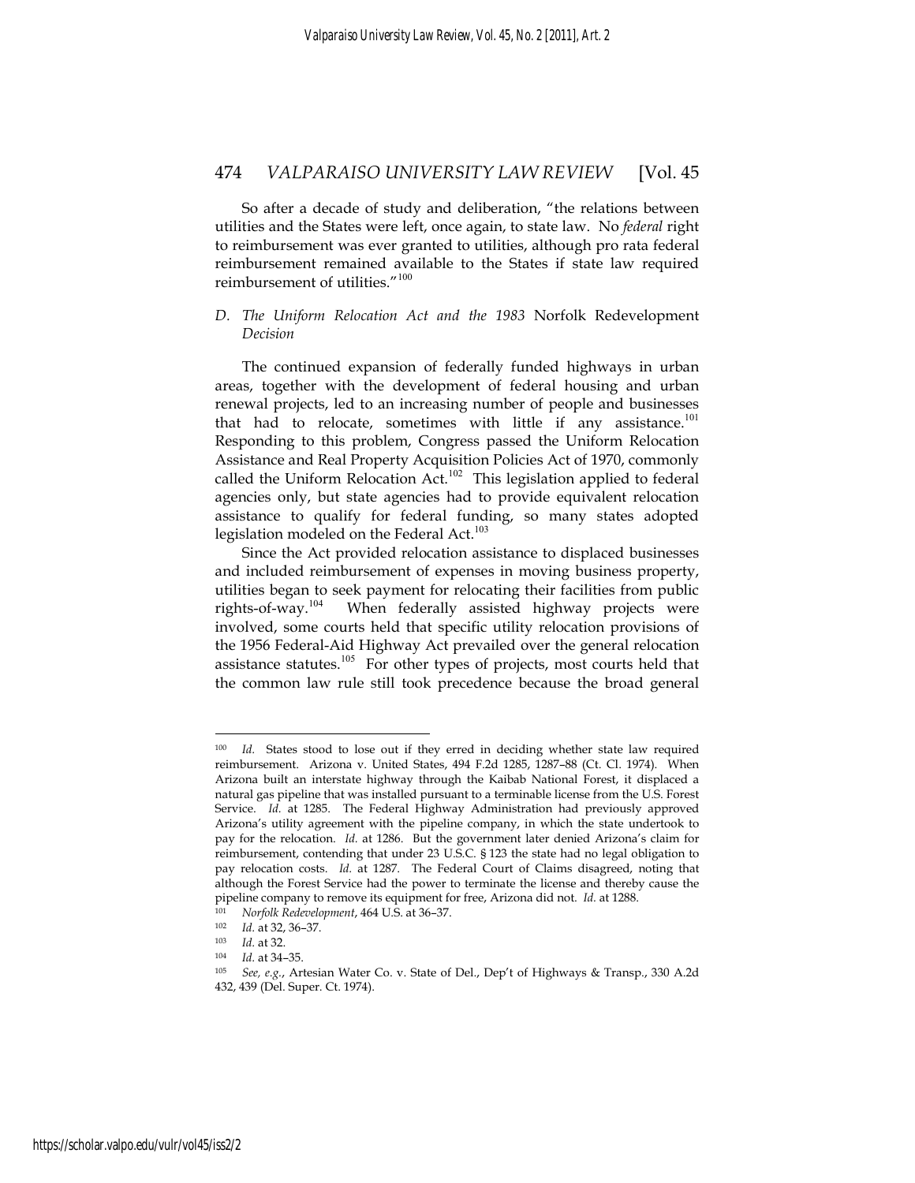So after a decade of study and deliberation, "the relations between utilities and the States were left, once again, to state law. No *federal* right to reimbursement was ever granted to utilities, although pro rata federal reimbursement remained available to the States if state law required reimbursement of utilities."[100]

### D. The Uniform Relocation Act and the 1983 *Norfolk Redevelopment* Decision

The continued expansion of federally funded highways in urban areas, together with the development of federal housing and urban renewal projects, led to an increasing number of people and businesses that had to relocate, sometimes with little if any assistance.[101] Responding to this problem, Congress passed the Uniform Relocation Assistance and Real Property Acquisition Policies Act of 1970, commonly called the Uniform Relocation Act.[102] This legislation applied to federal agencies only, but state agencies had to provide equivalent relocation assistance to qualify for federal funding, so many states adopted legislation modeled on the Federal Act.[103]

Since the Act provided relocation assistance to displaced businesses and included reimbursement of expenses in moving business property, utilities began to seek payment for relocating their facilities from public rights-of-way.[104] When federally assisted highway projects were involved, some courts held that specific utility relocation provisions of the 1956 Federal-Aid Highway Act prevailed over the general relocation assistance statutes.[105] For other types of projects, most courts held that the common law rule still took precedence because the broad general

---

[100] *Id.* States stood to lose out if they erred in deciding whether state law required reimbursement. Arizona v. United States, 494 F.2d 1285, 1287–88 (Ct. Cl. 1974). When Arizona built an interstate highway through the Kaibab National Forest, it displaced a natural gas pipeline that was installed pursuant to a terminable license from the U.S. Forest Service. *Id.* at 1285. The Federal Highway Administration had previously approved Arizona's utility agreement with the pipeline company, in which the state undertook to pay for the relocation. *Id.* at 1286. But the government later denied Arizona's claim for reimbursement, contending that under 23 U.S.C. § 123 the state had no legal obligation to pay relocation costs. *Id.* at 1287. The Federal Court of Claims disagreed, noting that although the Forest Service had the power to terminate the license and thereby cause the pipeline company to remove its equipment for free, Arizona did not. *Id.* at 1288.

[101] *Norfolk Redevelopment*, 464 U.S. at 36–37.

[102] *Id.* at 32, 36–37.

[103] *Id.* at 32.

[104] *Id.* at 34–35.

[105] *See, e.g.*, Artesian Water Co. v. State of Del., Dep't of Highways & Transp., 330 A.2d 432, 439 (Del. Super. Ct. 1974).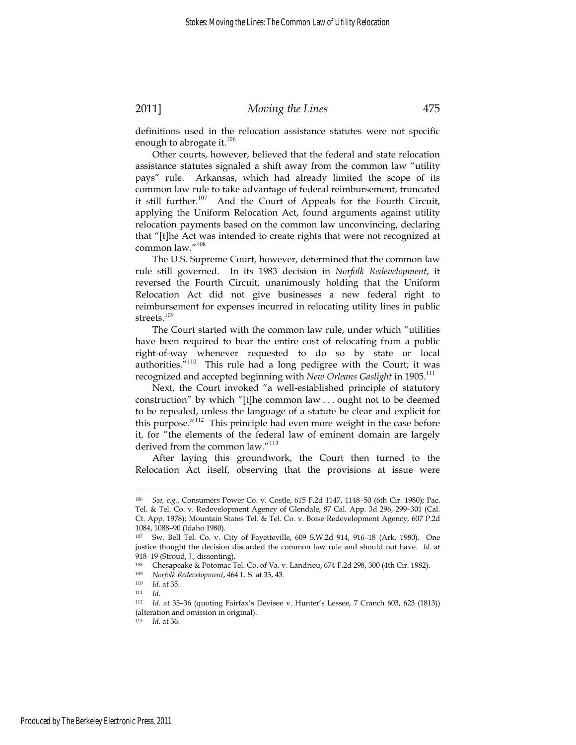definitions used in the relocation assistance statutes were not specific enough to abrogate it.[106]

Other courts, however, believed that the federal and state relocation assistance statutes signaled a shift away from the common law "utility pays" rule. Arkansas, which had already limited the scope of its common law rule to take advantage of federal reimbursement, truncated it still further.[107] And the Court of Appeals for the Fourth Circuit, applying the Uniform Relocation Act, found arguments against utility relocation payments based on the common law unconvincing, declaring that "[t]he Act was intended to create rights that were not recognized at common law."[108]

The U.S. Supreme Court, however, determined that the common law rule still governed. In its 1983 decision in *Norfolk Redevelopment*, it reversed the Fourth Circuit, unanimously holding that the Uniform Relocation Act did not give businesses a new federal right to reimbursement for expenses incurred in relocating utility lines in public streets.[109]

The Court started with the common law rule, under which "utilities have been required to bear the entire cost of relocating from a public right-of-way whenever requested to do so by state or local authorities."[110] This rule had a long pedigree with the Court; it was recognized and accepted beginning with *New Orleans Gaslight* in 1905.[111]

Next, the Court invoked "a well-established principle of statutory construction" by which "[t]he common law . . . ought not to be deemed to be repealed, unless the language of a statute be clear and explicit for this purpose."[112] This principle had even more weight in the case before it, for "the elements of the federal law of eminent domain are largely derived from the common law."[113]

After laying this groundwork, the Court then turned to the Relocation Act itself, observing that the provisions at issue were

---

[106] *See, e.g.*, Consumers Power Co. v. Costle, 615 F.2d 1147, 1148–50 (6th Cir. 1980); Pac. Tel. & Tel. Co. v. Redevelopment Agency of Glendale, 87 Cal. App. 3d 296, 299–301 (Cal. Ct. App. 1978); Mountain States Tel. & Tel. Co. v. Boise Redevelopment Agency, 607 P.2d 1084, 1088–90 (Idaho 1980).

[107] Sw. Bell Tel. Co. v. City of Fayetteville, 609 S.W.2d 914, 916–18 (Ark. 1980). One justice thought the decision discarded the common law rule and should not have. *Id.* at 918–19 (Stroud, J., dissenting).

[108] Chesapeake & Potomac Tel. Co. of Va. v. Landrieu, 674 F.2d 298, 300 (4th Cir. 1982).

[109] *Norfolk Redevelopment*, 464 U.S. at 33, 43.

[110] *Id.* at 35.

[111] *Id.*

[112] *Id.* at 35–36 (quoting Fairfax's Devisee v. Hunter's Lessee, 7 Cranch 603, 623 (1813)) (alteration and omission in original).

[113] *Id.* at 36.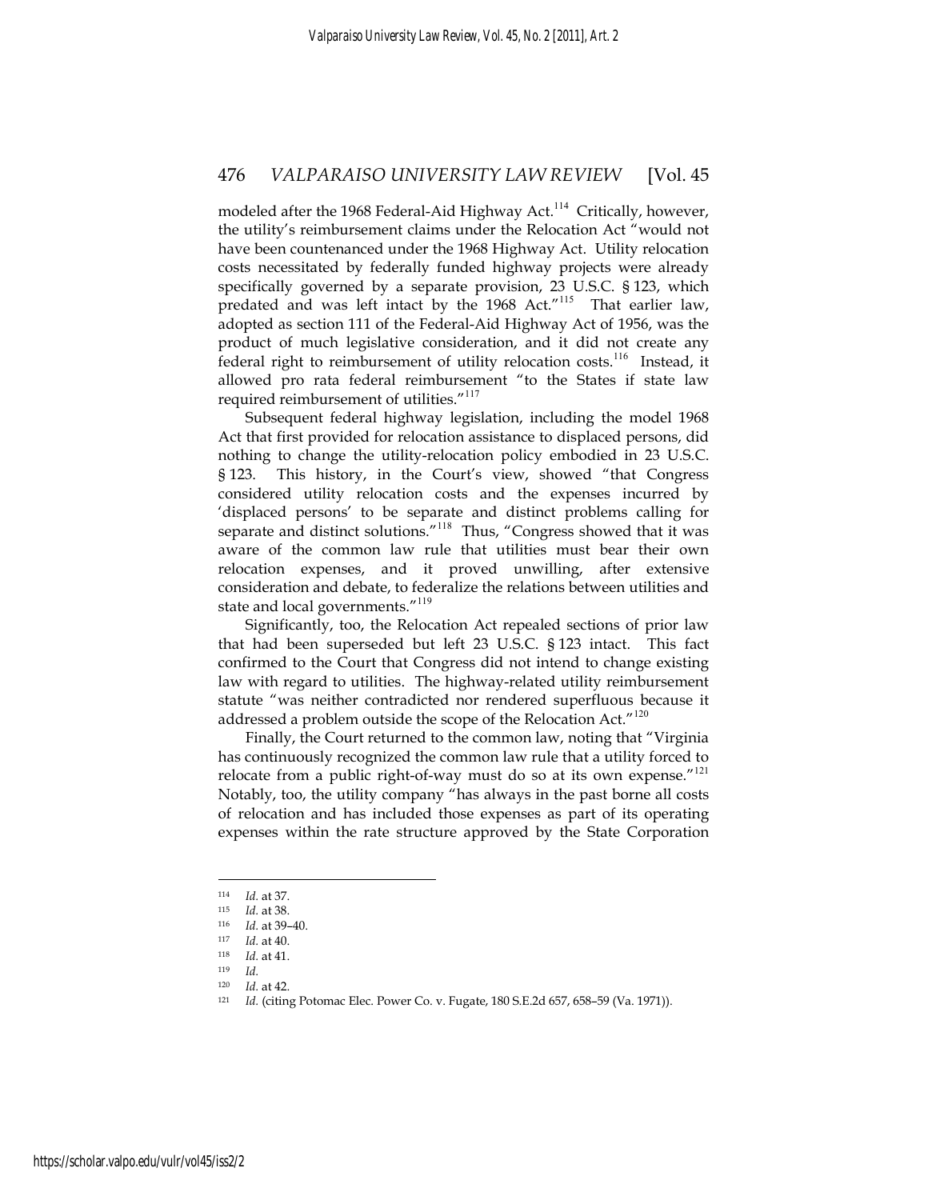modeled after the 1968 Federal-Aid Highway Act.[114] Critically, however, the utility's reimbursement claims under the Relocation Act "would not have been countenanced under the 1968 Highway Act. Utility relocation costs necessitated by federally funded highway projects were already specifically governed by a separate provision, 23 U.S.C. § 123, which predated and was left intact by the 1968 Act."[115] That earlier law, adopted as section 111 of the Federal-Aid Highway Act of 1956, was the product of much legislative consideration, and it did not create any federal right to reimbursement of utility relocation costs.[116] Instead, it allowed pro rata federal reimbursement "to the States if state law required reimbursement of utilities."[117]

Subsequent federal highway legislation, including the model 1968 Act that first provided for relocation assistance to displaced persons, did nothing to change the utility-relocation policy embodied in 23 U.S.C. § 123. This history, in the Court's view, showed "that Congress considered utility relocation costs and the expenses incurred by 'displaced persons' to be separate and distinct problems calling for separate and distinct solutions."[118] Thus, "Congress showed that it was aware of the common law rule that utilities must bear their own relocation expenses, and it proved unwilling, after extensive consideration and debate, to federalize the relations between utilities and state and local governments."[119]

Significantly, too, the Relocation Act repealed sections of prior law that had been superseded but left 23 U.S.C. § 123 intact. This fact confirmed to the Court that Congress did not intend to change existing law with regard to utilities. The highway-related utility reimbursement statute "was neither contradicted nor rendered superfluous because it addressed a problem outside the scope of the Relocation Act."[120]

Finally, the Court returned to the common law, noting that "Virginia has continuously recognized the common law rule that a utility forced to relocate from a public right-of-way must do so at its own expense."[121] Notably, too, the utility company "has always in the past borne all costs of relocation and has included those expenses as part of its operating expenses within the rate structure approved by the State Corporation

---

[114] *Id.* at 37.

[115] *Id.* at 38.

[116] *Id.* at 39–40.

[117] *Id.* at 40.

[118] *Id.* at 41.

[119] *Id.*

[120] *Id.* at 42.

[121] *Id.* (citing Potomac Elec. Power Co. v. Fugate, 180 S.E.2d 657, 658–59 (Va. 1971)).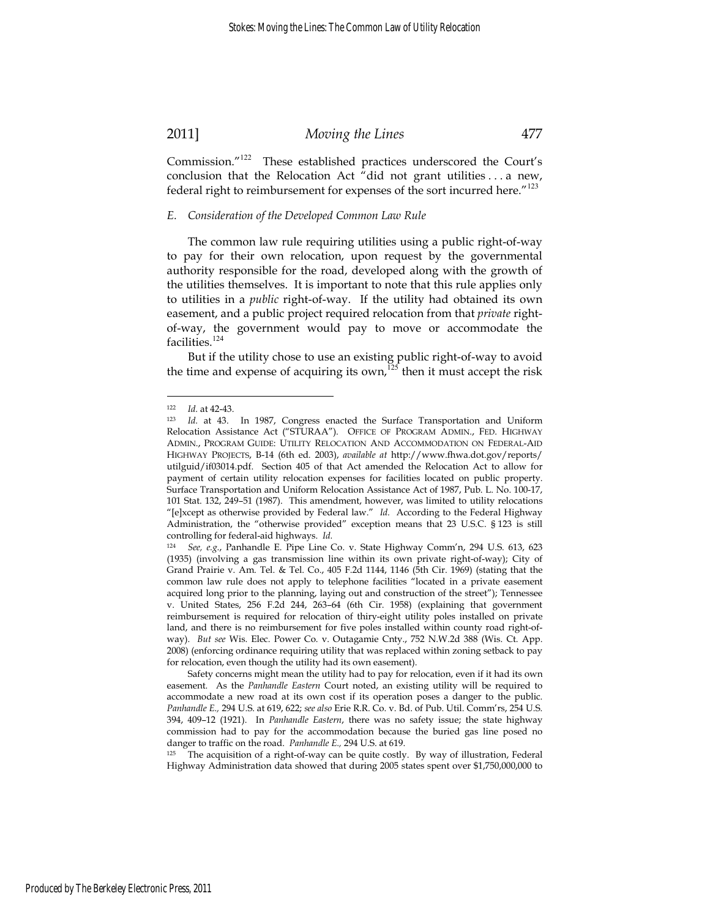Commission."[122] These established practices underscored the Court's conclusion that the Relocation Act "did not grant utilities . . . a new, federal right to reimbursement for expenses of the sort incurred here."[123]

### *E. Consideration of the Developed Common Law Rule*

The common law rule requiring utilities using a public right-of-way to pay for their own relocation, upon request by the governmental authority responsible for the road, developed along with the growth of the utilities themselves. It is important to note that this rule applies only to utilities in a *public* right-of-way. If the utility had obtained its own easement, and a public project required relocation from that *private* right-of-way, the government would pay to move or accommodate the facilities.[124]

But if the utility chose to use an existing public right-of-way to avoid the time and expense of acquiring its own,[125] then it must accept the risk

---

[122] *Id.* at 42-43.

[123] *Id.* at 43. In 1987, Congress enacted the Surface Transportation and Uniform Relocation Assistance Act ("STURAA"). OFFICE OF PROGRAM ADMIN., FED. HIGHWAY ADMIN., PROGRAM GUIDE: UTILITY RELOCATION AND ACCOMMODATION ON FEDERAL-AID HIGHWAY PROJECTS, B-14 (6th ed. 2003), *available at* http://www.fhwa.dot.gov/reports/utilguid/if03014.pdf. Section 405 of that Act amended the Relocation Act to allow for payment of certain utility relocation expenses for facilities located on public property. Surface Transportation and Uniform Relocation Assistance Act of 1987, Pub. L. No. 100-17, 101 Stat. 132, 249–51 (1987). This amendment, however, was limited to utility relocations "[e]xcept as otherwise provided by Federal law." *Id.* According to the Federal Highway Administration, the "otherwise provided" exception means that 23 U.S.C. § 123 is still controlling for federal-aid highways. *Id.*

[124] *See, e.g.*, Panhandle E. Pipe Line Co. v. State Highway Comm'n, 294 U.S. 613, 623 (1935) (involving a gas transmission line within its own private right-of-way); City of Grand Prairie v. Am. Tel. & Tel. Co., 405 F.2d 1144, 1146 (5th Cir. 1969) (stating that the common law rule does not apply to telephone facilities "located in a private easement acquired long prior to the planning, laying out and construction of the street"); Tennessee v. United States, 256 F.2d 244, 263–64 (6th Cir. 1958) (explaining that government reimbursement is required for relocation of thiry-eight utility poles installed on private land, and there is no reimbursement for five poles installed within county road right-of-way). *But see* Wis. Elec. Power Co. v. Outagamie Cnty., 752 N.W.2d 388 (Wis. Ct. App. 2008) (enforcing ordinance requiring utility that was replaced within zoning setback to pay for relocation, even though the utility had its own easement).

Safety concerns might mean the utility had to pay for relocation, even if it had its own easement. As the *Panhandle Eastern* Court noted, an existing utility will be required to accommodate a new road at its own cost if its operation poses a danger to the public. *Panhandle E.*, 294 U.S. at 619, 622; *see also* Erie R.R. Co. v. Bd. of Pub. Util. Comm'rs, 254 U.S. 394, 409–12 (1921). In *Panhandle Eastern*, there was no safety issue; the state highway commission had to pay for the accommodation because the buried gas line posed no danger to traffic on the road. *Panhandle E.*, 294 U.S. at 619.

[125] The acquisition of a right-of-way can be quite costly. By way of illustration, Federal Highway Administration data showed that during 2005 states spent over $1,750,000,000 to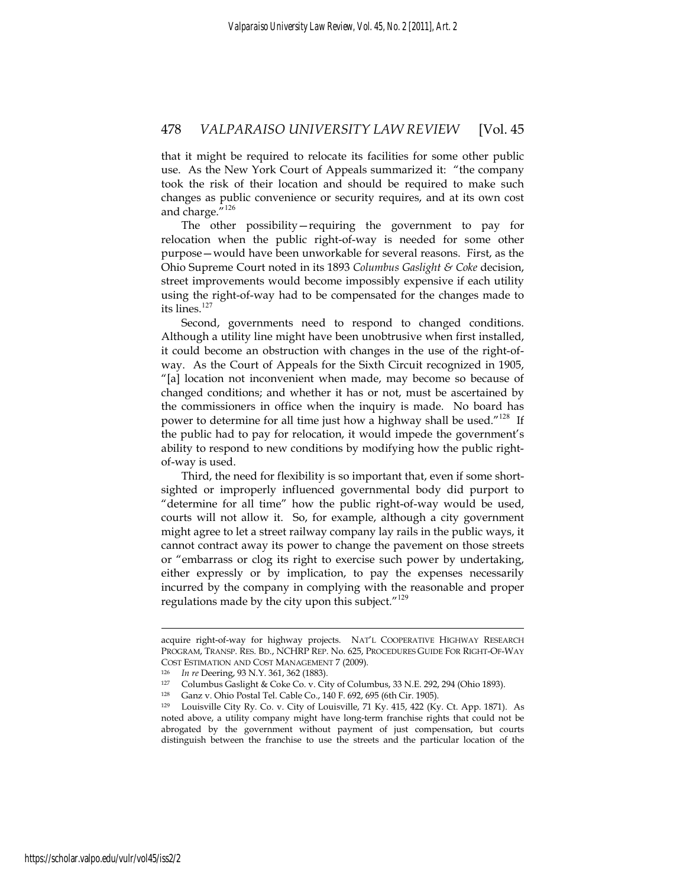that it might be required to relocate its facilities for some other public use. As the New York Court of Appeals summarized it: "the company took the risk of their location and should be required to make such changes as public convenience or security requires, and at its own cost and charge."[126]

The other possibility—requiring the government to pay for relocation when the public right-of-way is needed for some other purpose—would have been unworkable for several reasons. First, as the Ohio Supreme Court noted in its 1893 *Columbus Gaslight & Coke* decision, street improvements would become impossibly expensive if each utility using the right-of-way had to be compensated for the changes made to its lines.[127]

Second, governments need to respond to changed conditions. Although a utility line might have been unobtrusive when first installed, it could become an obstruction with changes in the use of the right-of-way. As the Court of Appeals for the Sixth Circuit recognized in 1905, "[a] location not inconvenient when made, may become so because of changed conditions; and whether it has or not, must be ascertained by the commissioners in office when the inquiry is made. No board has power to determine for all time just how a highway shall be used."[128] If the public had to pay for relocation, it would impede the government's ability to respond to new conditions by modifying how the public right-of-way is used.

Third, the need for flexibility is so important that, even if some short-sighted or improperly influenced governmental body did purport to "determine for all time" how the public right-of-way would be used, courts will not allow it. So, for example, although a city government might agree to let a street railway company lay rails in the public ways, it cannot contract away its power to change the pavement on those streets or "embarrass or clog its right to exercise such power by undertaking, either expressly or by implication, to pay the expenses necessarily incurred by the company in complying with the reasonable and proper regulations made by the city upon this subject."[129]

---

acquire right-of-way for highway projects. NAT'L COOPERATIVE HIGHWAY RESEARCH PROGRAM, TRANSP. RES. BD., NCHRP REP. No. 625, PROCEDURES GUIDE FOR RIGHT-OF-WAY COST ESTIMATION AND COST MANAGEMENT 7 (2009).

[126] *In re* Deering, 93 N.Y. 361, 362 (1883).

[127] Columbus Gaslight & Coke Co. v. City of Columbus, 33 N.E. 292, 294 (Ohio 1893).

[128] Ganz v. Ohio Postal Tel. Cable Co., 140 F. 692, 695 (6th Cir. 1905).

[129] Louisville City Ry. Co. v. City of Louisville, 71 Ky. 415, 422 (Ky. Ct. App. 1871). As noted above, a utility company might have long-term franchise rights that could not be abrogated by the government without payment of just compensation, but courts distinguish between the franchise to use the streets and the particular location of the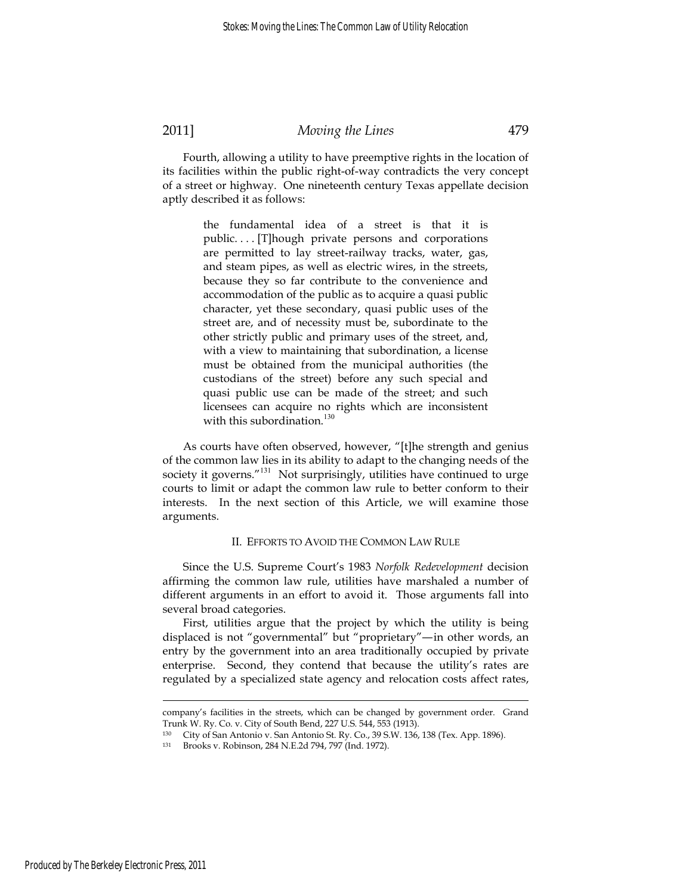Fourth, allowing a utility to have preemptive rights in the location of its facilities within the public right-of-way contradicts the very concept of a street or highway. One nineteenth century Texas appellate decision aptly described it as follows:

> the fundamental idea of a street is that it is public. . . . [T]hough private persons and corporations are permitted to lay street-railway tracks, water, gas, and steam pipes, as well as electric wires, in the streets, because they so far contribute to the convenience and accommodation of the public as to acquire a quasi public character, yet these secondary, quasi public uses of the street are, and of necessity must be, subordinate to the other strictly public and primary uses of the street, and, with a view to maintaining that subordination, a license must be obtained from the municipal authorities (the custodians of the street) before any such special and quasi public use can be made of the street; and such licensees can acquire no rights which are inconsistent with this subordination.[130]

As courts have often observed, however, "[t]he strength and genius of the common law lies in its ability to adapt to the changing needs of the society it governs."[131] Not surprisingly, utilities have continued to urge courts to limit or adapt the common law rule to better conform to their interests. In the next section of this Article, we will examine those arguments.

## II. Efforts to Avoid the Common Law Rule

Since the U.S. Supreme Court's 1983 *Norfolk Redevelopment* decision affirming the common law rule, utilities have marshaled a number of different arguments in an effort to avoid it. Those arguments fall into several broad categories.

First, utilities argue that the project by which the utility is being displaced is not "governmental" but "proprietary"—in other words, an entry by the government into an area traditionally occupied by private enterprise. Second, they contend that because the utility's rates are regulated by a specialized state agency and relocation costs affect rates,

---

company's facilities in the streets, which can be changed by government order. Grand Trunk W. Ry. Co. v. City of South Bend, 227 U.S. 544, 553 (1913).

[130] City of San Antonio v. San Antonio St. Ry. Co., 39 S.W. 136, 138 (Tex. App. 1896).

[131] Brooks v. Robinson, 284 N.E.2d 794, 797 (Ind. 1972).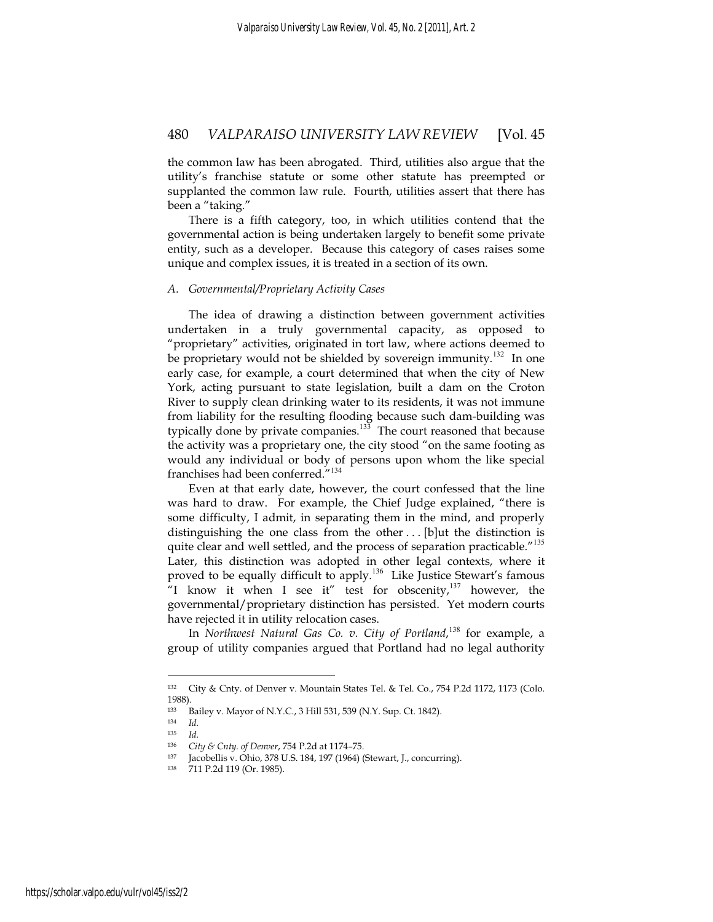the common law has been abrogated. Third, utilities also argue that the utility's franchise statute or some other statute has preempted or supplanted the common law rule. Fourth, utilities assert that there has been a "taking."

There is a fifth category, too, in which utilities contend that the governmental action is being undertaken largely to benefit some private entity, such as a developer. Because this category of cases raises some unique and complex issues, it is treated in a section of its own.

### *A. Governmental/Proprietary Activity Cases*

The idea of drawing a distinction between government activities undertaken in a truly governmental capacity, as opposed to "proprietary" activities, originated in tort law, where actions deemed to be proprietary would not be shielded by sovereign immunity.[132] In one early case, for example, a court determined that when the city of New York, acting pursuant to state legislation, built a dam on the Croton River to supply clean drinking water to its residents, it was not immune from liability for the resulting flooding because such dam-building was typically done by private companies.[133] The court reasoned that because the activity was a proprietary one, the city stood "on the same footing as would any individual or body of persons upon whom the like special franchises had been conferred."[134]

Even at that early date, however, the court confessed that the line was hard to draw. For example, the Chief Judge explained, "there is some difficulty, I admit, in separating them in the mind, and properly distinguishing the one class from the other . . . [b]ut the distinction is quite clear and well settled, and the process of separation practicable."[135] Later, this distinction was adopted in other legal contexts, where it proved to be equally difficult to apply.[136] Like Justice Stewart's famous "I know it when I see it" test for obscenity,[137] however, the governmental/proprietary distinction has persisted. Yet modern courts have rejected it in utility relocation cases.

In *Northwest Natural Gas Co. v. City of Portland*,[138] for example, a group of utility companies argued that Portland had no legal authority

---

[132] City & Cnty. of Denver v. Mountain States Tel. & Tel. Co., 754 P.2d 1172, 1173 (Colo. 1988).

[133] Bailey v. Mayor of N.Y.C., 3 Hill 531, 539 (N.Y. Sup. Ct. 1842).

[134] *Id.*

[135] *Id.*

[136] *City & Cnty. of Denver*, 754 P.2d at 1174–75.

[137] Jacobellis v. Ohio, 378 U.S. 184, 197 (1964) (Stewart, J., concurring).

[138] 711 P.2d 119 (Or. 1985).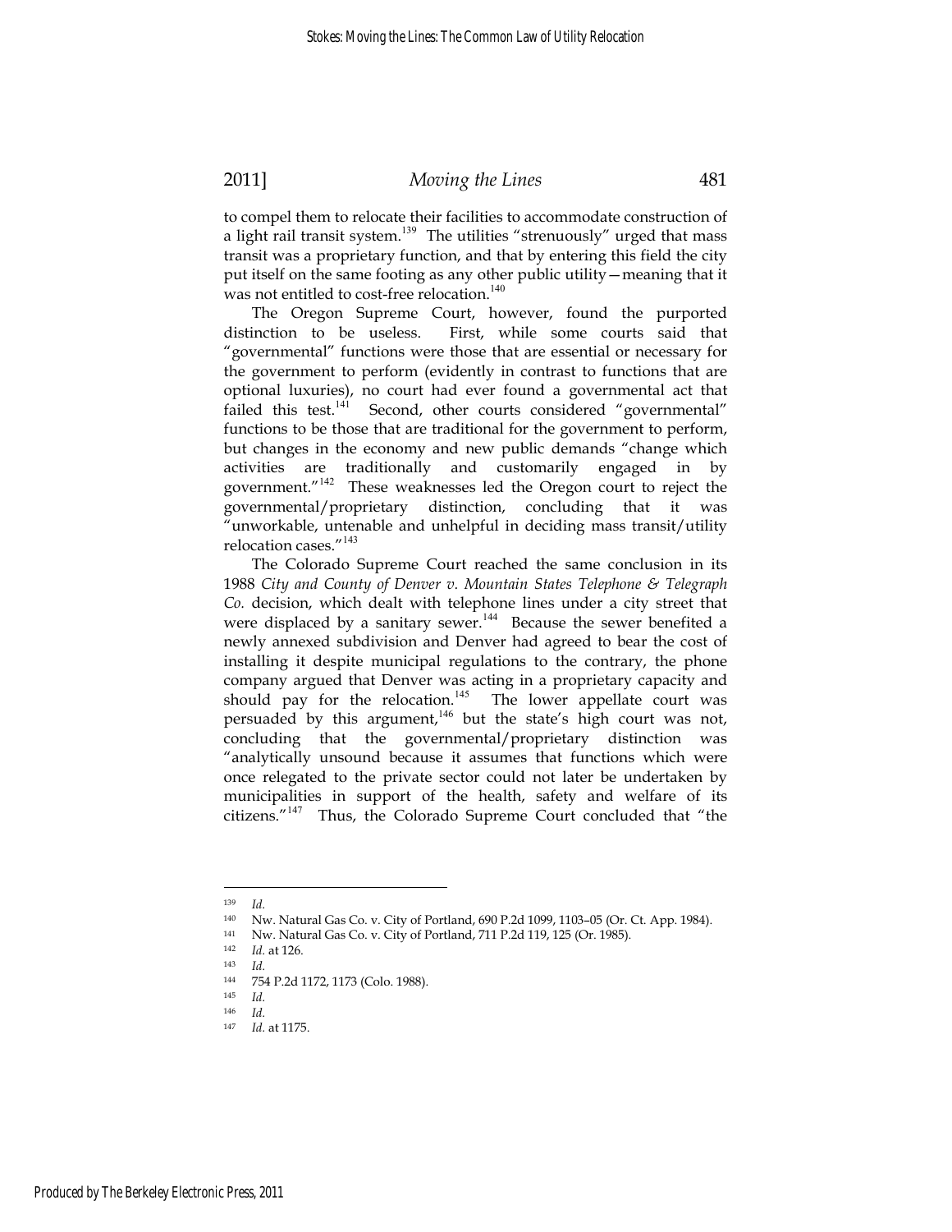to compel them to relocate their facilities to accommodate construction of a light rail transit system.[139] The utilities "strenuously" urged that mass transit was a proprietary function, and that by entering this field the city put itself on the same footing as any other public utility—meaning that it was not entitled to cost-free relocation.[140]

The Oregon Supreme Court, however, found the purported distinction to be useless. First, while some courts said that "governmental" functions were those that are essential or necessary for the government to perform (evidently in contrast to functions that are optional luxuries), no court had ever found a governmental act that failed this test.[141] Second, other courts considered "governmental" functions to be those that are traditional for the government to perform, but changes in the economy and new public demands "change which activities are traditionally and customarily engaged in by government."[142] These weaknesses led the Oregon court to reject the governmental/proprietary distinction, concluding that it was "unworkable, untenable and unhelpful in deciding mass transit/utility relocation cases."[143]

The Colorado Supreme Court reached the same conclusion in its 1988 *City and County of Denver v. Mountain States Telephone & Telegraph Co.* decision, which dealt with telephone lines under a city street that were displaced by a sanitary sewer.[144] Because the sewer benefited a newly annexed subdivision and Denver had agreed to bear the cost of installing it despite municipal regulations to the contrary, the phone company argued that Denver was acting in a proprietary capacity and should pay for the relocation.[145] The lower appellate court was persuaded by this argument,[146] but the state's high court was not, concluding that the governmental/proprietary distinction was "analytically unsound because it assumes that functions which were once relegated to the private sector could not later be undertaken by municipalities in support of the health, safety and welfare of its citizens."[147] Thus, the Colorado Supreme Court concluded that "the

---

[139] *Id.*

[140] Nw. Natural Gas Co. v. City of Portland, 690 P.2d 1099, 1103–05 (Or. Ct. App. 1984).

[141] Nw. Natural Gas Co. v. City of Portland, 711 P.2d 119, 125 (Or. 1985).

[142] *Id.* at 126.

[143] *Id.*

[144] 754 P.2d 1172, 1173 (Colo. 1988).

[145] *Id.*

[146] *Id.*

[147] *Id.* at 1175.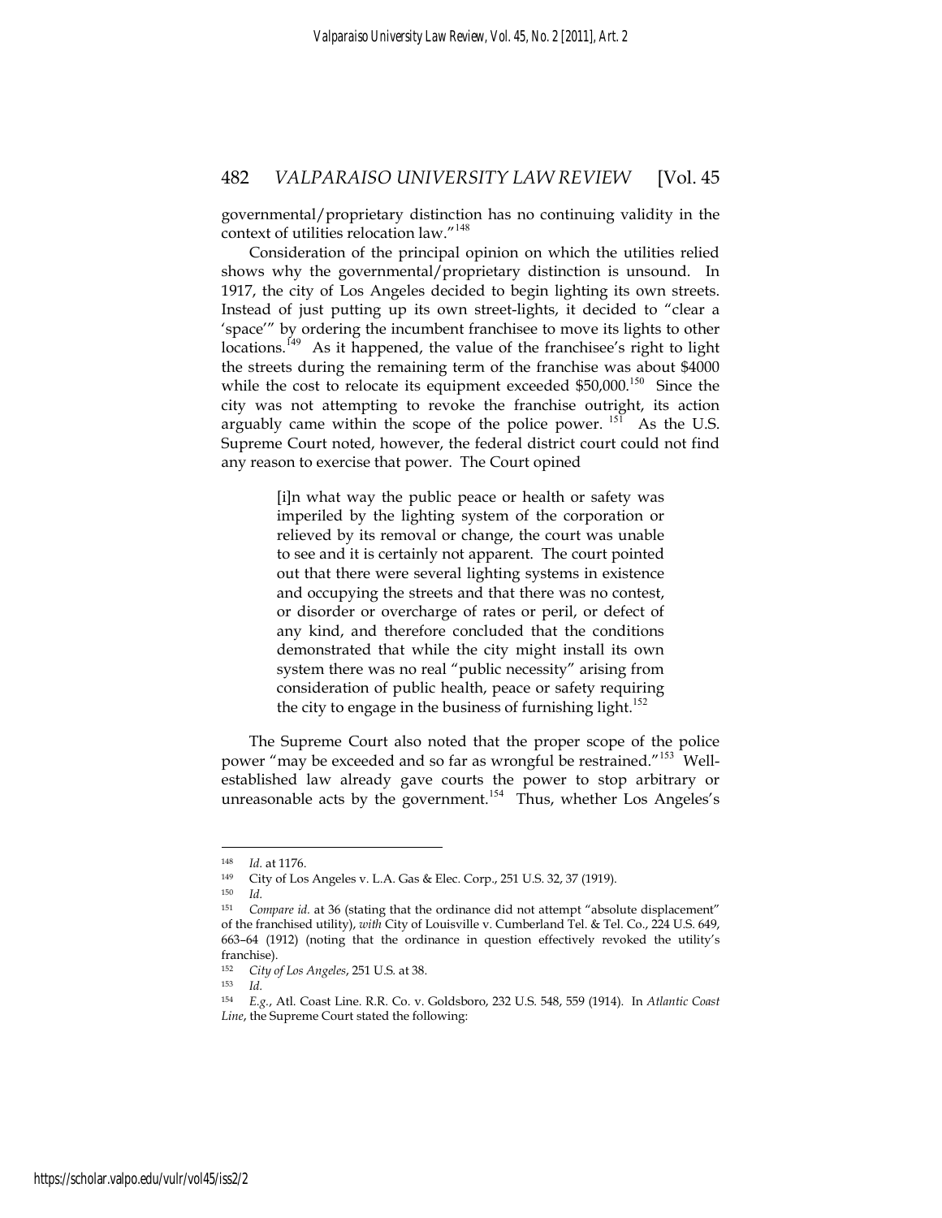governmental/proprietary distinction has no continuing validity in the context of utilities relocation law."[148]

Consideration of the principal opinion on which the utilities relied shows why the governmental/proprietary distinction is unsound. In 1917, the city of Los Angeles decided to begin lighting its own streets. Instead of just putting up its own street-lights, it decided to "clear a 'space'" by ordering the incumbent franchisee to move its lights to other locations.[149] As it happened, the value of the franchisee's right to light the streets during the remaining term of the franchise was about $4000 while the cost to relocate its equipment exceeded $50,000.[150] Since the city was not attempting to revoke the franchise outright, its action arguably came within the scope of the police power.[151] As the U.S. Supreme Court noted, however, the federal district court could not find any reason to exercise that power. The Court opined

> [i]n what way the public peace or health or safety was imperiled by the lighting system of the corporation or relieved by its removal or change, the court was unable to see and it is certainly not apparent. The court pointed out that there were several lighting systems in existence and occupying the streets and that there was no contest, or disorder or overcharge of rates or peril, or defect of any kind, and therefore concluded that the conditions demonstrated that while the city might install its own system there was no real "public necessity" arising from consideration of public health, peace or safety requiring the city to engage in the business of furnishing light.[152]

The Supreme Court also noted that the proper scope of the police power "may be exceeded and so far as wrongful be restrained."[153] Well-established law already gave courts the power to stop arbitrary or unreasonable acts by the government.[154] Thus, whether Los Angeles's

---

[148] *Id.* at 1176.

[149] City of Los Angeles v. L.A. Gas & Elec. Corp., 251 U.S. 32, 37 (1919).

[150] *Id.*

[151] *Compare id.* at 36 (stating that the ordinance did not attempt "absolute displacement" of the franchised utility), *with* City of Louisville v. Cumberland Tel. & Tel. Co., 224 U.S. 649, 663–64 (1912) (noting that the ordinance in question effectively revoked the utility's franchise).

[152] *City of Los Angeles*, 251 U.S. at 38.

[153] *Id.*

[154] *E.g.*, Atl. Coast Line. R.R. Co. v. Goldsboro, 232 U.S. 548, 559 (1914). In *Atlantic Coast Line*, the Supreme Court stated the following: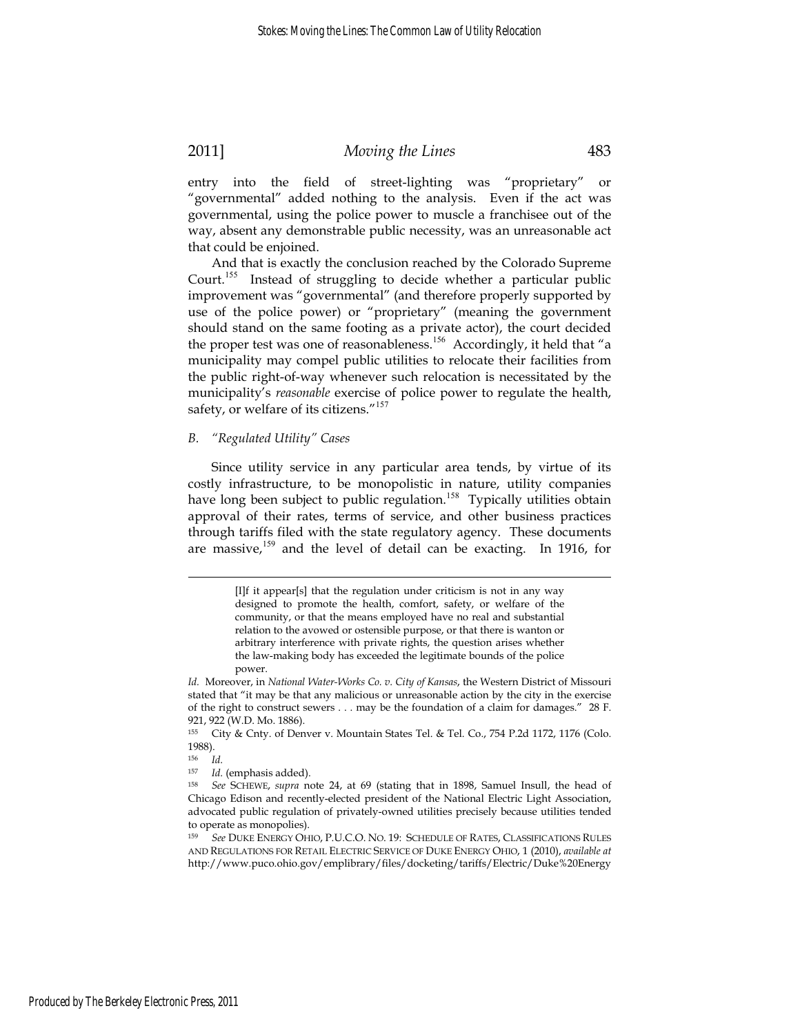entry into the field of street-lighting was "proprietary" or "governmental" added nothing to the analysis. Even if the act was governmental, using the police power to muscle a franchisee out of the way, absent any demonstrable public necessity, was an unreasonable act that could be enjoined.

And that is exactly the conclusion reached by the Colorado Supreme Court.[155] Instead of struggling to decide whether a particular public improvement was "governmental" (and therefore properly supported by use of the police power) or "proprietary" (meaning the government should stand on the same footing as a private actor), the court decided the proper test was one of reasonableness.[156] Accordingly, it held that "a municipality may compel public utilities to relocate their facilities from the public right-of-way whenever such relocation is necessitated by the municipality's *reasonable* exercise of police power to regulate the health, safety, or welfare of its citizens."[157]

### *B. "Regulated Utility" Cases*

Since utility service in any particular area tends, by virtue of its costly infrastructure, to be monopolistic in nature, utility companies have long been subject to public regulation.[158] Typically utilities obtain approval of their rates, terms of service, and other business practices through tariffs filed with the state regulatory agency. These documents are massive,[159] and the level of detail can be exacting. In 1916, for

---

> [I]f it appear[s] that the regulation under criticism is not in any way designed to promote the health, comfort, safety, or welfare of the community, or that the means employed have no real and substantial relation to the avowed or ostensible purpose, or that there is wanton or arbitrary interference with private rights, the question arises whether the law-making body has exceeded the legitimate bounds of the police power.

*Id.* Moreover, in *National Water-Works Co. v. City of Kansas*, the Western District of Missouri stated that "it may be that any malicious or unreasonable action by the city in the exercise of the right to construct sewers . . . may be the foundation of a claim for damages." 28 F. 921, 922 (W.D. Mo. 1886).

155 City & Cnty. of Denver v. Mountain States Tel. & Tel. Co., 754 P.2d 1172, 1176 (Colo. 1988).

156 *Id.*

157 *Id.* (emphasis added).

158 *See* SCHEWE, *supra* note 24, at 69 (stating that in 1898, Samuel Insull, the head of Chicago Edison and recently-elected president of the National Electric Light Association, advocated public regulation of privately-owned utilities precisely because utilities tended to operate as monopolies).

159 *See* DUKE ENERGY OHIO, P.U.C.O. NO. 19: SCHEDULE OF RATES, CLASSIFICATIONS RULES AND REGULATIONS FOR RETAIL ELECTRIC SERVICE OF DUKE ENERGY OHIO, 1 (2010), *available at* http://www.puco.ohio.gov/emplibrary/files/docketing/tariffs/Electric/Duke%20Energy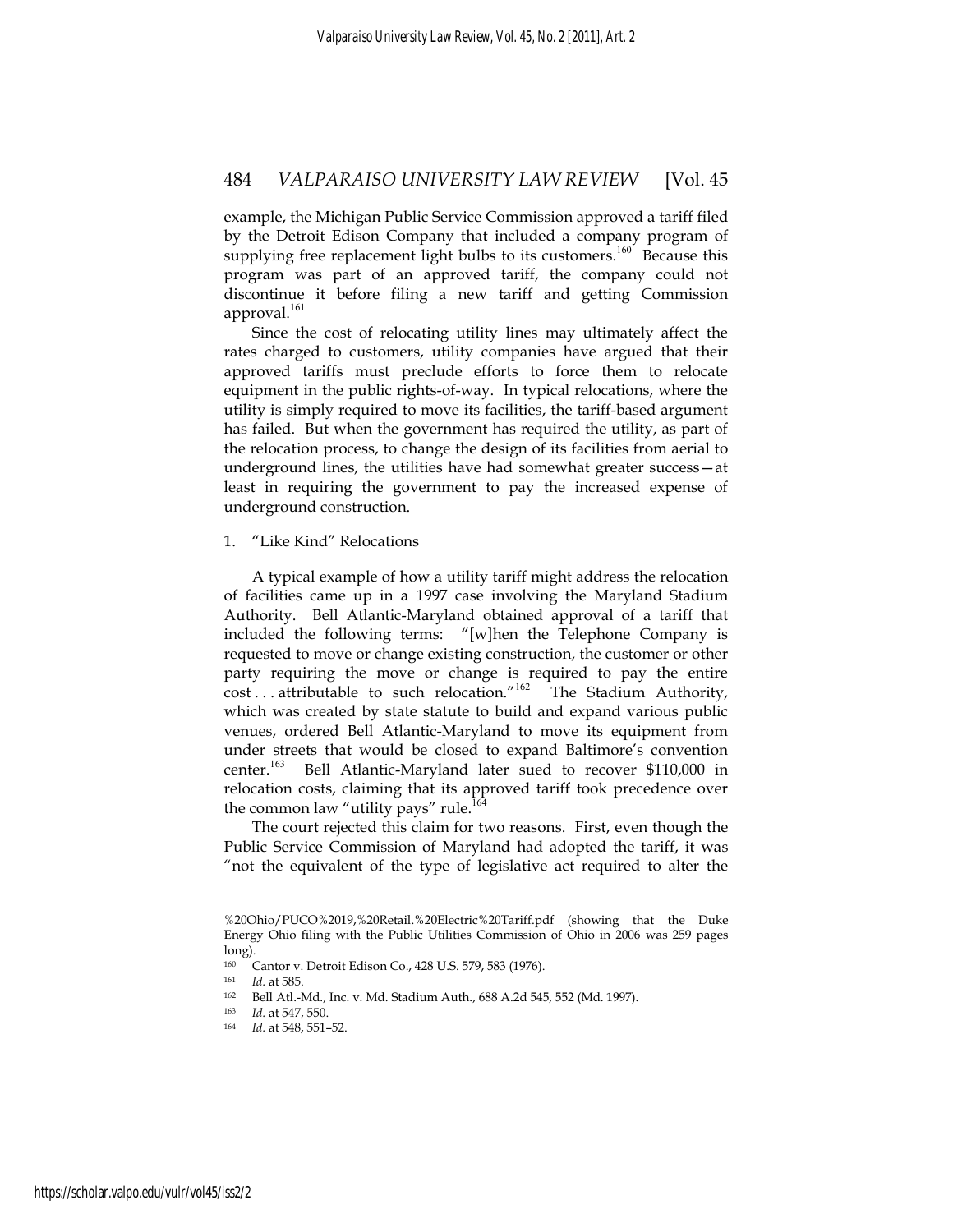example, the Michigan Public Service Commission approved a tariff filed by the Detroit Edison Company that included a company program of supplying free replacement light bulbs to its customers.[160] Because this program was part of an approved tariff, the company could not discontinue it before filing a new tariff and getting Commission approval.[161]

Since the cost of relocating utility lines may ultimately affect the rates charged to customers, utility companies have argued that their approved tariffs must preclude efforts to force them to relocate equipment in the public rights-of-way. In typical relocations, where the utility is simply required to move its facilities, the tariff-based argument has failed. But when the government has required the utility, as part of the relocation process, to change the design of its facilities from aerial to underground lines, the utilities have had somewhat greater success—at least in requiring the government to pay the increased expense of underground construction.

### 1. "Like Kind" Relocations

A typical example of how a utility tariff might address the relocation of facilities came up in a 1997 case involving the Maryland Stadium Authority. Bell Atlantic-Maryland obtained approval of a tariff that included the following terms: "[w]hen the Telephone Company is requested to move or change existing construction, the customer or other party requiring the move or change is required to pay the entire cost . . . attributable to such relocation."[162] The Stadium Authority, which was created by state statute to build and expand various public venues, ordered Bell Atlantic-Maryland to move its equipment from under streets that would be closed to expand Baltimore's convention center.[163] Bell Atlantic-Maryland later sued to recover $110,000 in relocation costs, claiming that its approved tariff took precedence over the common law "utility pays" rule.[164]

The court rejected this claim for two reasons. First, even though the Public Service Commission of Maryland had adopted the tariff, it was "not the equivalent of the type of legislative act required to alter the

---

%20Ohio/PUCO%2019,%20Retail.%20Electric%20Tariff.pdf (showing that the Duke Energy Ohio filing with the Public Utilities Commission of Ohio in 2006 was 259 pages long).

[160] Cantor v. Detroit Edison Co., 428 U.S. 579, 583 (1976).

[161] *Id.* at 585.

[162] Bell Atl.-Md., Inc. v. Md. Stadium Auth., 688 A.2d 545, 552 (Md. 1997).

[163] *Id.* at 547, 550.

[164] *Id.* at 548, 551–52.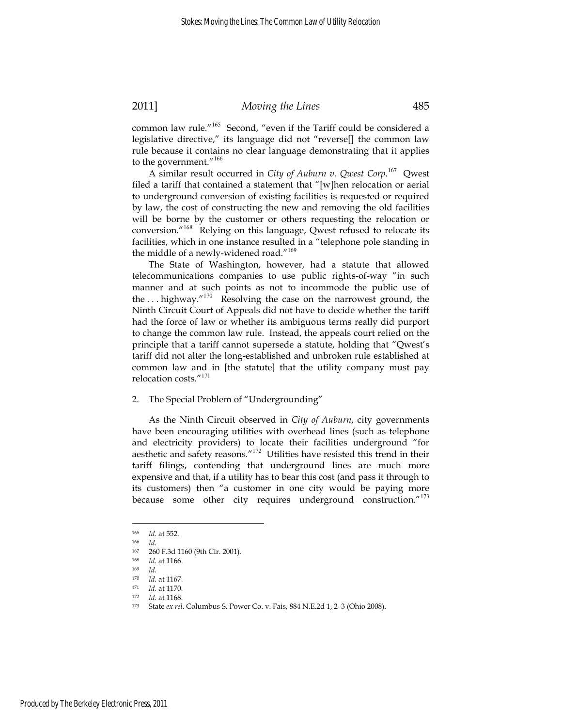common law rule."[165] Second, "even if the Tariff could be considered a legislative directive," its language did not "reverse[] the common law rule because it contains no clear language demonstrating that it applies to the government."[166]

A similar result occurred in *City of Auburn v. Qwest Corp.*[167] Qwest filed a tariff that contained a statement that "[w]hen relocation or aerial to underground conversion of existing facilities is requested or required by law, the cost of constructing the new and removing the old facilities will be borne by the customer or others requesting the relocation or conversion."[168] Relying on this language, Qwest refused to relocate its facilities, which in one instance resulted in a "telephone pole standing in the middle of a newly-widened road."[169]

The State of Washington, however, had a statute that allowed telecommunications companies to use public rights-of-way "in such manner and at such points as not to incommode the public use of the . . . highway."[170] Resolving the case on the narrowest ground, the Ninth Circuit Court of Appeals did not have to decide whether the tariff had the force of law or whether its ambiguous terms really did purport to change the common law rule. Instead, the appeals court relied on the principle that a tariff cannot supersede a statute, holding that "Qwest's tariff did not alter the long-established and unbroken rule established at common law and in [the statute] that the utility company must pay relocation costs."[171]

2. The Special Problem of "Undergrounding"

As the Ninth Circuit observed in *City of Auburn*, city governments have been encouraging utilities with overhead lines (such as telephone and electricity providers) to locate their facilities underground "for aesthetic and safety reasons."[172] Utilities have resisted this trend in their tariff filings, contending that underground lines are much more expensive and that, if a utility has to bear this cost (and pass it through to its customers) then "a customer in one city would be paying more because some other city requires underground construction."[173]

---

165 *Id.* at 552.

166 *Id.*

167 260 F.3d 1160 (9th Cir. 2001).

168 *Id.* at 1166.

169 *Id.*

170 *Id.* at 1167.

171 *Id.* at 1170.

172 *Id.* at 1168.

173 State *ex rel.* Columbus S. Power Co. v. Fais, 884 N.E.2d 1, 2–3 (Ohio 2008).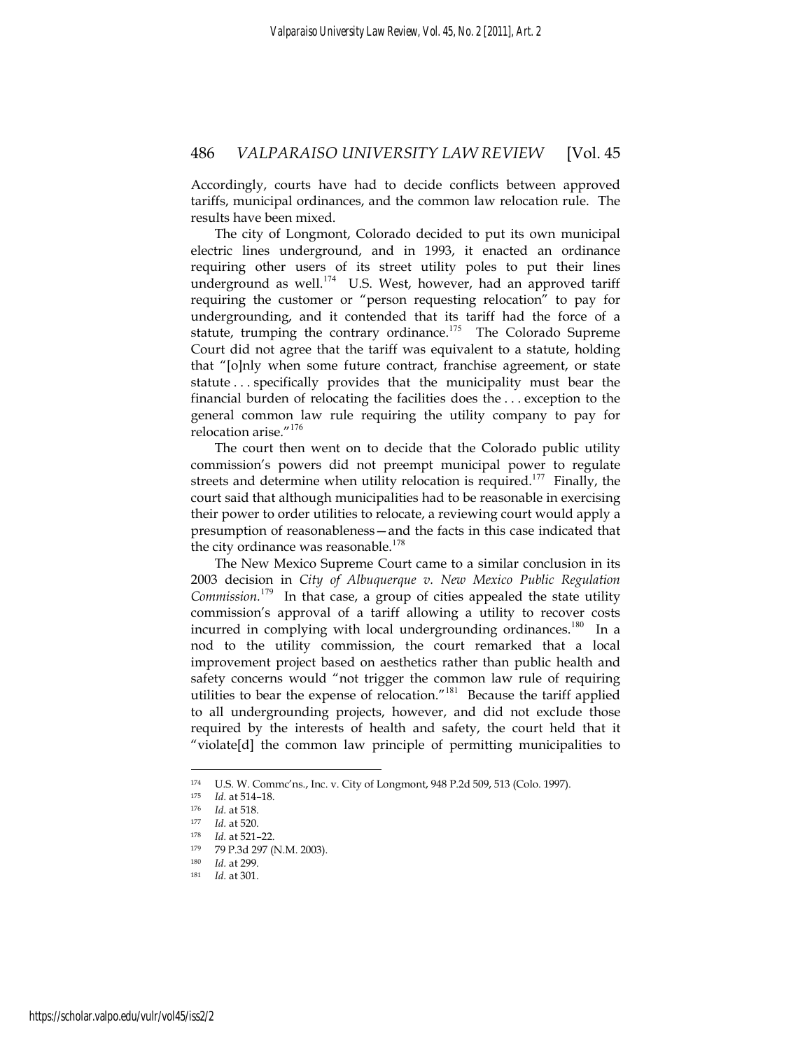Accordingly, courts have had to decide conflicts between approved tariffs, municipal ordinances, and the common law relocation rule. The results have been mixed.

The city of Longmont, Colorado decided to put its own municipal electric lines underground, and in 1993, it enacted an ordinance requiring other users of its street utility poles to put their lines underground as well.[174] U.S. West, however, had an approved tariff requiring the customer or "person requesting relocation" to pay for undergrounding, and it contended that its tariff had the force of a statute, trumping the contrary ordinance.[175] The Colorado Supreme Court did not agree that the tariff was equivalent to a statute, holding that "[o]nly when some future contract, franchise agreement, or state statute . . . specifically provides that the municipality must bear the financial burden of relocating the facilities does the . . . exception to the general common law rule requiring the utility company to pay for relocation arise."[176]

The court then went on to decide that the Colorado public utility commission's powers did not preempt municipal power to regulate streets and determine when utility relocation is required.[177] Finally, the court said that although municipalities had to be reasonable in exercising their power to order utilities to relocate, a reviewing court would apply a presumption of reasonableness—and the facts in this case indicated that the city ordinance was reasonable.[178]

The New Mexico Supreme Court came to a similar conclusion in its 2003 decision in *City of Albuquerque v. New Mexico Public Regulation Commission*.[179] In that case, a group of cities appealed the state utility commission's approval of a tariff allowing a utility to recover costs incurred in complying with local undergrounding ordinances.[180] In a nod to the utility commission, the court remarked that a local improvement project based on aesthetics rather than public health and safety concerns would "not trigger the common law rule of requiring utilities to bear the expense of relocation."[181] Because the tariff applied to all undergrounding projects, however, and did not exclude those required by the interests of health and safety, the court held that it "violate[d] the common law principle of permitting municipalities to

---

[174] U.S. W. Commc'ns., Inc. v. City of Longmont, 948 P.2d 509, 513 (Colo. 1997).

[175] *Id.* at 514–18.

[176] *Id.* at 518.

[177] *Id.* at 520.

[178] *Id.* at 521–22.

[179] 79 P.3d 297 (N.M. 2003).

[180] *Id.* at 299.

[181] *Id.* at 301.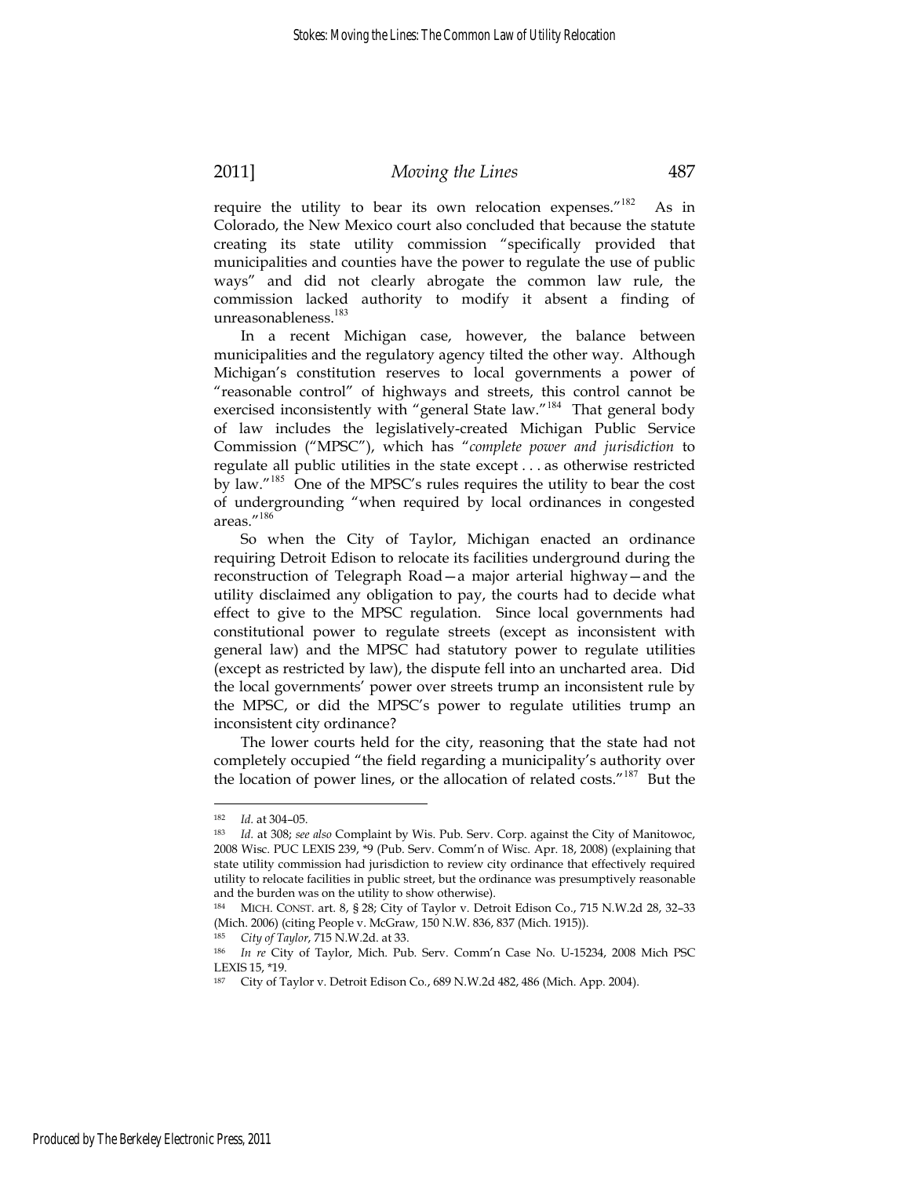require the utility to bear its own relocation expenses."[182] As in Colorado, the New Mexico court also concluded that because the statute creating its state utility commission "specifically provided that municipalities and counties have the power to regulate the use of public ways" and did not clearly abrogate the common law rule, the commission lacked authority to modify it absent a finding of unreasonableness.[183]

In a recent Michigan case, however, the balance between municipalities and the regulatory agency tilted the other way. Although Michigan's constitution reserves to local governments a power of "reasonable control" of highways and streets, this control cannot be exercised inconsistently with "general State law."[184] That general body of law includes the legislatively-created Michigan Public Service Commission ("MPSC"), which has "*complete power and jurisdiction* to regulate all public utilities in the state except . . . as otherwise restricted by law."[185] One of the MPSC's rules requires the utility to bear the cost of undergrounding "when required by local ordinances in congested areas."[186]

So when the City of Taylor, Michigan enacted an ordinance requiring Detroit Edison to relocate its facilities underground during the reconstruction of Telegraph Road—a major arterial highway—and the utility disclaimed any obligation to pay, the courts had to decide what effect to give to the MPSC regulation. Since local governments had constitutional power to regulate streets (except as inconsistent with general law) and the MPSC had statutory power to regulate utilities (except as restricted by law), the dispute fell into an uncharted area. Did the local governments' power over streets trump an inconsistent rule by the MPSC, or did the MPSC's power to regulate utilities trump an inconsistent city ordinance?

The lower courts held for the city, reasoning that the state had not completely occupied "the field regarding a municipality's authority over the location of power lines, or the allocation of related costs."[187] But the

---

[182] *Id.* at 304–05.

[183] *Id.* at 308; *see also* Complaint by Wis. Pub. Serv. Corp. against the City of Manitowoc, 2008 Wisc. PUC LEXIS 239, *9 (Pub. Serv. Comm'n of Wisc. Apr. 18, 2008) (explaining that state utility commission had jurisdiction to review city ordinance that effectively required utility to relocate facilities in public street, but the ordinance was presumptively reasonable and the burden was on the utility to show otherwise).

[184] MICH. CONST. art. 8, § 28; City of Taylor v. Detroit Edison Co., 715 N.W.2d 28, 32–33 (Mich. 2006) (citing People v. McGraw, 150 N.W. 836, 837 (Mich. 1915)).

[185] *City of Taylor*, 715 N.W.2d. at 33.

[186] *In re* City of Taylor, Mich. Pub. Serv. Comm'n Case No. U-15234, 2008 Mich PSC LEXIS 15, *19.

[187] City of Taylor v. Detroit Edison Co., 689 N.W.2d 482, 486 (Mich. App. 2004).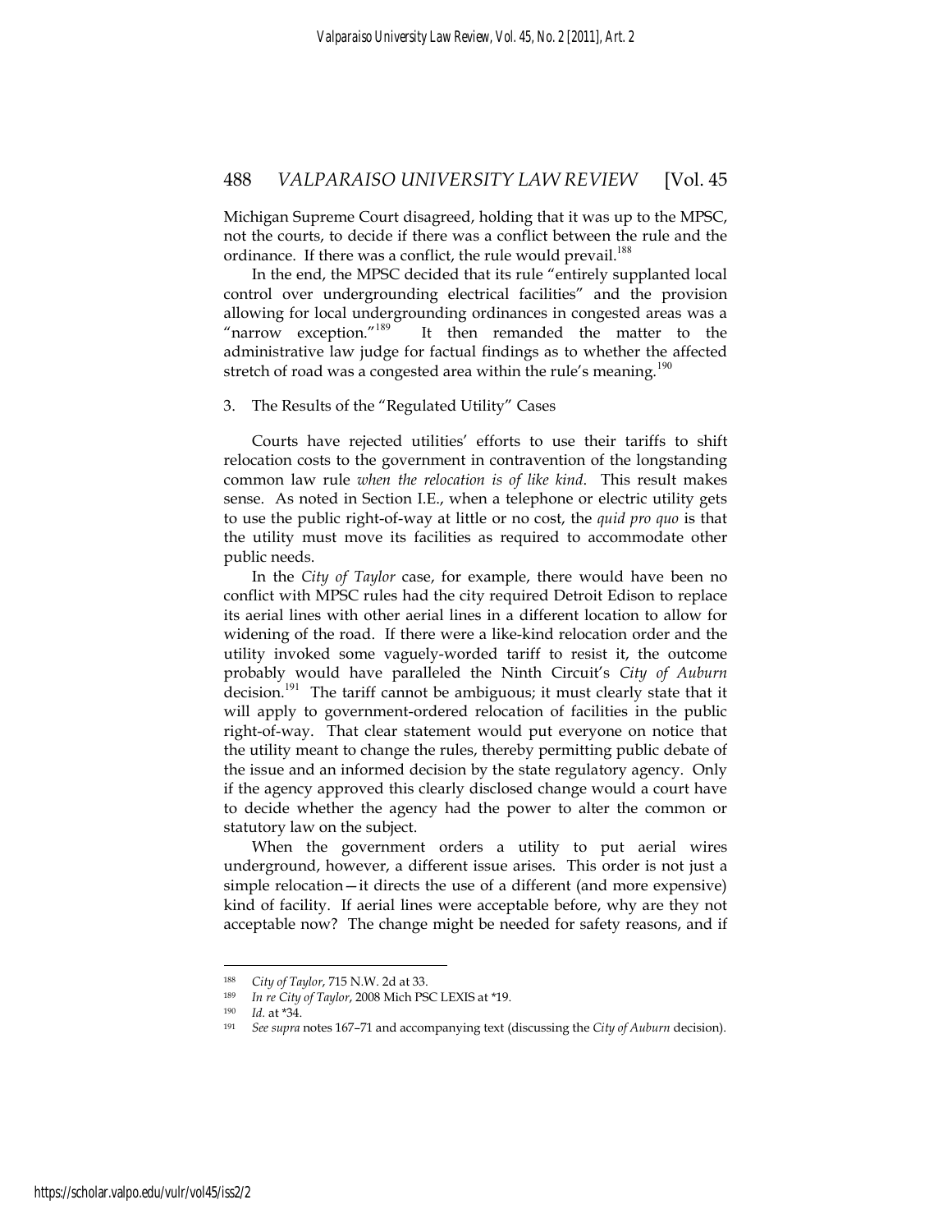Michigan Supreme Court disagreed, holding that it was up to the MPSC, not the courts, to decide if there was a conflict between the rule and the ordinance. If there was a conflict, the rule would prevail.[188]

In the end, the MPSC decided that its rule "entirely supplanted local control over undergrounding electrical facilities" and the provision allowing for local undergrounding ordinances in congested areas was a "narrow exception."[189] It then remanded the matter to the administrative law judge for factual findings as to whether the affected stretch of road was a congested area within the rule's meaning.[190]

### 3. The Results of the "Regulated Utility" Cases

Courts have rejected utilities' efforts to use their tariffs to shift relocation costs to the government in contravention of the longstanding common law rule *when the relocation is of like kind*. This result makes sense. As noted in Section I.E., when a telephone or electric utility gets to use the public right-of-way at little or no cost, the *quid pro quo* is that the utility must move its facilities as required to accommodate other public needs.

In the *City of Taylor* case, for example, there would have been no conflict with MPSC rules had the city required Detroit Edison to replace its aerial lines with other aerial lines in a different location to allow for widening of the road. If there were a like-kind relocation order and the utility invoked some vaguely-worded tariff to resist it, the outcome probably would have paralleled the Ninth Circuit's *City of Auburn* decision.[191] The tariff cannot be ambiguous; it must clearly state that it will apply to government-ordered relocation of facilities in the public right-of-way. That clear statement would put everyone on notice that the utility meant to change the rules, thereby permitting public debate of the issue and an informed decision by the state regulatory agency. Only if the agency approved this clearly disclosed change would a court have to decide whether the agency had the power to alter the common or statutory law on the subject.

When the government orders a utility to put aerial wires underground, however, a different issue arises. This order is not just a simple relocation—it directs the use of a different (and more expensive) kind of facility. If aerial lines were acceptable before, why are they not acceptable now? The change might be needed for safety reasons, and if

---

[188] *City of Taylor*, 715 N.W. 2d at 33.

[189] *In re City of Taylor*, 2008 Mich PSC LEXIS at *19.

[190] *Id.* at *34.

[191] *See supra* notes 167–71 and accompanying text (discussing the *City of Auburn* decision).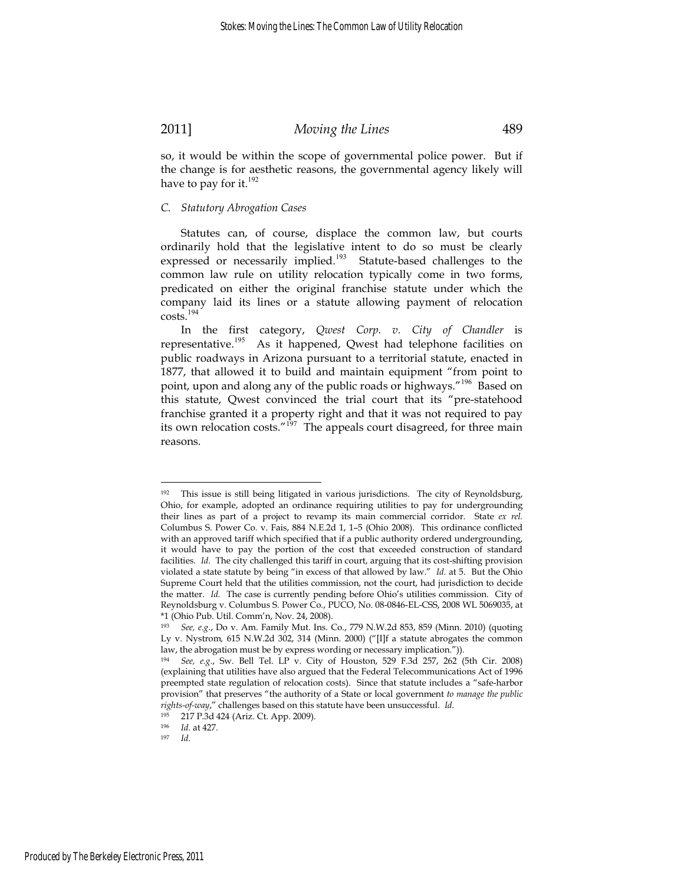so, it would be within the scope of governmental police power. But if the change is for aesthetic reasons, the governmental agency likely will have to pay for it.[192]

### *C. Statutory Abrogation Cases*

Statutes can, of course, displace the common law, but courts ordinarily hold that the legislative intent to do so must be clearly expressed or necessarily implied.[193] Statute-based challenges to the common law rule on utility relocation typically come in two forms, predicated on either the original franchise statute under which the company laid its lines or a statute allowing payment of relocation costs.[194]

In the first category, *Qwest Corp. v. City of Chandler* is representative.[195] As it happened, Qwest had telephone facilities on public roadways in Arizona pursuant to a territorial statute, enacted in 1877, that allowed it to build and maintain equipment "from point to point, upon and along any of the public roads or highways."[196] Based on this statute, Qwest convinced the trial court that its "pre-statehood franchise granted it a property right and that it was not required to pay its own relocation costs."[197] The appeals court disagreed, for three main reasons.

---

[192] This issue is still being litigated in various jurisdictions. The city of Reynoldsburg, Ohio, for example, adopted an ordinance requiring utilities to pay for undergrounding their lines as part of a project to revamp its main commercial corridor. State *ex rel.* Columbus S. Power Co. v. Fais, 884 N.E.2d 1, 1–5 (Ohio 2008). This ordinance conflicted with an approved tariff which specified that if a public authority ordered undergrounding, it would have to pay the portion of the cost that exceeded construction of standard facilities. *Id.* The city challenged this tariff in court, arguing that its cost-shifting provision violated a state statute by being "in excess of that allowed by law." *Id.* at 5. But the Ohio Supreme Court held that the utilities commission, not the court, had jurisdiction to decide the matter. *Id.* The case is currently pending before Ohio's utilities commission. City of Reynoldsburg v. Columbus S. Power Co., PUCO, No. 08-0846-EL-CSS, 2008 WL 5069035, at *1 (Ohio Pub. Util. Comm'n, Nov. 24, 2008).

[193] *See, e.g.*, Do v. Am. Family Mut. Ins. Co., 779 N.W.2d 853, 859 (Minn. 2010) (quoting Ly v. Nystrom, 615 N.W.2d 302, 314 (Minn. 2000) ("[I]f a statute abrogates the common law, the abrogation must be by express wording or necessary implication.")).

[194] *See, e.g.*, Sw. Bell Tel. LP v. City of Houston, 529 F.3d 257, 262 (5th Cir. 2008) (explaining that utilities have also argued that the Federal Telecommunications Act of 1996 preempted state regulation of relocation costs). Since that statute includes a "safe-harbor provision" that preserves "the authority of a State or local government *to manage the public rights-of-way*," challenges based on this statute have been unsuccessful. *Id.*

[195] 217 P.3d 424 (Ariz. Ct. App. 2009).

[196] *Id.* at 427.

[197] *Id.*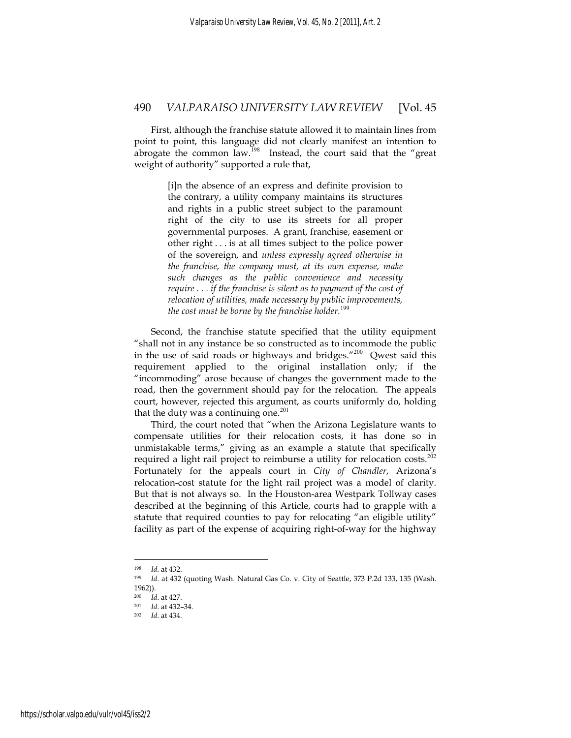First, although the franchise statute allowed it to maintain lines from point to point, this language did not clearly manifest an intention to abrogate the common law.[198] Instead, the court said that the "great weight of authority" supported a rule that,

> [i]n the absence of an express and definite provision to the contrary, a utility company maintains its structures and rights in a public street subject to the paramount right of the city to use its streets for all proper governmental purposes. A grant, franchise, easement or other right . . . is at all times subject to the police power of the sovereign, and *unless expressly agreed otherwise in the franchise, the company must, at its own expense, make such changes as the public convenience and necessity require . . . if the franchise is silent as to payment of the cost of relocation of utilities, made necessary by public improvements, the cost must be borne by the franchise holder.*[199]

Second, the franchise statute specified that the utility equipment "shall not in any instance be so constructed as to incommode the public in the use of said roads or highways and bridges."[200] Qwest said this requirement applied to the original installation only; if the "incommoding" arose because of changes the government made to the road, then the government should pay for the relocation. The appeals court, however, rejected this argument, as courts uniformly do, holding that the duty was a continuing one.[201]

Third, the court noted that "when the Arizona Legislature wants to compensate utilities for their relocation costs, it has done so in unmistakable terms," giving as an example a statute that specifically required a light rail project to reimburse a utility for relocation costs.[202] Fortunately for the appeals court in *City of Chandler*, Arizona's relocation-cost statute for the light rail project was a model of clarity. But that is not always so. In the Houston-area Westpark Tollway cases described at the beginning of this Article, courts had to grapple with a statute that required counties to pay for relocating "an eligible utility" facility as part of the expense of acquiring right-of-way for the highway

---

[198] *Id.* at 432.

[199] *Id.* at 432 (quoting Wash. Natural Gas Co. v. City of Seattle, 373 P.2d 133, 135 (Wash. 1962)).

[200] *Id.* at 427.

[201] *Id.* at 432–34.

[202] *Id.* at 434.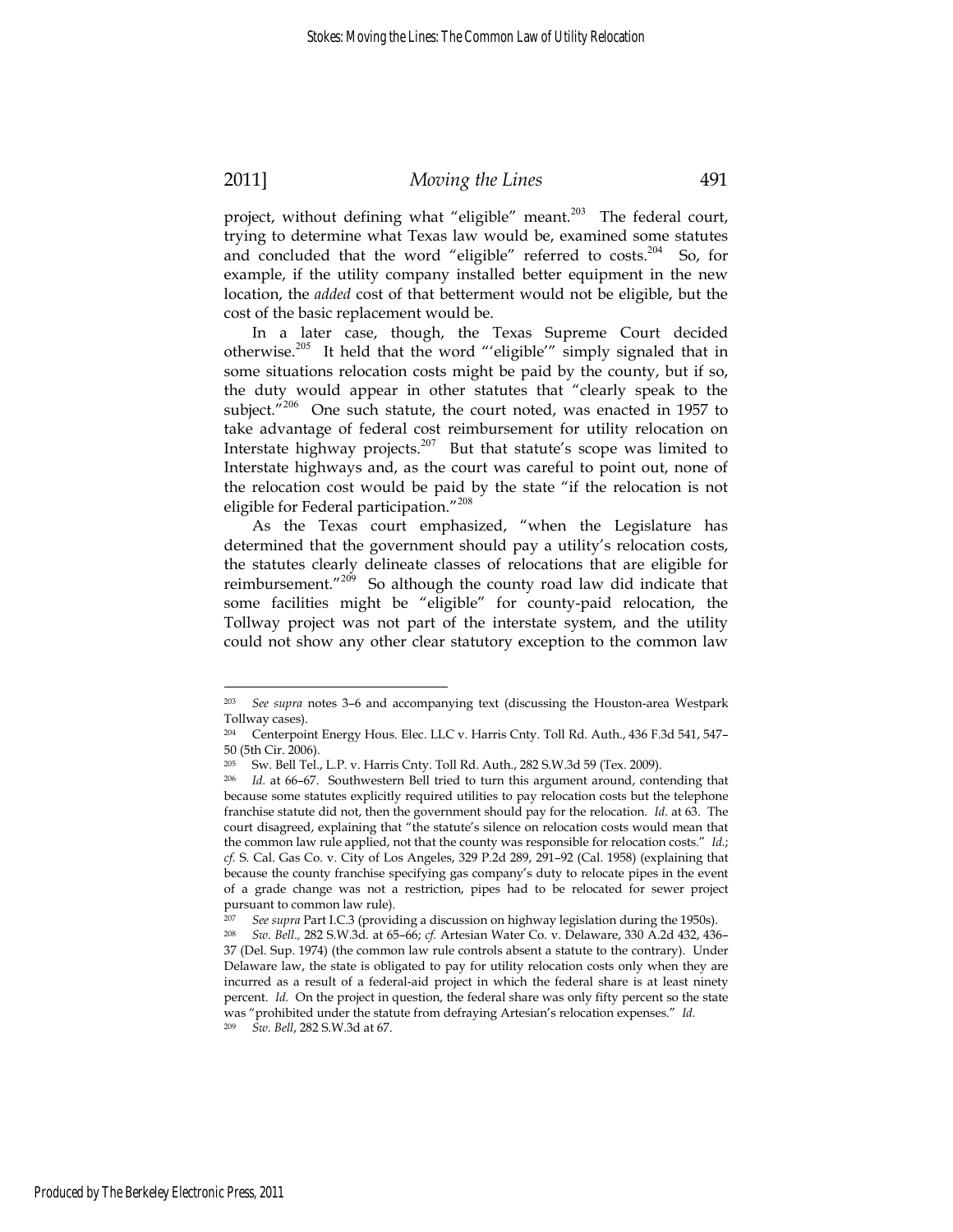project, without defining what "eligible" meant.[203] The federal court, trying to determine what Texas law would be, examined some statutes and concluded that the word "eligible" referred to costs.[204] So, for example, if the utility company installed better equipment in the new location, the *added* cost of that betterment would not be eligible, but the cost of the basic replacement would be.

In a later case, though, the Texas Supreme Court decided otherwise.[205] It held that the word "'eligible'" simply signaled that in some situations relocation costs might be paid by the county, but if so, the duty would appear in other statutes that "clearly speak to the subject."[206] One such statute, the court noted, was enacted in 1957 to take advantage of federal cost reimbursement for utility relocation on Interstate highway projects.[207] But that statute's scope was limited to Interstate highways and, as the court was careful to point out, none of the relocation cost would be paid by the state "if the relocation is not eligible for Federal participation."[208]

As the Texas court emphasized, "when the Legislature has determined that the government should pay a utility's relocation costs, the statutes clearly delineate classes of relocations that are eligible for reimbursement."[209] So although the county road law did indicate that some facilities might be "eligible" for county-paid relocation, the Tollway project was not part of the interstate system, and the utility could not show any other clear statutory exception to the common law

---

[203] *See supra* notes 3–6 and accompanying text (discussing the Houston-area Westpark Tollway cases).

[204] Centerpoint Energy Hous. Elec. LLC v. Harris Cnty. Toll Rd. Auth., 436 F.3d 541, 547–50 (5th Cir. 2006).

[205] Sw. Bell Tel., L.P. v. Harris Cnty. Toll Rd. Auth., 282 S.W.3d 59 (Tex. 2009).

[206] *Id.* at 66–67. Southwestern Bell tried to turn this argument around, contending that because some statutes explicitly required utilities to pay relocation costs but the telephone franchise statute did not, then the government should pay for the relocation. *Id.* at 63. The court disagreed, explaining that "the statute's silence on relocation costs would mean that the common law rule applied, not that the county was responsible for relocation costs." *Id.*; *cf.* S. Cal. Gas Co. v. City of Los Angeles, 329 P.2d 289, 291–92 (Cal. 1958) (explaining that because the county franchise specifying gas company's duty to relocate pipes in the event of a grade change was not a restriction, pipes had to be relocated for sewer project pursuant to common law rule).

[207] *See supra* Part I.C.3 (providing a discussion on highway legislation during the 1950s).

[208] *Sw. Bell.*, 282 S.W.3d. at 65–66; *cf.* Artesian Water Co. v. Delaware, 330 A.2d 432, 436–37 (Del. Sup. 1974) (the common law rule controls absent a statute to the contrary). Under Delaware law, the state is obligated to pay for utility relocation costs only when they are incurred as a result of a federal-aid project in which the federal share is at least ninety percent. *Id.* On the project in question, the federal share was only fifty percent so the state was "prohibited under the statute from defraying Artesian's relocation expenses." *Id.*

[209] *Sw. Bell*, 282 S.W.3d at 67.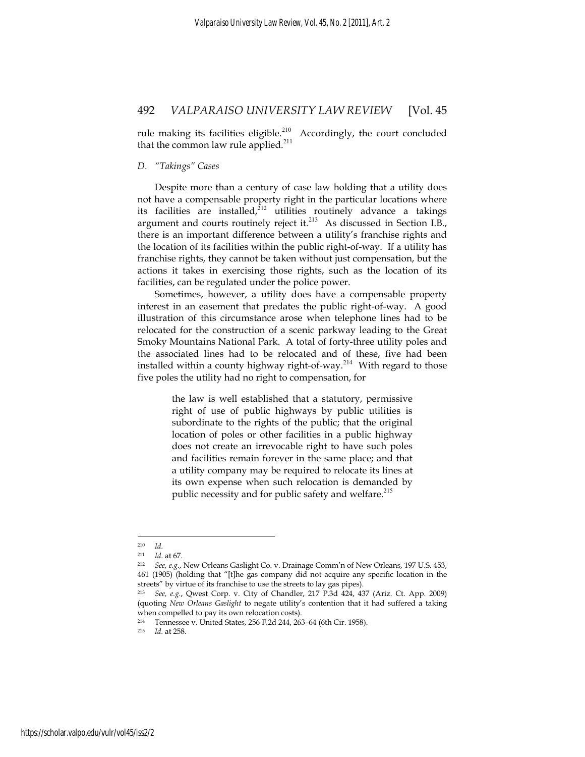rule making its facilities eligible.[210] Accordingly, the court concluded that the common law rule applied.[211]

*D. "Takings" Cases*

Despite more than a century of case law holding that a utility does not have a compensable property right in the particular locations where its facilities are installed,[212] utilities routinely advance a takings argument and courts routinely reject it.[213] As discussed in Section I.B., there is an important difference between a utility's franchise rights and the location of its facilities within the public right-of-way. If a utility has franchise rights, they cannot be taken without just compensation, but the actions it takes in exercising those rights, such as the location of its facilities, can be regulated under the police power.

Sometimes, however, a utility does have a compensable property interest in an easement that predates the public right-of-way. A good illustration of this circumstance arose when telephone lines had to be relocated for the construction of a scenic parkway leading to the Great Smoky Mountains National Park. A total of forty-three utility poles and the associated lines had to be relocated and of these, five had been installed within a county highway right-of-way.[214] With regard to those five poles the utility had no right to compensation, for

> the law is well established that a statutory, permissive right of use of public highways by public utilities is subordinate to the rights of the public; that the original location of poles or other facilities in a public highway does not create an irrevocable right to have such poles and facilities remain forever in the same place; and that a utility company may be required to relocate its lines at its own expense when such relocation is demanded by public necessity and for public safety and welfare.[215]

---

[210] *Id.*

[211] *Id.* at 67.

[212] *See, e.g.*, New Orleans Gaslight Co. v. Drainage Comm'n of New Orleans, 197 U.S. 453, 461 (1905) (holding that "[t]he gas company did not acquire any specific location in the streets" by virtue of its franchise to use the streets to lay gas pipes).

[213] *See, e.g.*, Qwest Corp. v. City of Chandler, 217 P.3d 424, 437 (Ariz. Ct. App. 2009) (quoting *New Orleans Gaslight* to negate utility's contention that it had suffered a taking when compelled to pay its own relocation costs).

[214] Tennessee v. United States, 256 F.2d 244, 263–64 (6th Cir. 1958).

[215] *Id.* at 258.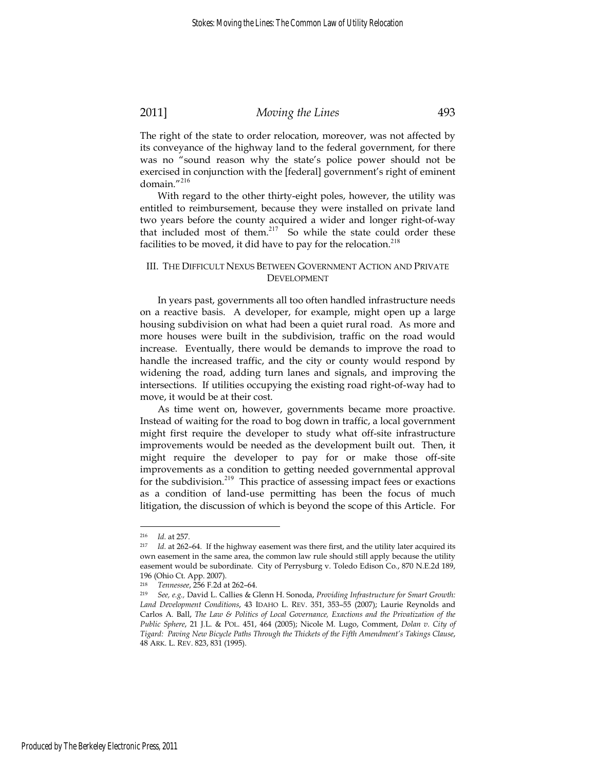The right of the state to order relocation, moreover, was not affected by its conveyance of the highway land to the federal government, for there was no "sound reason why the state's police power should not be exercised in conjunction with the [federal] government's right of eminent domain."[216]

With regard to the other thirty-eight poles, however, the utility was entitled to reimbursement, because they were installed on private land two years before the county acquired a wider and longer right-of-way that included most of them.[217] So while the state could order these facilities to be moved, it did have to pay for the relocation.[218]

## III. THE DIFFICULT NEXUS BETWEEN GOVERNMENT ACTION AND PRIVATE DEVELOPMENT

In years past, governments all too often handled infrastructure needs on a reactive basis. A developer, for example, might open up a large housing subdivision on what had been a quiet rural road. As more and more houses were built in the subdivision, traffic on the road would increase. Eventually, there would be demands to improve the road to handle the increased traffic, and the city or county would respond by widening the road, adding turn lanes and signals, and improving the intersections. If utilities occupying the existing road right-of-way had to move, it would be at their cost.

As time went on, however, governments became more proactive. Instead of waiting for the road to bog down in traffic, a local government might first require the developer to study what off-site infrastructure improvements would be needed as the development built out. Then, it might require the developer to pay for or make those off-site improvements as a condition to getting needed governmental approval for the subdivision.[219] This practice of assessing impact fees or exactions as a condition of land-use permitting has been the focus of much litigation, the discussion of which is beyond the scope of this Article. For

---

[216] *Id.* at 257.

[217] *Id.* at 262–64. If the highway easement was there first, and the utility later acquired its own easement in the same area, the common law rule should still apply because the utility easement would be subordinate. City of Perrysburg v. Toledo Edison Co., 870 N.E.2d 189, 196 (Ohio Ct. App. 2007).

[218] *Tennessee*, 256 F.2d at 262–64.

[219] *See, e.g.,* David L. Callies & Glenn H. Sonoda, *Providing Infrastructure for Smart Growth: Land Development Conditions*, 43 IDAHO L. REV. 351, 353–55 (2007); Laurie Reynolds and Carlos A. Ball, *The Law & Politics of Local Governance, Exactions and the Privatization of the Public Sphere*, 21 J.L. & POL. 451, 464 (2005); Nicole M. Lugo, Comment, *Dolan v. City of Tigard: Paving New Bicycle Paths Through the Thickets of the Fifth Amendment's Takings Clause*, 48 ARK. L. REV. 823, 831 (1995).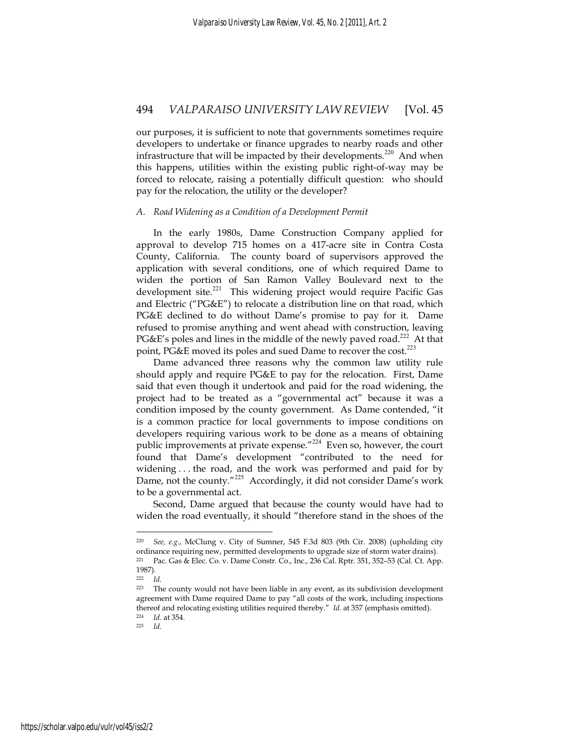our purposes, it is sufficient to note that governments sometimes require developers to undertake or finance upgrades to nearby roads and other infrastructure that will be impacted by their developments.[220] And when this happens, utilities within the existing public right-of-way may be forced to relocate, raising a potentially difficult question: who should pay for the relocation, the utility or the developer?

### *A. Road Widening as a Condition of a Development Permit*

In the early 1980s, Dame Construction Company applied for approval to develop 715 homes on a 417-acre site in Contra Costa County, California. The county board of supervisors approved the application with several conditions, one of which required Dame to widen the portion of San Ramon Valley Boulevard next to the development site.[221] This widening project would require Pacific Gas and Electric ("PG&E") to relocate a distribution line on that road, which PG&E declined to do without Dame's promise to pay for it. Dame refused to promise anything and went ahead with construction, leaving PG&E's poles and lines in the middle of the newly paved road.[222] At that point, PG&E moved its poles and sued Dame to recover the cost.[223]

Dame advanced three reasons why the common law utility rule should apply and require PG&E to pay for the relocation. First, Dame said that even though it undertook and paid for the road widening, the project had to be treated as a "governmental act" because it was a condition imposed by the county government. As Dame contended, "it is a common practice for local governments to impose conditions on developers requiring various work to be done as a means of obtaining public improvements at private expense."[224] Even so, however, the court found that Dame's development "contributed to the need for widening . . . the road, and the work was performed and paid for by Dame, not the county."[225] Accordingly, it did not consider Dame's work to be a governmental act.

Second, Dame argued that because the county would have had to widen the road eventually, it should "therefore stand in the shoes of the

---

220 *See, e.g.*, McClung v. City of Sumner, 545 F.3d 803 (9th Cir. 2008) (upholding city ordinance requiring new, permitted developments to upgrade size of storm water drains).

221 Pac. Gas & Elec. Co. v. Dame Constr. Co., Inc., 236 Cal. Rptr. 351, 352–53 (Cal. Ct. App. 1987).

222 *Id.*

223 The county would not have been liable in any event, as its subdivision development agreement with Dame required Dame to pay "all costs of the work, including inspections thereof and relocating existing utilities required thereby." *Id.* at 357 (emphasis omitted).

224 *Id.* at 354.

225 *Id.*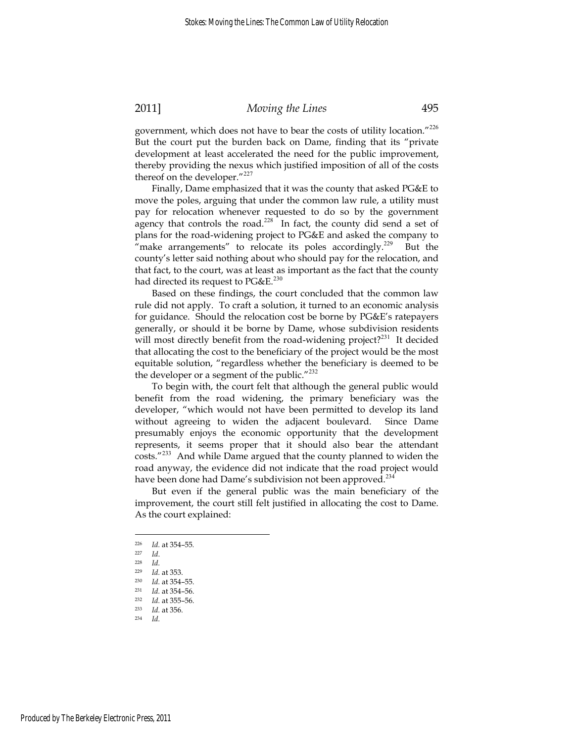government, which does not have to bear the costs of utility location."[226] But the court put the burden back on Dame, finding that its "private development at least accelerated the need for the public improvement, thereby providing the nexus which justified imposition of all of the costs thereof on the developer."[227]

Finally, Dame emphasized that it was the county that asked PG&E to move the poles, arguing that under the common law rule, a utility must pay for relocation whenever requested to do so by the government agency that controls the road.[228] In fact, the county did send a set of plans for the road-widening project to PG&E and asked the company to "make arrangements" to relocate its poles accordingly.[229] But the county's letter said nothing about who should pay for the relocation, and that fact, to the court, was at least as important as the fact that the county had directed its request to PG&E.[230]

Based on these findings, the court concluded that the common law rule did not apply. To craft a solution, it turned to an economic analysis for guidance. Should the relocation cost be borne by PG&E's ratepayers generally, or should it be borne by Dame, whose subdivision residents will most directly benefit from the road-widening project?[231] It decided that allocating the cost to the beneficiary of the project would be the most equitable solution, "regardless whether the beneficiary is deemed to be the developer or a segment of the public."[232]

To begin with, the court felt that although the general public would benefit from the road widening, the primary beneficiary was the developer, "which would not have been permitted to develop its land without agreeing to widen the adjacent boulevard. Since Dame presumably enjoys the economic opportunity that the development represents, it seems proper that it should also bear the attendant costs."[233] And while Dame argued that the county planned to widen the road anyway, the evidence did not indicate that the road project would have been done had Dame's subdivision not been approved.[234]

But even if the general public was the main beneficiary of the improvement, the court still felt justified in allocating the cost to Dame. As the court explained:

---

[226] *Id.* at 354–55.

[227] *Id.*

[228] *Id.*

[229] *Id.* at 353.

[230] *Id.* at 354–55.

[231] *Id.* at 354–56.

[232] *Id.* at 355–56.

[233] *Id.* at 356.

[234] *Id.*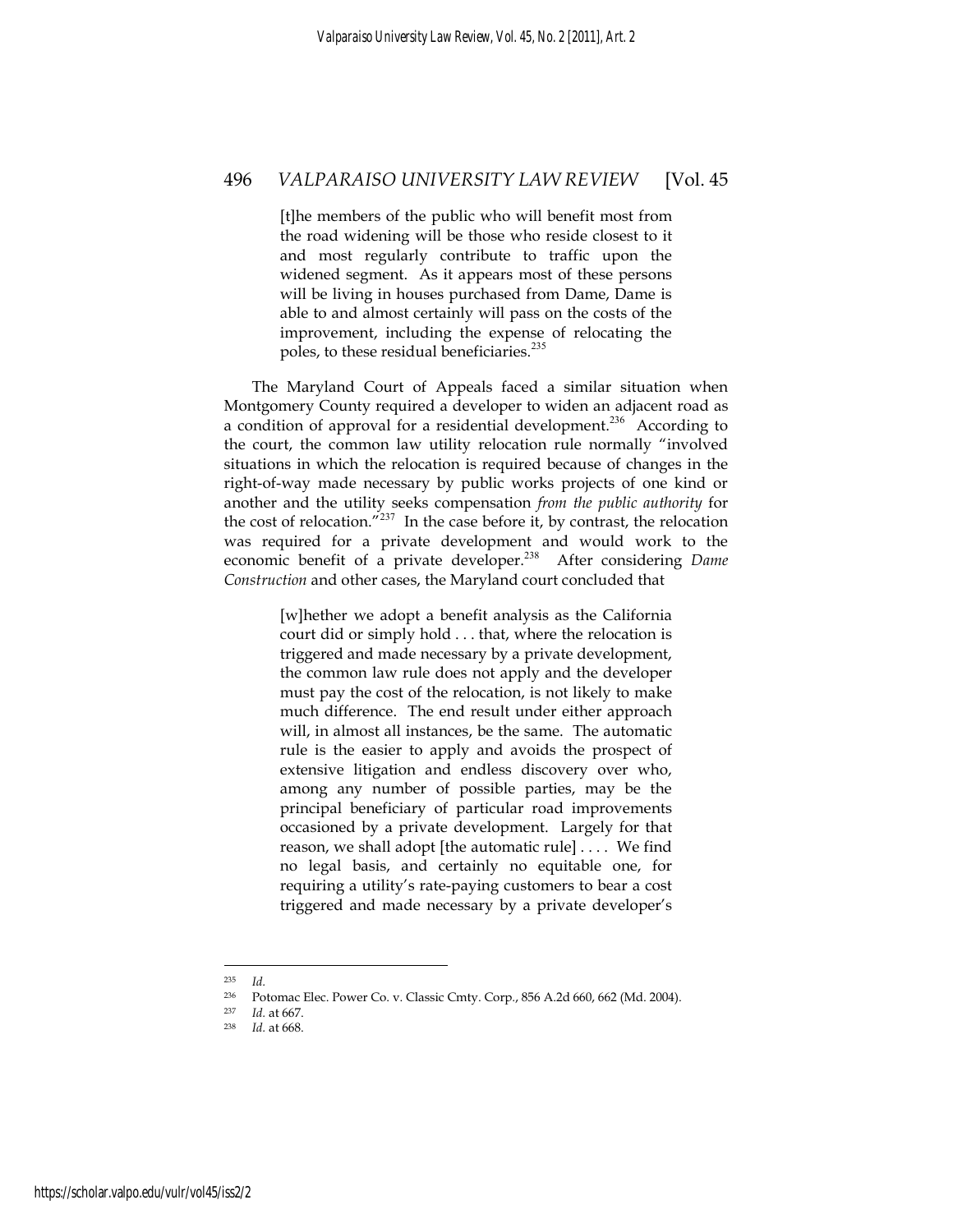> [t]he members of the public who will benefit most from the road widening will be those who reside closest to it and most regularly contribute to traffic upon the widened segment. As it appears most of these persons will be living in houses purchased from Dame, Dame is able to and almost certainly will pass on the costs of the improvement, including the expense of relocating the poles, to these residual beneficiaries.[235]

The Maryland Court of Appeals faced a similar situation when Montgomery County required a developer to widen an adjacent road as a condition of approval for a residential development.[236] According to the court, the common law utility relocation rule normally "involved situations in which the relocation is required because of changes in the right-of-way made necessary by public works projects of one kind or another and the utility seeks compensation *from the public authority* for the cost of relocation."[237] In the case before it, by contrast, the relocation was required for a private development and would work to the economic benefit of a private developer.[238] After considering *Dame Construction* and other cases, the Maryland court concluded that

> [w]hether we adopt a benefit analysis as the California court did or simply hold . . . that, where the relocation is triggered and made necessary by a private development, the common law rule does not apply and the developer must pay the cost of the relocation, is not likely to make much difference. The end result under either approach will, in almost all instances, be the same. The automatic rule is the easier to apply and avoids the prospect of extensive litigation and endless discovery over who, among any number of possible parties, may be the principal beneficiary of particular road improvements occasioned by a private development. Largely for that reason, we shall adopt [the automatic rule] . . . . We find no legal basis, and certainly no equitable one, for requiring a utility's rate-paying customers to bear a cost triggered and made necessary by a private developer's

---

[235] *Id.*

[236] Potomac Elec. Power Co. v. Classic Cmty. Corp., 856 A.2d 660, 662 (Md. 2004).

[237] *Id.* at 667.

[238] *Id.* at 668.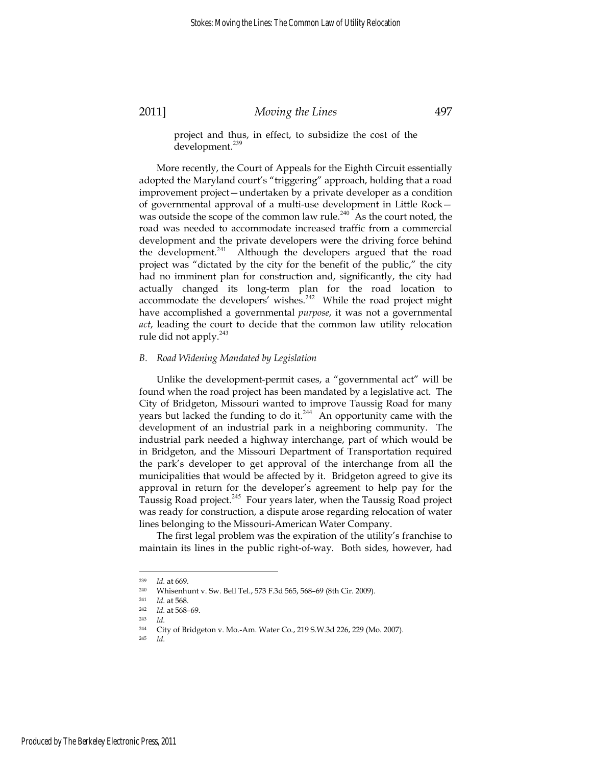project and thus, in effect, to subsidize the cost of the development.[239]

More recently, the Court of Appeals for the Eighth Circuit essentially adopted the Maryland court's "triggering" approach, holding that a road improvement project—undertaken by a private developer as a condition of governmental approval of a multi-use development in Little Rock—was outside the scope of the common law rule.[240] As the court noted, the road was needed to accommodate increased traffic from a commercial development and the private developers were the driving force behind the development.[241] Although the developers argued that the road project was "dictated by the city for the benefit of the public," the city had no imminent plan for construction and, significantly, the city had actually changed its long-term plan for the road location to accommodate the developers' wishes.[242] While the road project might have accomplished a governmental *purpose*, it was not a governmental *act*, leading the court to decide that the common law utility relocation rule did not apply.[243]

### *B. Road Widening Mandated by Legislation*

Unlike the development-permit cases, a "governmental act" will be found when the road project has been mandated by a legislative act. The City of Bridgeton, Missouri wanted to improve Taussig Road for many years but lacked the funding to do it.[244] An opportunity came with the development of an industrial park in a neighboring community. The industrial park needed a highway interchange, part of which would be in Bridgeton, and the Missouri Department of Transportation required the park's developer to get approval of the interchange from all the municipalities that would be affected by it. Bridgeton agreed to give its approval in return for the developer's agreement to help pay for the Taussig Road project.[245] Four years later, when the Taussig Road project was ready for construction, a dispute arose regarding relocation of water lines belonging to the Missouri-American Water Company.

The first legal problem was the expiration of the utility's franchise to maintain its lines in the public right-of-way. Both sides, however, had

---

239 *Id.* at 669.

240 Whisenhunt v. Sw. Bell Tel., 573 F.3d 565, 568–69 (8th Cir. 2009).

241 *Id.* at 568.

242 *Id.* at 568–69.

243 *Id.*

244 City of Bridgeton v. Mo.-Am. Water Co., 219 S.W.3d 226, 229 (Mo. 2007).

245 *Id.*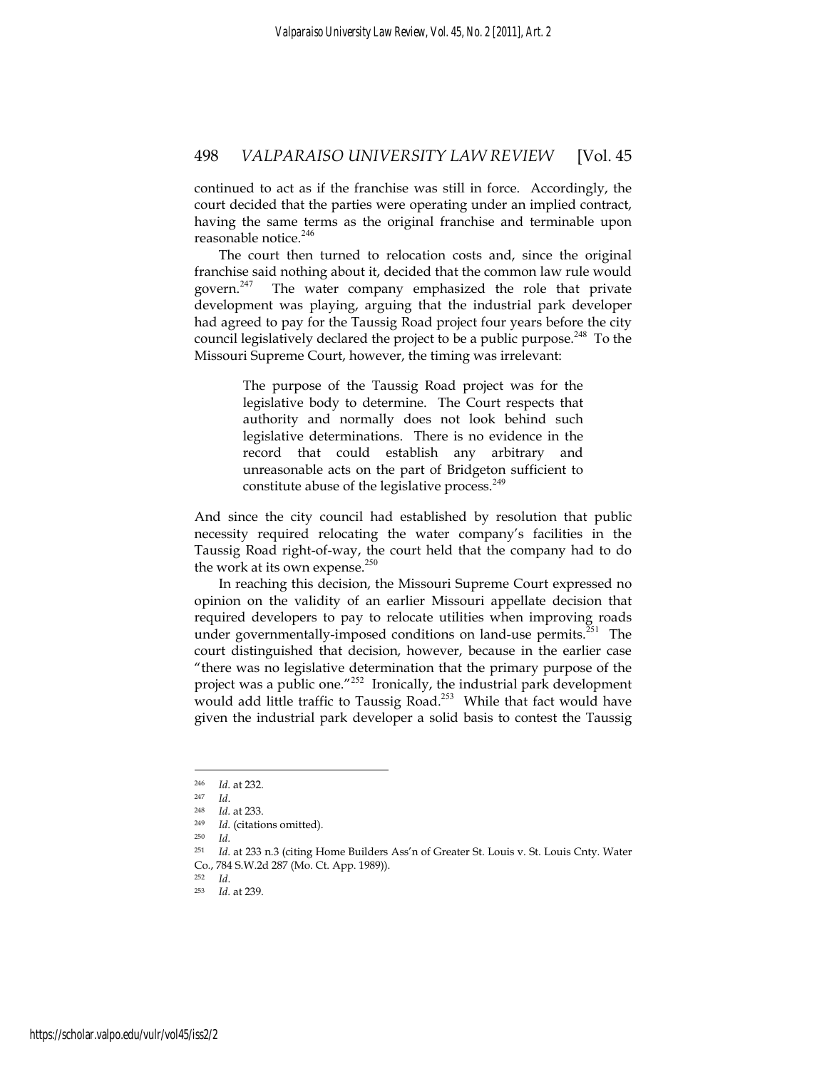continued to act as if the franchise was still in force. Accordingly, the court decided that the parties were operating under an implied contract, having the same terms as the original franchise and terminable upon reasonable notice.[246]

The court then turned to relocation costs and, since the original franchise said nothing about it, decided that the common law rule would govern.[247] The water company emphasized the role that private development was playing, arguing that the industrial park developer had agreed to pay for the Taussig Road project four years before the city council legislatively declared the project to be a public purpose.[248] To the Missouri Supreme Court, however, the timing was irrelevant:

> The purpose of the Taussig Road project was for the legislative body to determine. The Court respects that authority and normally does not look behind such legislative determinations. There is no evidence in the record that could establish any arbitrary and unreasonable acts on the part of Bridgeton sufficient to constitute abuse of the legislative process.[249]

And since the city council had established by resolution that public necessity required relocating the water company's facilities in the Taussig Road right-of-way, the court held that the company had to do the work at its own expense.[250]

In reaching this decision, the Missouri Supreme Court expressed no opinion on the validity of an earlier Missouri appellate decision that required developers to pay to relocate utilities when improving roads under governmentally-imposed conditions on land-use permits.[251] The court distinguished that decision, however, because in the earlier case "there was no legislative determination that the primary purpose of the project was a public one."[252] Ironically, the industrial park development would add little traffic to Taussig Road.[253] While that fact would have given the industrial park developer a solid basis to contest the Taussig

---

[246] *Id.* at 232.

[247] *Id.*

[248] *Id.* at 233.

[249] *Id.* (citations omitted).

[250] *Id.*

[251] *Id.* at 233 n.3 (citing Home Builders Ass'n of Greater St. Louis v. St. Louis Cnty. Water Co., 784 S.W.2d 287 (Mo. Ct. App. 1989)).

[252] *Id.*

[253] *Id.* at 239.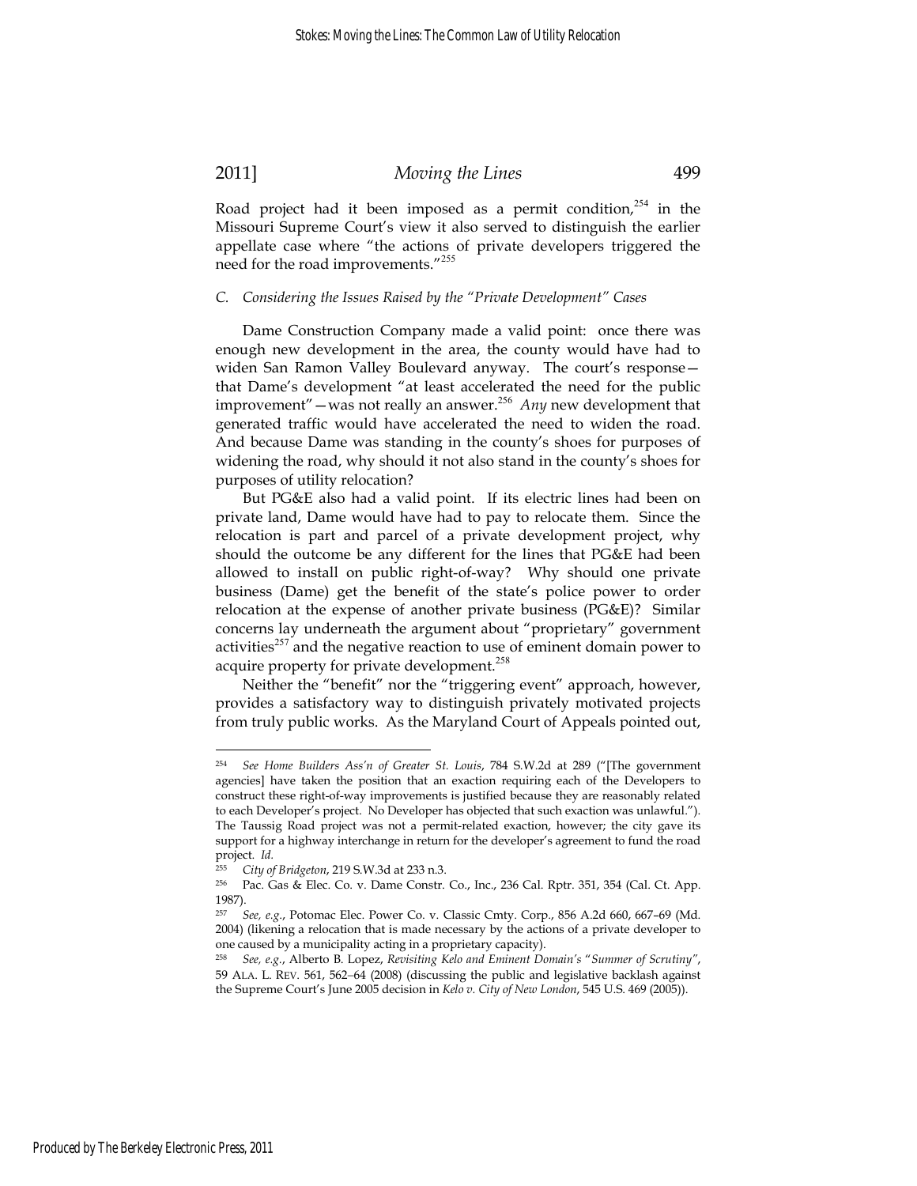Road project had it been imposed as a permit condition,[254] in the Missouri Supreme Court's view it also served to distinguish the earlier appellate case where "the actions of private developers triggered the need for the road improvements."[255]

### *C. Considering the Issues Raised by the "Private Development" Cases*

Dame Construction Company made a valid point: once there was enough new development in the area, the county would have had to widen San Ramon Valley Boulevard anyway. The court's response—that Dame's development "at least accelerated the need for the public improvement"—was not really an answer.[256] *Any* new development that generated traffic would have accelerated the need to widen the road. And because Dame was standing in the county's shoes for purposes of widening the road, why should it not also stand in the county's shoes for purposes of utility relocation?

But PG&E also had a valid point. If its electric lines had been on private land, Dame would have had to pay to relocate them. Since the relocation is part and parcel of a private development project, why should the outcome be any different for the lines that PG&E had been allowed to install on public right-of-way? Why should one private business (Dame) get the benefit of the state's police power to order relocation at the expense of another private business (PG&E)? Similar concerns lay underneath the argument about "proprietary" government activities[257] and the negative reaction to use of eminent domain power to acquire property for private development.[258]

Neither the "benefit" nor the "triggering event" approach, however, provides a satisfactory way to distinguish privately motivated projects from truly public works. As the Maryland Court of Appeals pointed out,

---

[254] *See Home Builders Ass'n of Greater St. Louis*, 784 S.W.2d at 289 ("[The government agencies] have taken the position that an exaction requiring each of the Developers to construct these right-of-way improvements is justified because they are reasonably related to each Developer's project. No Developer has objected that such exaction was unlawful."). The Taussig Road project was not a permit-related exaction, however; the city gave its support for a highway interchange in return for the developer's agreement to fund the road project. *Id.*

[255] *City of Bridgeton*, 219 S.W.3d at 233 n.3.

[256] Pac. Gas & Elec. Co. v. Dame Constr. Co., Inc., 236 Cal. Rptr. 351, 354 (Cal. Ct. App. 1987).

[257] *See, e.g.*, Potomac Elec. Power Co. v. Classic Cmty. Corp., 856 A.2d 660, 667–69 (Md. 2004) (likening a relocation that is made necessary by the actions of a private developer to one caused by a municipality acting in a proprietary capacity).

[258] *See, e.g.*, Alberto B. Lopez, *Revisiting Kelo and Eminent Domain's "Summer of Scrutiny"*, 59 ALA. L. REV. 561, 562–64 (2008) (discussing the public and legislative backlash against the Supreme Court's June 2005 decision in *Kelo v. City of New London*, 545 U.S. 469 (2005)).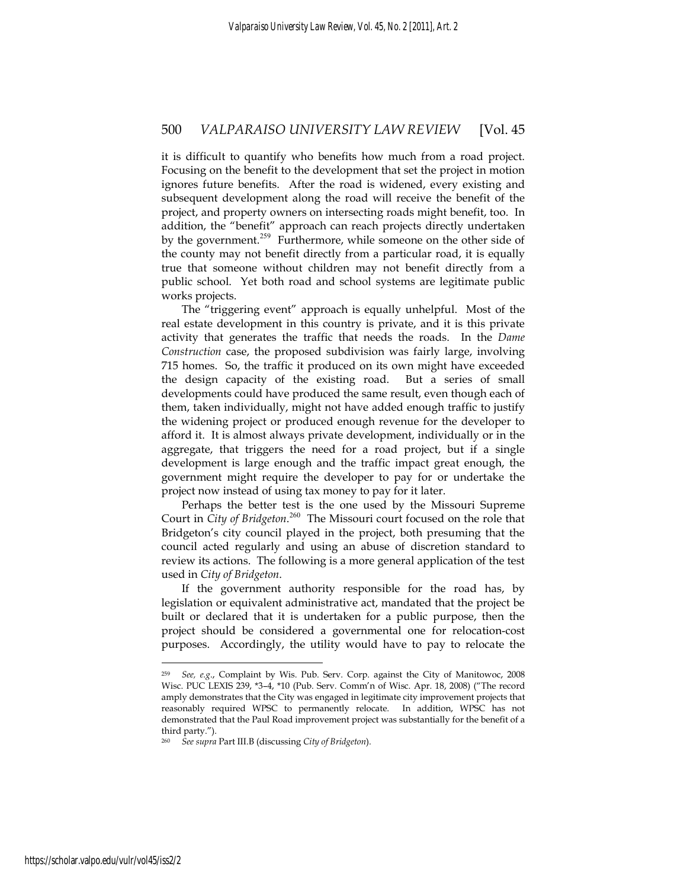it is difficult to quantify who benefits how much from a road project. Focusing on the benefit to the development that set the project in motion ignores future benefits. After the road is widened, every existing and subsequent development along the road will receive the benefit of the project, and property owners on intersecting roads might benefit, too. In addition, the "benefit" approach can reach projects directly undertaken by the government.[259] Furthermore, while someone on the other side of the county may not benefit directly from a particular road, it is equally true that someone without children may not benefit directly from a public school. Yet both road and school systems are legitimate public works projects.

The "triggering event" approach is equally unhelpful. Most of the real estate development in this country is private, and it is this private activity that generates the traffic that needs the roads. In the *Dame Construction* case, the proposed subdivision was fairly large, involving 715 homes. So, the traffic it produced on its own might have exceeded the design capacity of the existing road. But a series of small developments could have produced the same result, even though each of them, taken individually, might not have added enough traffic to justify the widening project or produced enough revenue for the developer to afford it. It is almost always private development, individually or in the aggregate, that triggers the need for a road project, but if a single development is large enough and the traffic impact great enough, the government might require the developer to pay for or undertake the project now instead of using tax money to pay for it later.

Perhaps the better test is the one used by the Missouri Supreme Court in *City of Bridgeton*.[260] The Missouri court focused on the role that Bridgeton's city council played in the project, both presuming that the council acted regularly and using an abuse of discretion standard to review its actions. The following is a more general application of the test used in *City of Bridgeton*.

If the government authority responsible for the road has, by legislation or equivalent administrative act, mandated that the project be built or declared that it is undertaken for a public purpose, then the project should be considered a governmental one for relocation-cost purposes. Accordingly, the utility would have to pay to relocate the

---

[259] *See, e.g.*, Complaint by Wis. Pub. Serv. Corp. against the City of Manitowoc, 2008 Wisc. PUC LEXIS 239, *3–4, *10 (Pub. Serv. Comm'n of Wisc. Apr. 18, 2008) ("The record amply demonstrates that the City was engaged in legitimate city improvement projects that reasonably required WPSC to permanently relocate. In addition, WPSC has not demonstrated that the Paul Road improvement project was substantially for the benefit of a third party.").

[260] *See supra* Part III.B (discussing *City of Bridgeton*).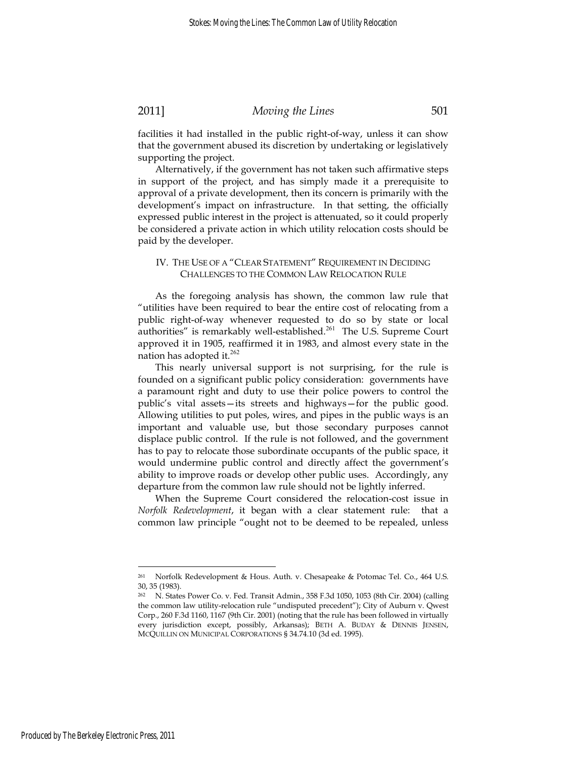facilities it had installed in the public right-of-way, unless it can show that the government abused its discretion by undertaking or legislatively supporting the project.

Alternatively, if the government has not taken such affirmative steps in support of the project, and has simply made it a prerequisite to approval of a private development, then its concern is primarily with the development's impact on infrastructure. In that setting, the officially expressed public interest in the project is attenuated, so it could properly be considered a private action in which utility relocation costs should be paid by the developer.

## IV. THE USE OF A "CLEAR STATEMENT" REQUIREMENT IN DECIDING CHALLENGES TO THE COMMON LAW RELOCATION RULE

As the foregoing analysis has shown, the common law rule that "utilities have been required to bear the entire cost of relocating from a public right-of-way whenever requested to do so by state or local authorities" is remarkably well-established.[261] The U.S. Supreme Court approved it in 1905, reaffirmed it in 1983, and almost every state in the nation has adopted it.[262]

This nearly universal support is not surprising, for the rule is founded on a significant public policy consideration: governments have a paramount right and duty to use their police powers to control the public's vital assets—its streets and highways—for the public good. Allowing utilities to put poles, wires, and pipes in the public ways is an important and valuable use, but those secondary purposes cannot displace public control. If the rule is not followed, and the government has to pay to relocate those subordinate occupants of the public space, it would undermine public control and directly affect the government's ability to improve roads or develop other public uses. Accordingly, any departure from the common law rule should not be lightly inferred.

When the Supreme Court considered the relocation-cost issue in *Norfolk Redevelopment*, it began with a clear statement rule: that a common law principle "ought not to be deemed to be repealed, unless

---

[261] Norfolk Redevelopment & Hous. Auth. v. Chesapeake & Potomac Tel. Co., 464 U.S. 30, 35 (1983).

[262] N. States Power Co. v. Fed. Transit Admin., 358 F.3d 1050, 1053 (8th Cir. 2004) (calling the common law utility-relocation rule "undisputed precedent"); City of Auburn v. Qwest Corp., 260 F.3d 1160, 1167 (9th Cir. 2001) (noting that the rule has been followed in virtually every jurisdiction except, possibly, Arkansas); BETH A. BUDAY & DENNIS JENSEN, MCQUILLIN ON MUNICIPAL CORPORATIONS § 34.74.10 (3d ed. 1995).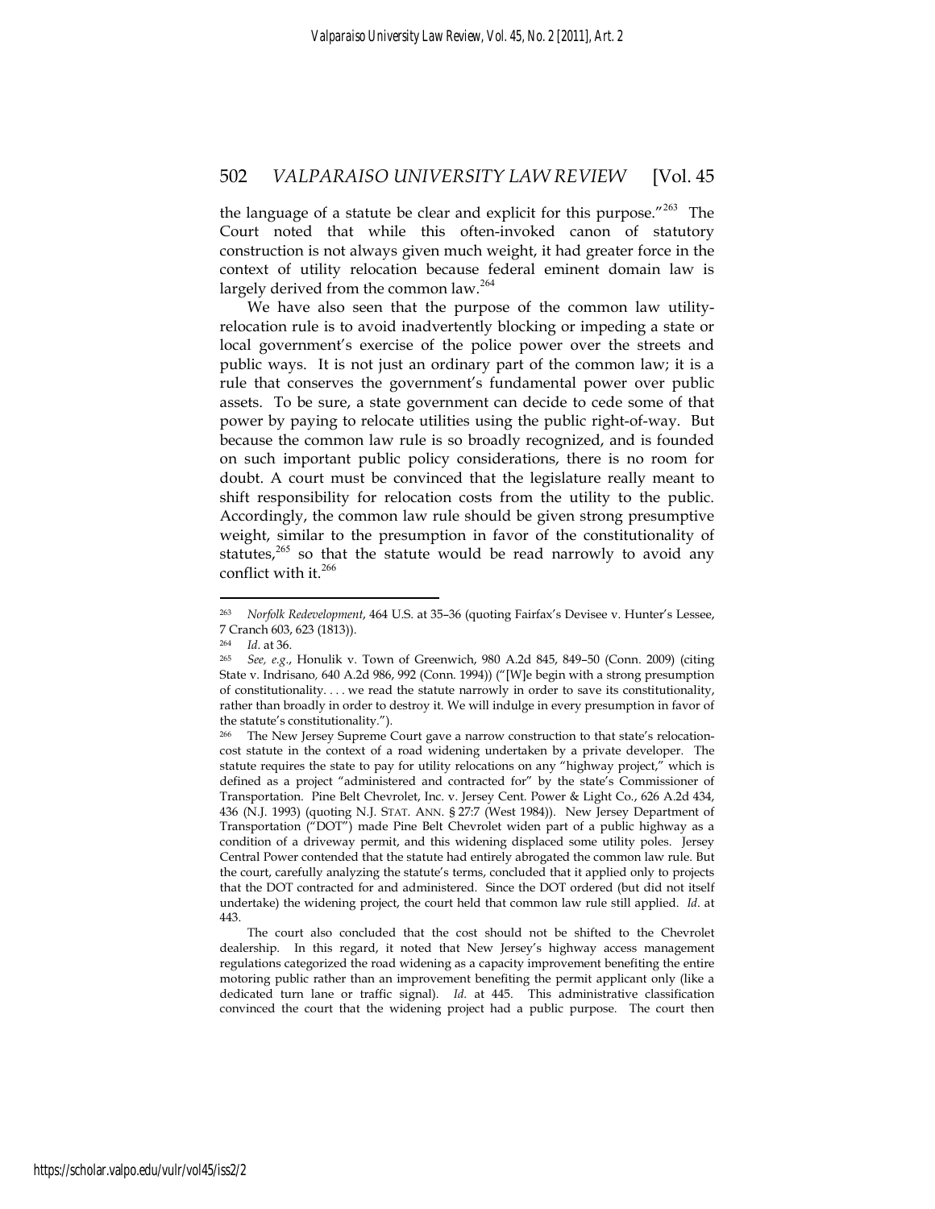the language of a statute be clear and explicit for this purpose."[263] The Court noted that while this often-invoked canon of statutory construction is not always given much weight, it had greater force in the context of utility relocation because federal eminent domain law is largely derived from the common law.[264]

We have also seen that the purpose of the common law utility-relocation rule is to avoid inadvertently blocking or impeding a state or local government's exercise of the police power over the streets and public ways. It is not just an ordinary part of the common law; it is a rule that conserves the government's fundamental power over public assets. To be sure, a state government can decide to cede some of that power by paying to relocate utilities using the public right-of-way. But because the common law rule is so broadly recognized, and is founded on such important public policy considerations, there is no room for doubt. A court must be convinced that the legislature really meant to shift responsibility for relocation costs from the utility to the public. Accordingly, the common law rule should be given strong presumptive weight, similar to the presumption in favor of the constitutionality of statutes,[265] so that the statute would be read narrowly to avoid any conflict with it.[266]

---

[263] *Norfolk Redevelopment*, 464 U.S. at 35–36 (quoting Fairfax's Devisee v. Hunter's Lessee, 7 Cranch 603, 623 (1813)).

[264] *Id.* at 36.

[265] *See, e.g.*, Honulik v. Town of Greenwich, 980 A.2d 845, 849–50 (Conn. 2009) (citing State v. Indrisano, 640 A.2d 986, 992 (Conn. 1994)) ("[W]e begin with a strong presumption of constitutionality. . . . we read the statute narrowly in order to save its constitutionality, rather than broadly in order to destroy it. We will indulge in every presumption in favor of the statute's constitutionality.").

[266] The New Jersey Supreme Court gave a narrow construction to that state's relocation-cost statute in the context of a road widening undertaken by a private developer. The statute requires the state to pay for utility relocations on any "highway project," which is defined as a project "administered and contracted for" by the state's Commissioner of Transportation. Pine Belt Chevrolet, Inc. v. Jersey Cent. Power & Light Co., 626 A.2d 434, 436 (N.J. 1993) (quoting N.J. STAT. ANN. § 27:7 (West 1984)). New Jersey Department of Transportation ("DOT") made Pine Belt Chevrolet widen part of a public highway as a condition of a driveway permit, and this widening displaced some utility poles. Jersey Central Power contended that the statute had entirely abrogated the common law rule. But the court, carefully analyzing the statute's terms, concluded that it applied only to projects that the DOT contracted for and administered. Since the DOT ordered (but did not itself undertake) the widening project, the court held that common law rule still applied. *Id.* at 443.

The court also concluded that the cost should not be shifted to the Chevrolet dealership. In this regard, it noted that New Jersey's highway access management regulations categorized the road widening as a capacity improvement benefiting the entire motoring public rather than an improvement benefiting the permit applicant only (like a dedicated turn lane or traffic signal). *Id.* at 445. This administrative classification convinced the court that the widening project had a public purpose. The court then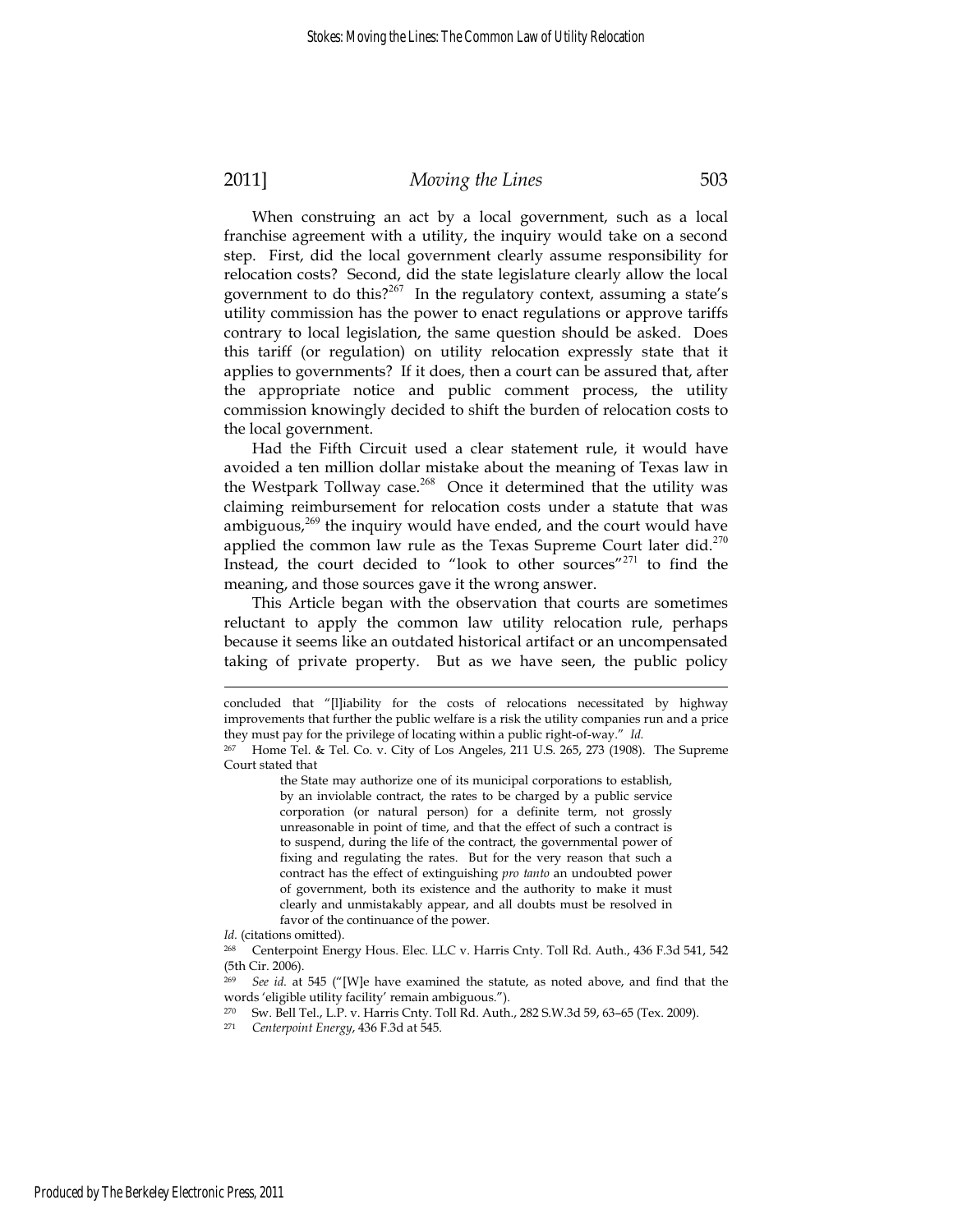When construing an act by a local government, such as a local franchise agreement with a utility, the inquiry would take on a second step. First, did the local government clearly assume responsibility for relocation costs? Second, did the state legislature clearly allow the local government to do this?[267] In the regulatory context, assuming a state's utility commission has the power to enact regulations or approve tariffs contrary to local legislation, the same question should be asked. Does this tariff (or regulation) on utility relocation expressly state that it applies to governments? If it does, then a court can be assured that, after the appropriate notice and public comment process, the utility commission knowingly decided to shift the burden of relocation costs to the local government.

Had the Fifth Circuit used a clear statement rule, it would have avoided a ten million dollar mistake about the meaning of Texas law in the Westpark Tollway case.[268] Once it determined that the utility was claiming reimbursement for relocation costs under a statute that was ambiguous,[269] the inquiry would have ended, and the court would have applied the common law rule as the Texas Supreme Court later did.[270] Instead, the court decided to "look to other sources"[271] to find the meaning, and those sources gave it the wrong answer.

This Article began with the observation that courts are sometimes reluctant to apply the common law utility relocation rule, perhaps because it seems like an outdated historical artifact or an uncompensated taking of private property. But as we have seen, the public policy

---

concluded that "[l]iability for the costs of relocations necessitated by highway improvements that further the public welfare is a risk the utility companies run and a price they must pay for the privilege of locating within a public right-of-way." *Id.*

[267] Home Tel. & Tel. Co. v. City of Los Angeles, 211 U.S. 265, 273 (1908). The Supreme Court stated that

> the State may authorize one of its municipal corporations to establish, by an inviolable contract, the rates to be charged by a public service corporation (or natural person) for a definite term, not grossly unreasonable in point of time, and that the effect of such a contract is to suspend, during the life of the contract, the governmental power of fixing and regulating the rates. But for the very reason that such a contract has the effect of extinguishing *pro tanto* an undoubted power of government, both its existence and the authority to make it must clearly and unmistakably appear, and all doubts must be resolved in favor of the continuance of the power.

*Id.* (citations omitted).

[268] Centerpoint Energy Hous. Elec. LLC v. Harris Cnty. Toll Rd. Auth., 436 F.3d 541, 542 (5th Cir. 2006).

[269] *See id.* at 545 ("[W]e have examined the statute, as noted above, and find that the words 'eligible utility facility' remain ambiguous.").

[270] Sw. Bell Tel., L.P. v. Harris Cnty. Toll Rd. Auth., 282 S.W.3d 59, 63–65 (Tex. 2009).

[271] *Centerpoint Energy*, 436 F.3d at 545.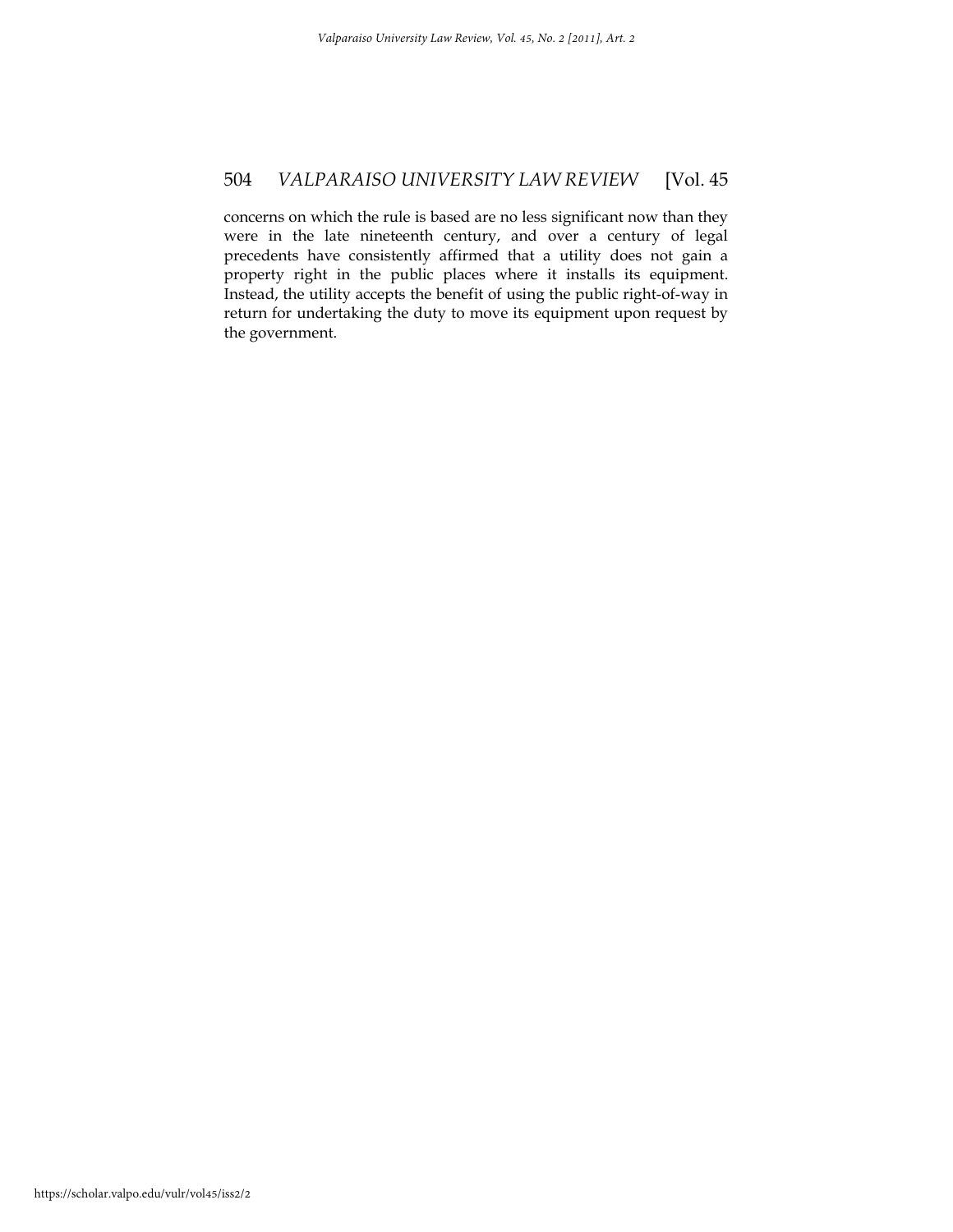concerns on which the rule is based are no less significant now than they were in the late nineteenth century, and over a century of legal precedents have consistently affirmed that a utility does not gain a property right in the public places where it installs its equipment. Instead, the utility accepts the benefit of using the public right-of-way in return for undertaking the duty to move its equipment upon request by the government.